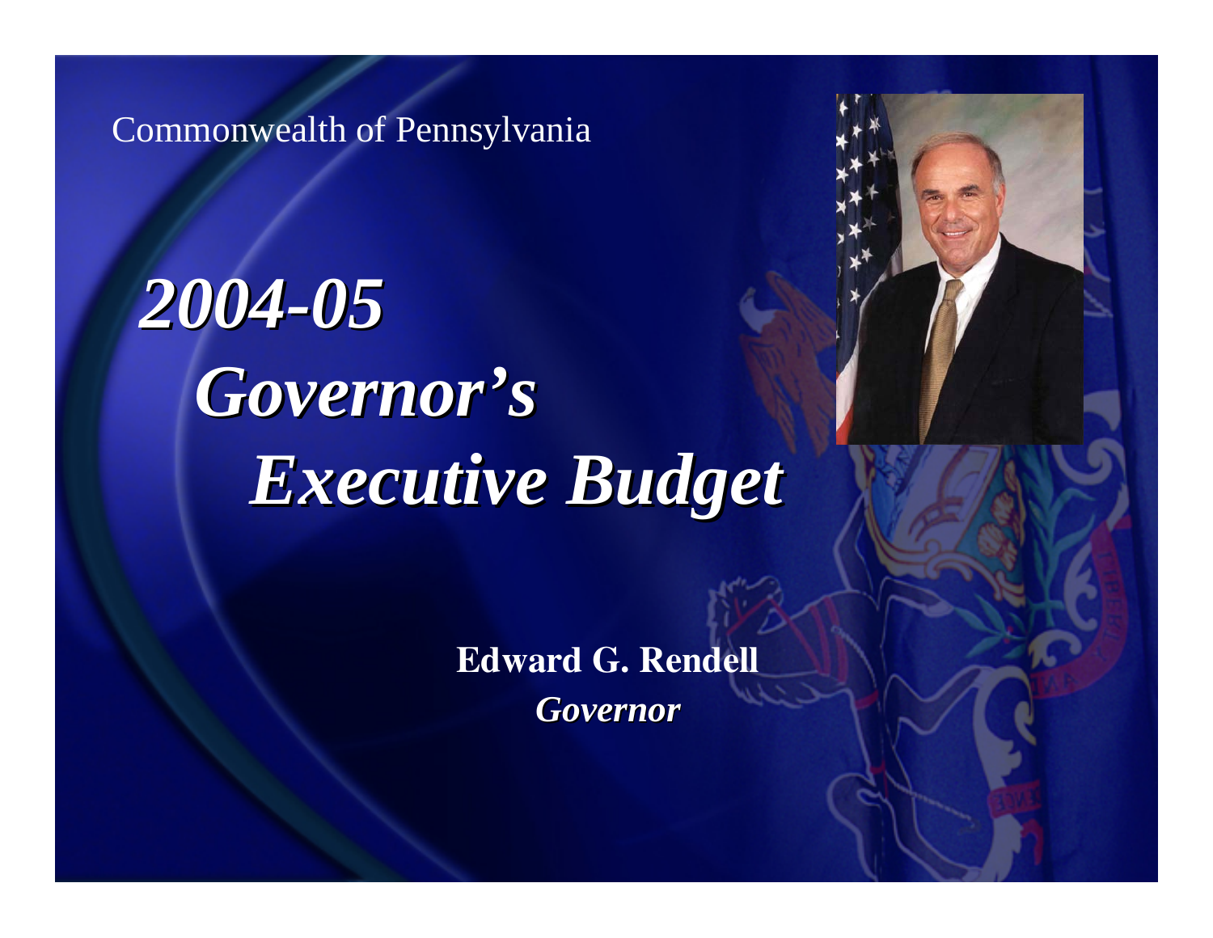Commonwealth of Pennsylvania

# *2004-05 Governor's Executive Budget*

**Edward G. Rendell**
***Governor***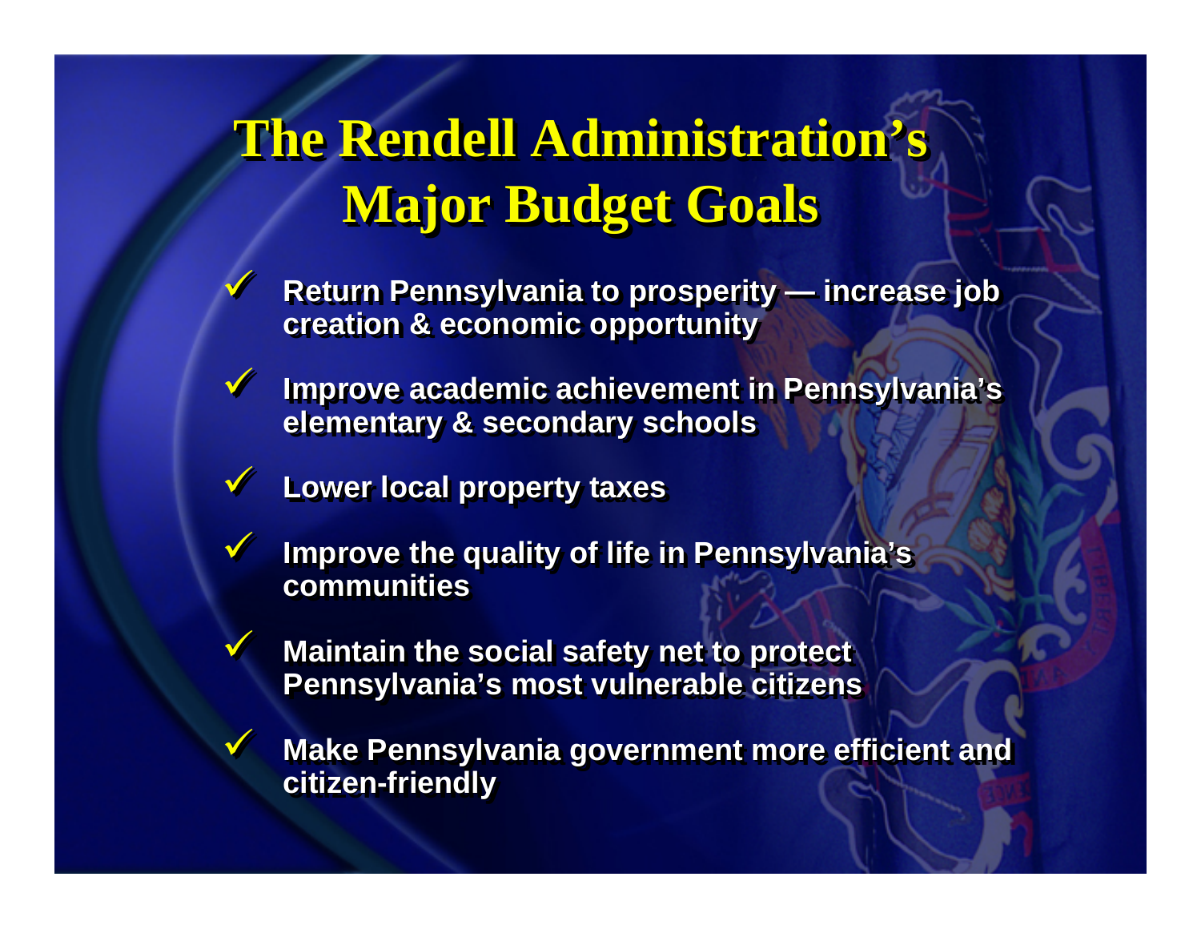# The Rendell Administration's Major Budget Goals

- ✓ Return Pennsylvania to prosperity — increase job creation & economic opportunity
- ✓ Improve academic achievement in Pennsylvania's elementary & secondary schools
- ✓ Lower local property taxes
- ✓ Improve the quality of life in Pennsylvania's communities
- ✓ Maintain the social safety net to protect Pennsylvania's most vulnerable citizens
- ✓ Make Pennsylvania government more efficient and citizen-friendly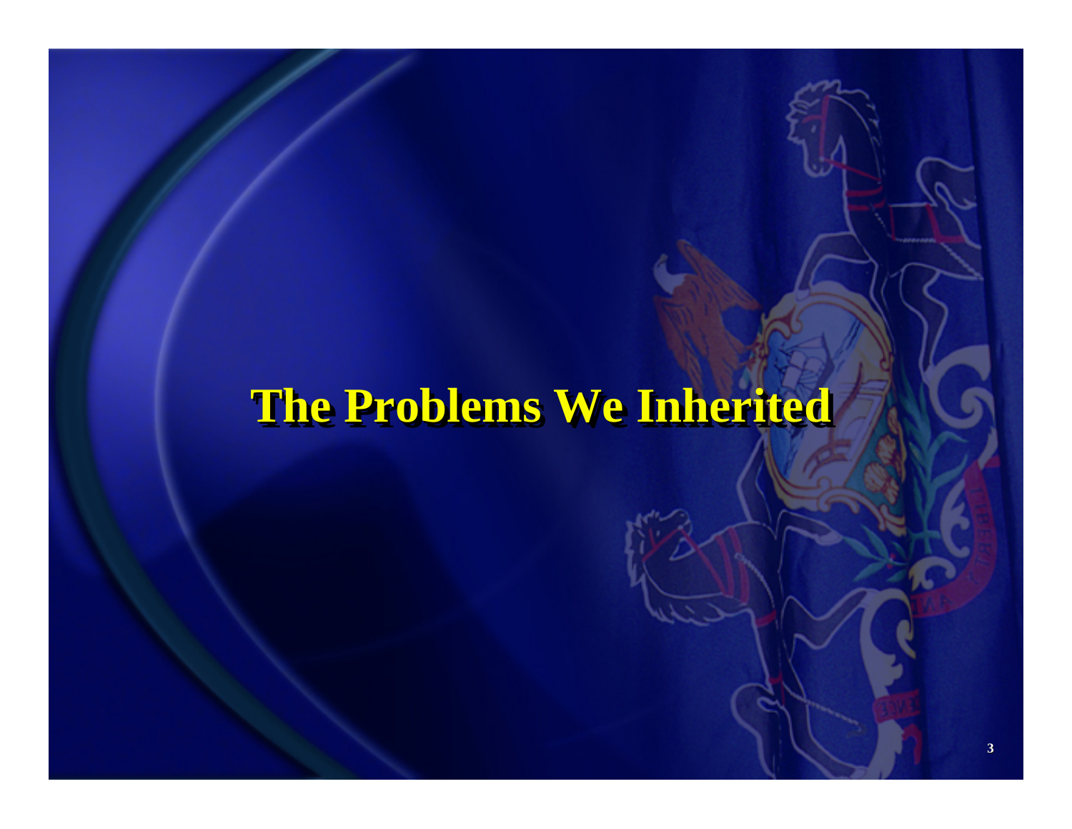# The Problems We Inherited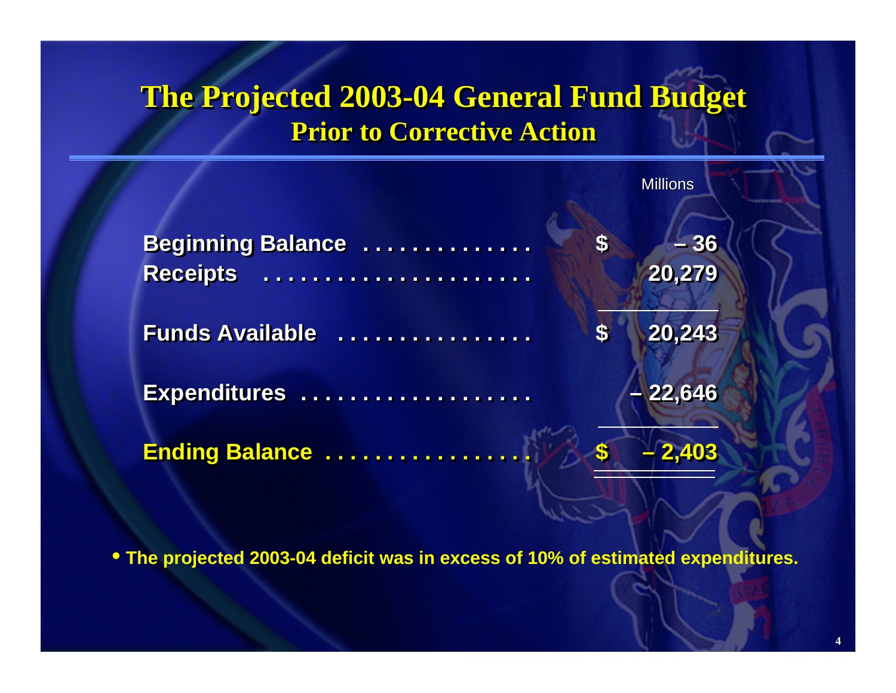# The Projected 2003-04 General Fund Budget

## Prior to Corrective Action

| | Millions |
|---|---|
| Beginning Balance | $ – 36 |
| Receipts | 20,279 |
| Funds Available | $ 20,243 |
| Expenditures | – 22,646 |
| **Ending Balance** | **$ – 2,403** |

- **The projected 2003-04 deficit was in excess of 10% of estimated expenditures.**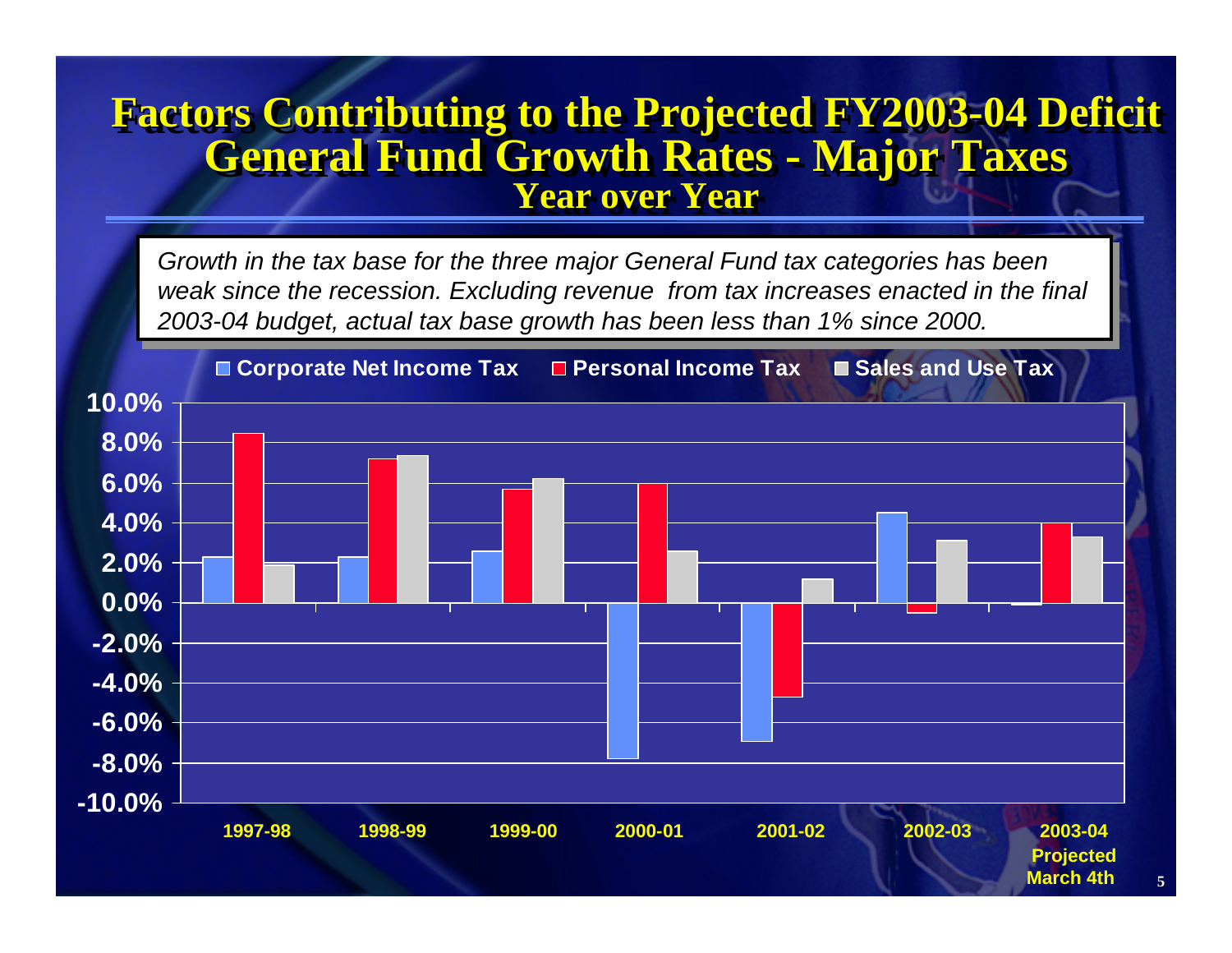# Factors Contributing to the Projected FY2003-04 Deficit
## General Fund Growth Rates - Major Taxes
### Year over Year

*Growth in the tax base for the three major General Fund tax categories has been weak since the recession. Excluding revenue from tax increases enacted in the final 2003-04 budget, actual tax base growth has been less than 1% since 2000.*

Corporate Net Income Tax | Personal Income Tax | Sales and Use Tax

10.0%
8.0%
6.0%
4.0%
2.0%
0.0%
-2.0%
-4.0%
-6.0%
-8.0%
-10.0%

1997-98 | 1998-99 | 1999-00 | 2000-01 | 2001-02 | 2002-03 | 2003-04 Projected March 4th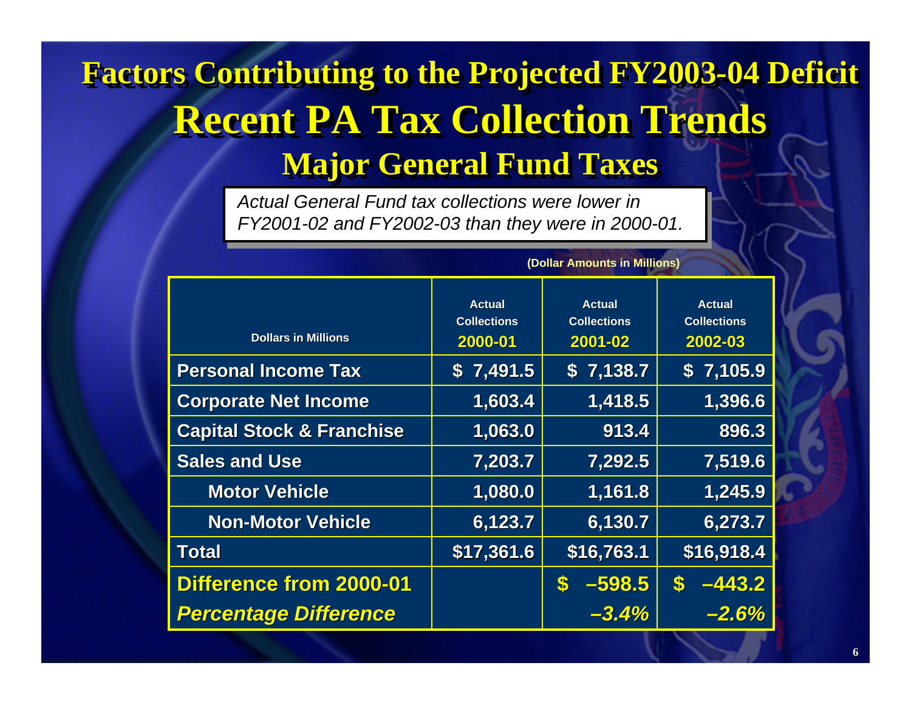# Factors Contributing to the Projected FY2003-04 Deficit

# Recent PA Tax Collection Trends

## Major General Fund Taxes

*Actual General Fund tax collections were lower in FY2001-02 and FY2002-03 than they were in 2000-01.*

**(Dollar Amounts in Millions)**

| Dollars in Millions | Actual Collections 2000-01 | Actual Collections 2001-02 | Actual Collections 2002-03 |
|---|---|---|---|
| **Personal Income Tax** | **$ 7,491.5** | **$ 7,138.7** | **$ 7,105.9** |
| **Corporate Net Income** | **1,603.4** | **1,418.5** | **1,396.6** |
| **Capital Stock & Franchise** | **1,063.0** | **913.4** | **896.3** |
| **Sales and Use** | **7,203.7** | **7,292.5** | **7,519.6** |
| **Motor Vehicle** | **1,080.0** | **1,161.8** | **1,245.9** |
| **Non-Motor Vehicle** | **6,123.7** | **6,130.7** | **6,273.7** |
| **Total** | **$17,361.6** | **$16,763.1** | **$16,918.4** |
| **Difference from 2000-01** | | **$ –598.5** | **$ –443.2** |
| ***Percentage Difference*** | | ***–3.4%*** | ***–2.6%*** |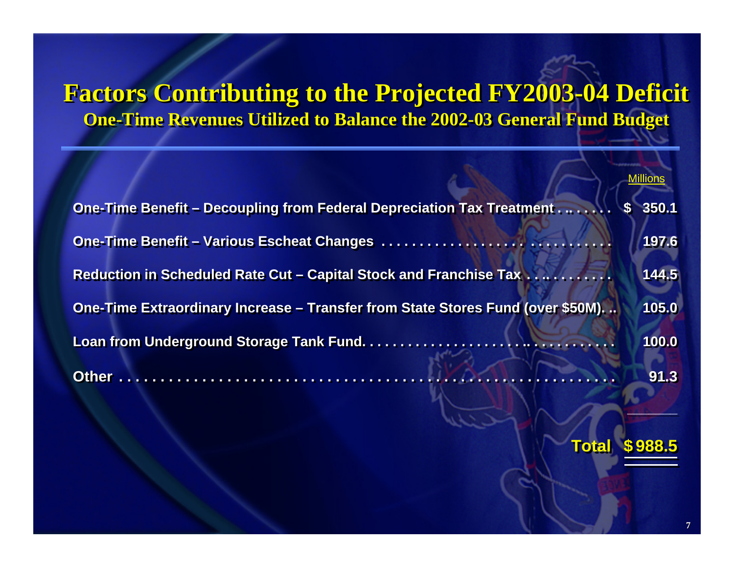# Factors Contributing to the Projected FY2003-04 Deficit

## One-Time Revenues Utilized to Balance the 2002-03 General Fund Budget

| | Millions |
|---|---|
| One-Time Benefit – Decoupling from Federal Depreciation Tax Treatment | $ 350.1 |
| One-Time Benefit – Various Escheat Changes | 197.6 |
| Reduction in Scheduled Rate Cut – Capital Stock and Franchise Tax | 144.5 |
| One-Time Extraordinary Increase – Transfer from State Stores Fund (over $50M) | 105.0 |
| Loan from Underground Storage Tank Fund | 100.0 |
| Other | 91.3 |
| **Total** | **$ 988.5** |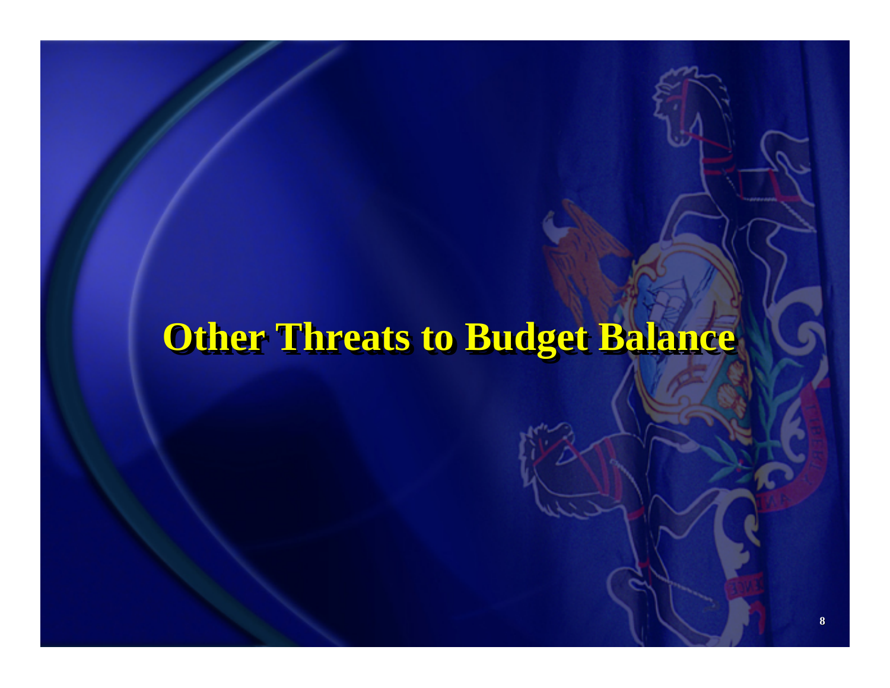# Other Threats to Budget Balance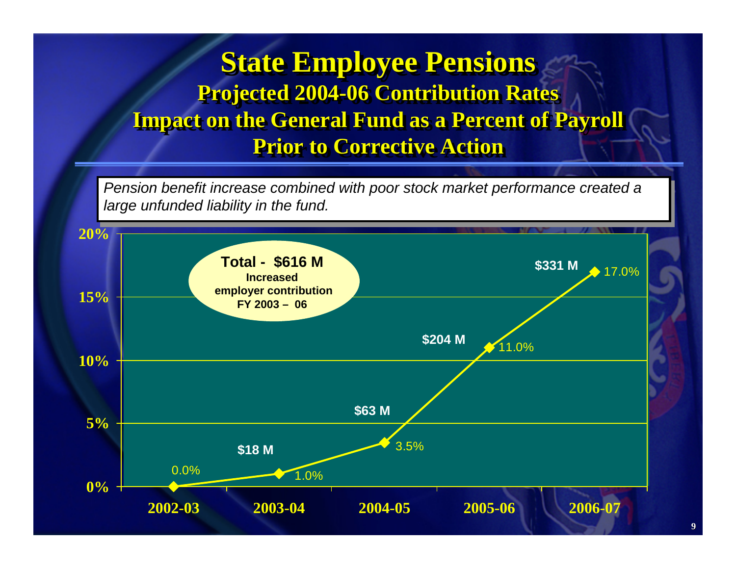# State Employee Pensions

## Projected 2004-06 Contribution Rates
## Impact on the General Fund as a Percent of Payroll
## Prior to Corrective Action

*Pension benefit increase combined with poor stock market performance created a large unfunded liability in the fund.*

**Total - $616 M**
**Increased employer contribution FY 2003 – 06**

| Fiscal Year | Percent of Payroll | Increased Employer Contribution |
| --- | --- | --- |
| 2002-03 | 0.0% | |
| 2003-04 | 1.0% | $18 M |
| 2004-05 | 3.5% | $63 M |
| 2005-06 | 11.0% | $204 M |
| 2006-07 | 17.0% | $331 M |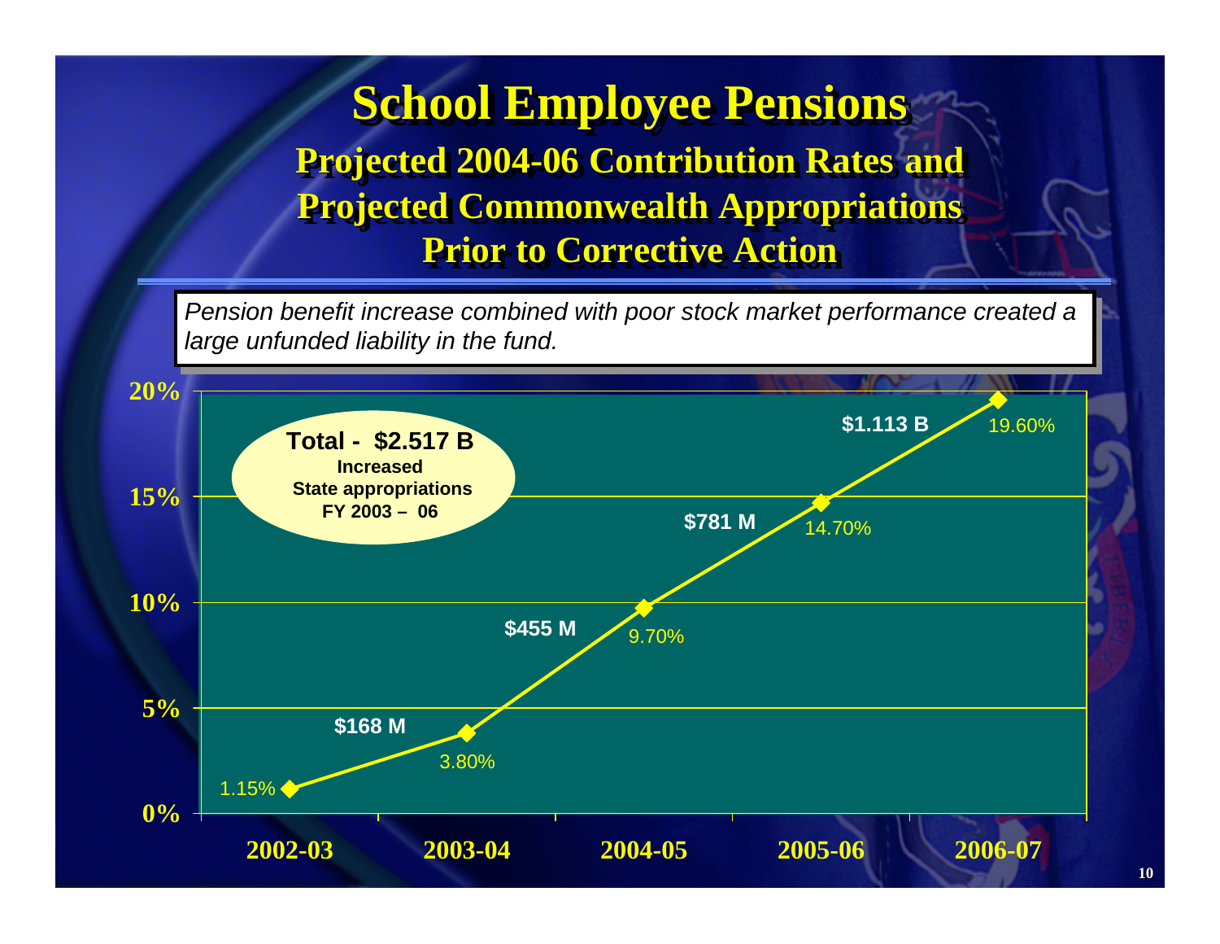# School Employee Pensions

## Projected 2004-06 Contribution Rates and Projected Commonwealth Appropriations Prior to Corrective Action

*Pension benefit increase combined with poor stock market performance created a large unfunded liability in the fund.*

**Total - $2.517 B**
**Increased State appropriations FY 2003 – 06**

| Fiscal Year | Contribution Rate | Increased State Appropriation |
|---|---|---|
| 2002-03 | 1.15% | |
| 2003-04 | 3.80% | $168 M |
| 2004-05 | 9.70% | $455 M |
| 2005-06 | 14.70% | $781 M |
| 2006-07 | 19.60% | $1.113 B |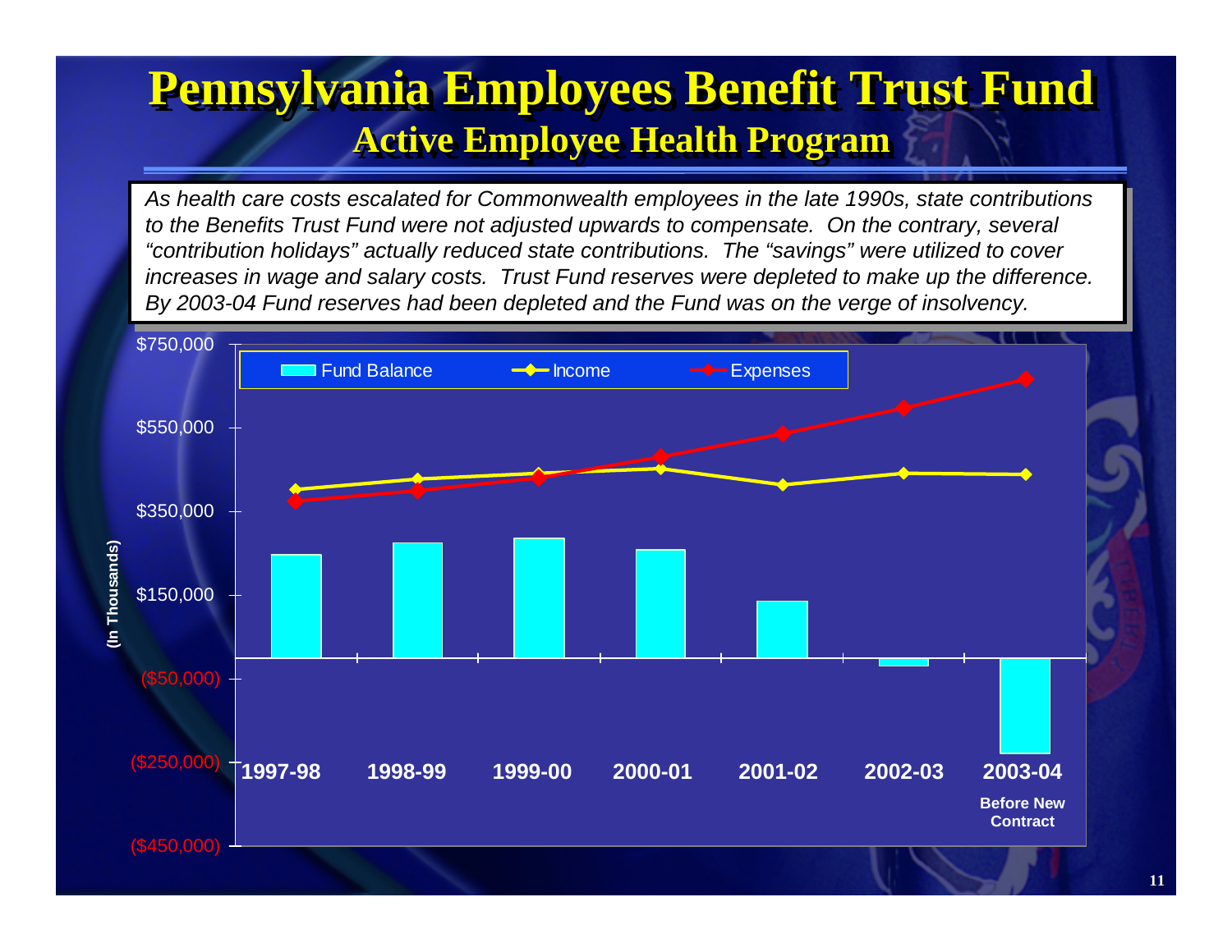# Pennsylvania Employees Benefit Trust Fund

## Active Employee Health Program

*As health care costs escalated for Commonwealth employees in the late 1990s, state contributions to the Benefits Trust Fund were not adjusted upwards to compensate. On the contrary, several "contribution holidays" actually reduced state contributions. The "savings" were utilized to cover increases in wage and salary costs. Trust Fund reserves were depleted to make up the difference. By 2003-04 Fund reserves had been depleted and the Fund was on the verge of insolvency.*

(In Thousands)

Legend: Fund Balance | Income | Expenses

$750,000
$550,000
$350,000
$150,000
($50,000)
($250,000)
($450,000)

1997-98 | 1998-99 | 1999-00 | 2000-01 | 2001-02 | 2002-03 | 2003-04 Before New Contract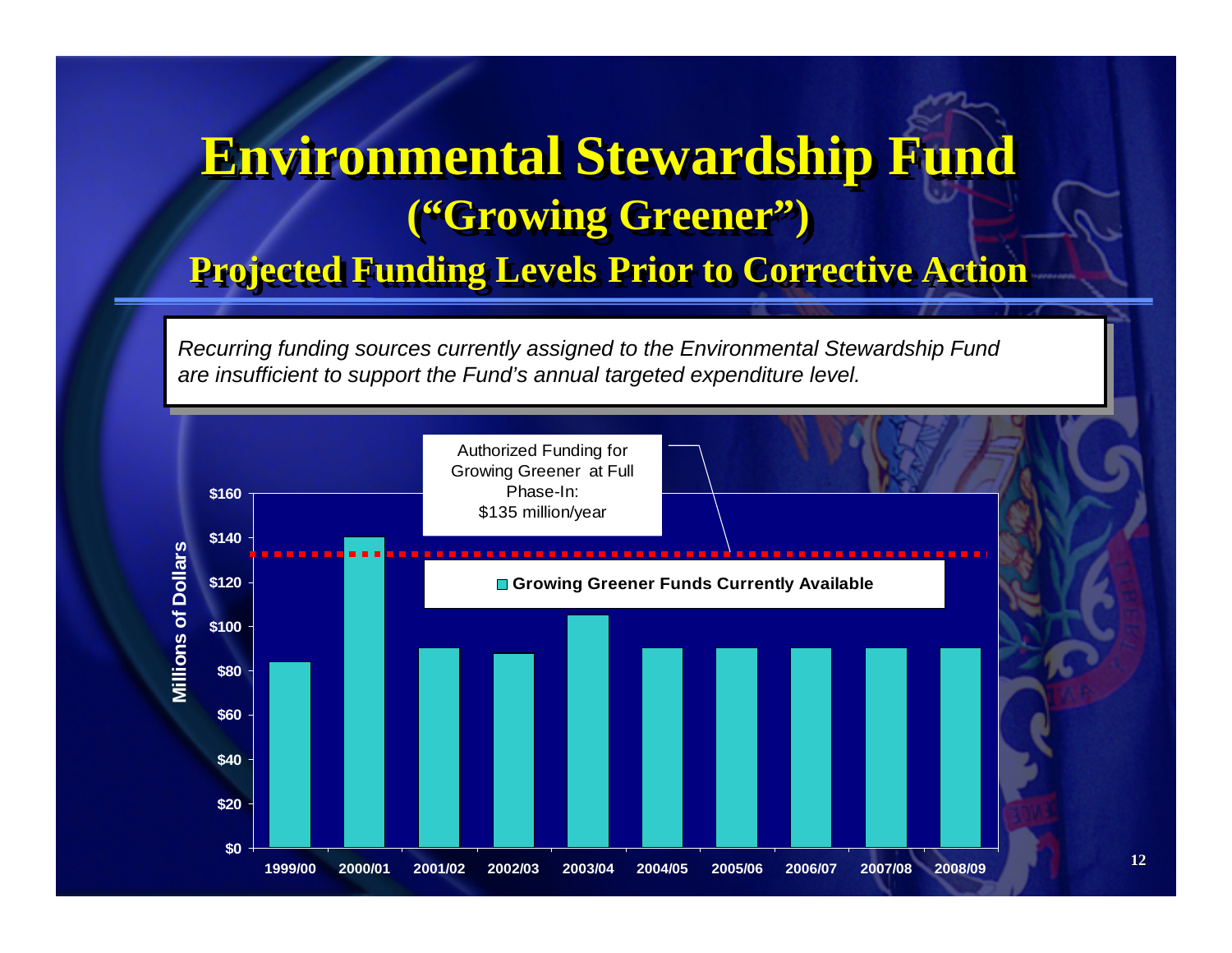# Environmental Stewardship Fund
## ("Growing Greener")
### Projected Funding Levels Prior to Corrective Action

*Recurring funding sources currently assigned to the Environmental Stewardship Fund are insufficient to support the Fund's annual targeted expenditure level.*

Authorized Funding for Growing Greener at Full Phase-In: $135 million/year

**Growing Greener Funds Currently Available**

Millions of Dollars

| Year | Amount (approx.) |
|---|---|
| 1999/00 | ~$84 |
| 2000/01 | ~$140 |
| 2001/02 | ~$90 |
| 2002/03 | ~$88 |
| 2003/04 | ~$105 |
| 2004/05 | ~$90 |
| 2005/06 | ~$90 |
| 2006/07 | ~$90 |
| 2007/08 | ~$90 |
| 2008/09 | ~$90 |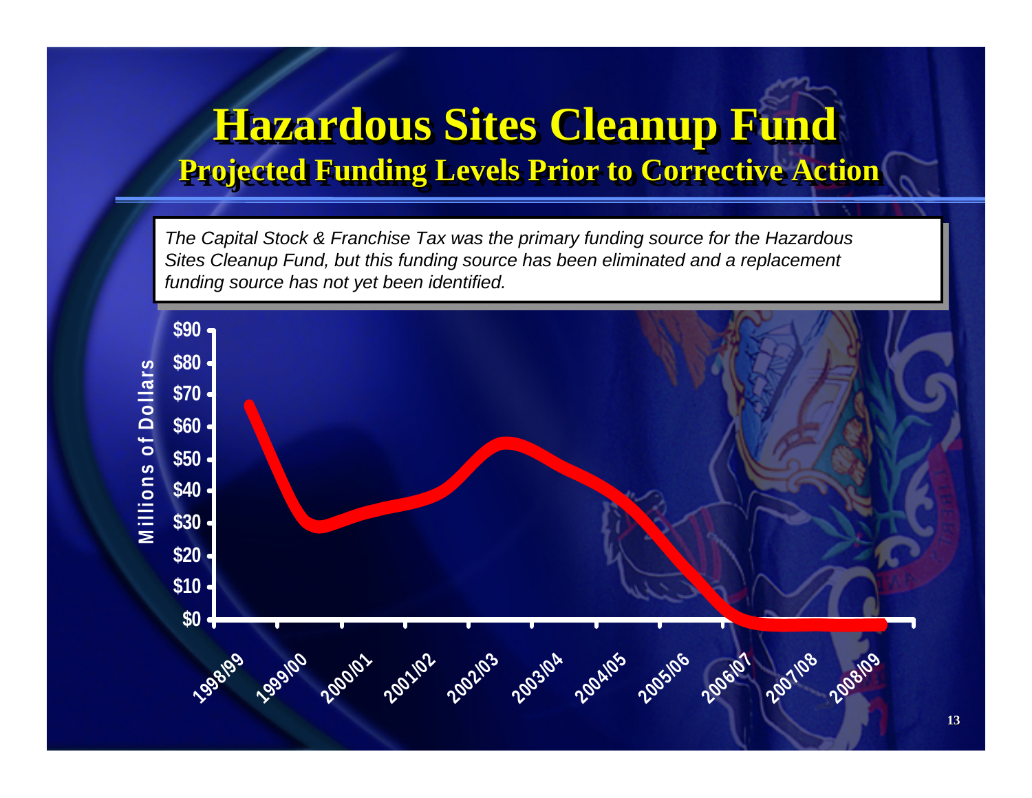# Hazardous Sites Cleanup Fund

## Projected Funding Levels Prior to Corrective Action

*The Capital Stock & Franchise Tax was the primary funding source for the Hazardous Sites Cleanup Fund, but this funding source has been eliminated and a replacement funding source has not yet been identified.*

Millions of Dollars

$90
$80
$70
$60
$50
$40
$30
$20
$10
$0

1998/99 1999/00 2000/01 2001/02 2002/03 2003/04 2004/05 2005/06 2006/07 2007/08 2008/09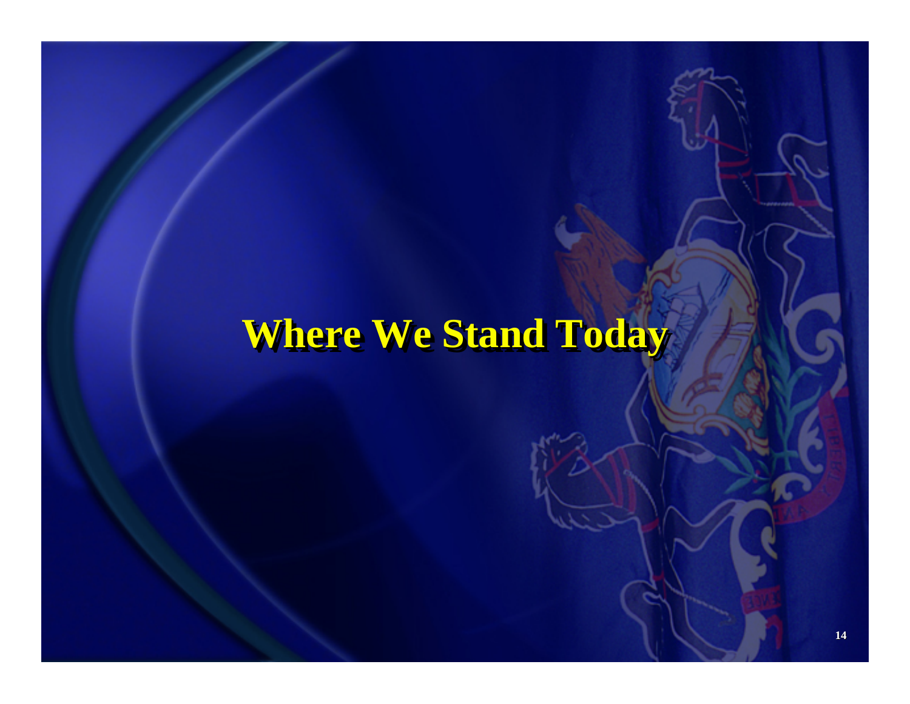# Where We Stand Today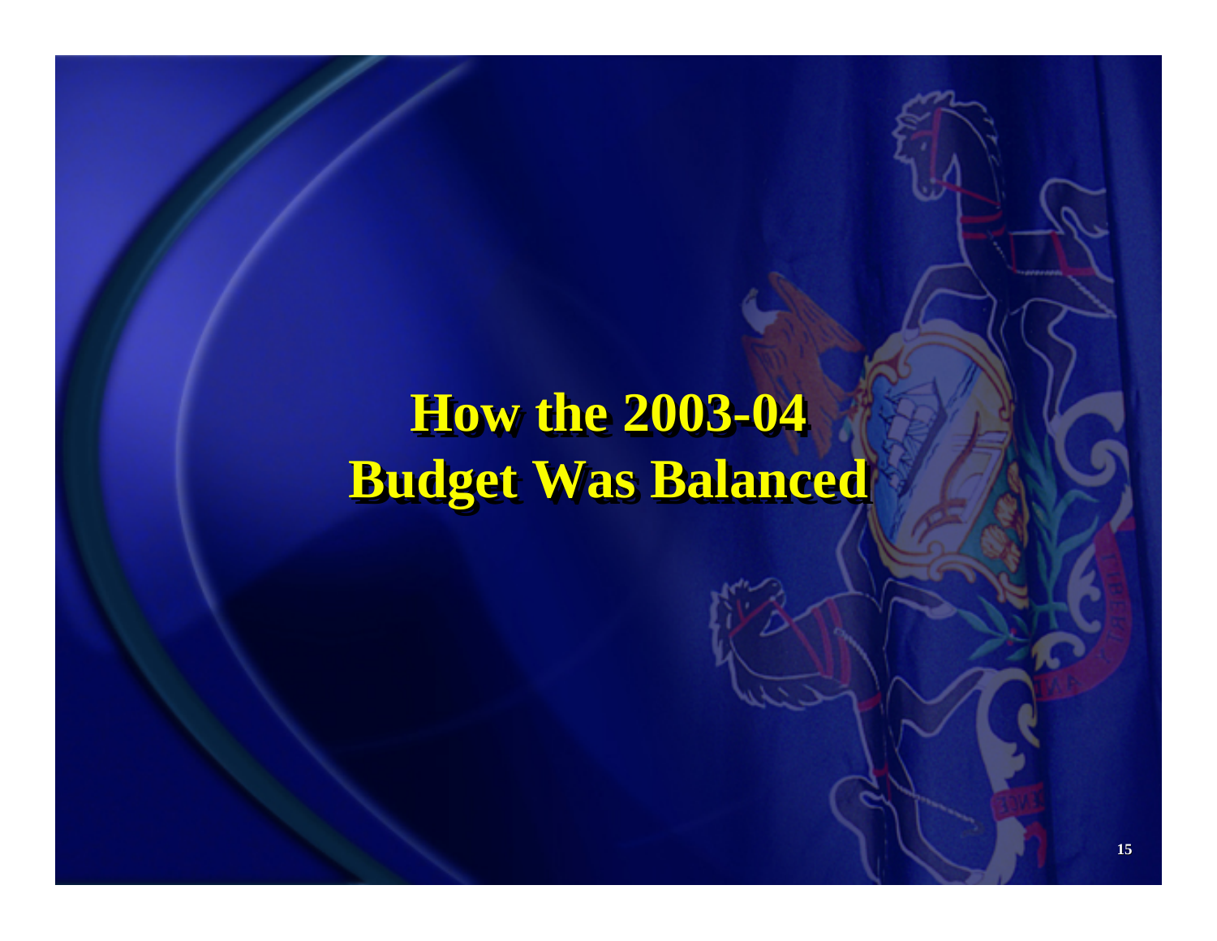# How the 2003-04 Budget Was Balanced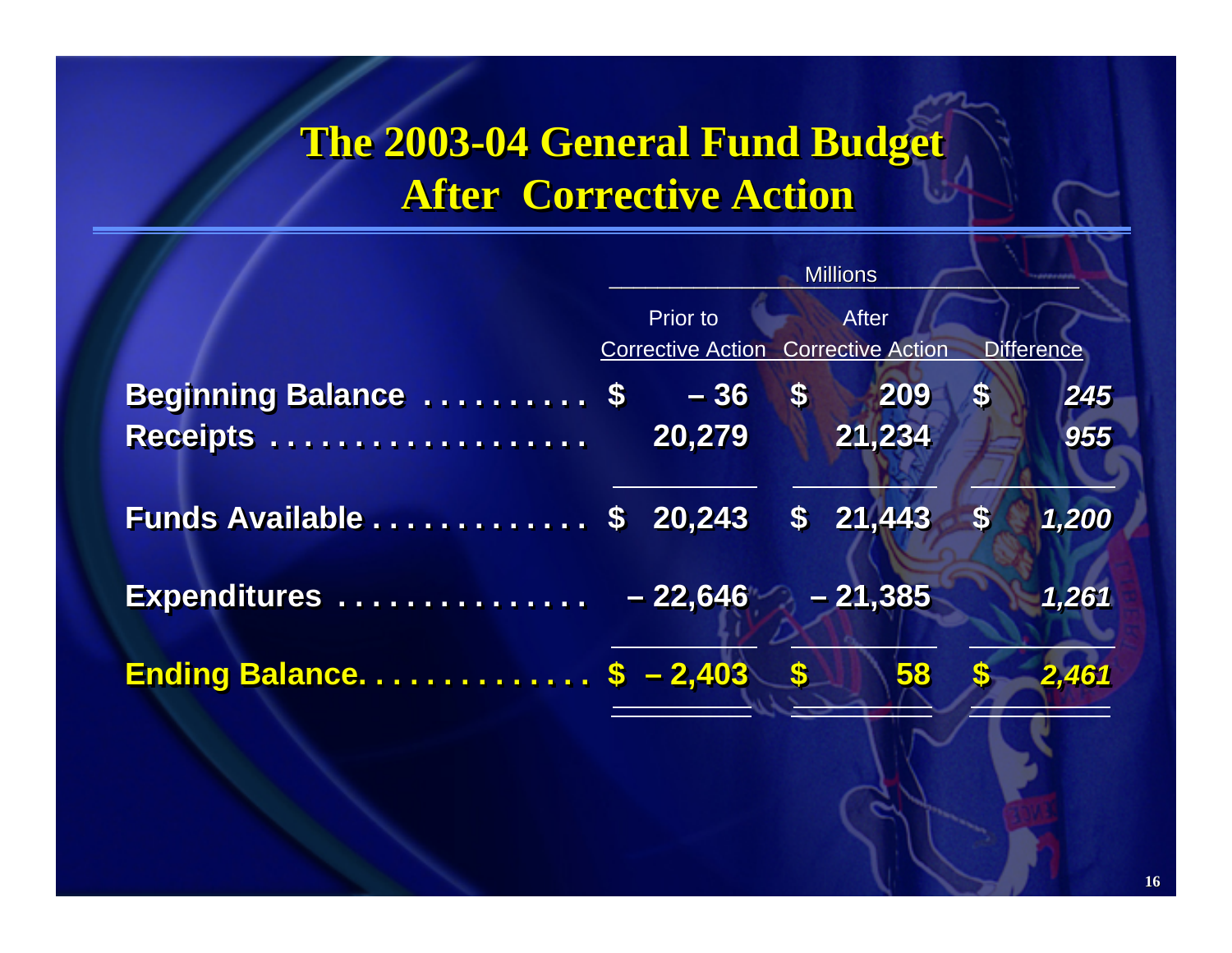# The 2003-04 General Fund Budget
# After Corrective Action

| | Millions | | |
|---|---|---|---|
| | Prior to Corrective Action | After Corrective Action | Difference |
| **Beginning Balance** | **$ – 36** | **$ 209** | ***$ 245*** |
| **Receipts** | **20,279** | **21,234** | ***955*** |
| **Funds Available** | **$ 20,243** | **$ 21,443** | ***$ 1,200*** |
| **Expenditures** | **– 22,646** | **– 21,385** | ***1,261*** |
| **Ending Balance** | **$ – 2,403** | **$ 58** | ***$ 2,461*** |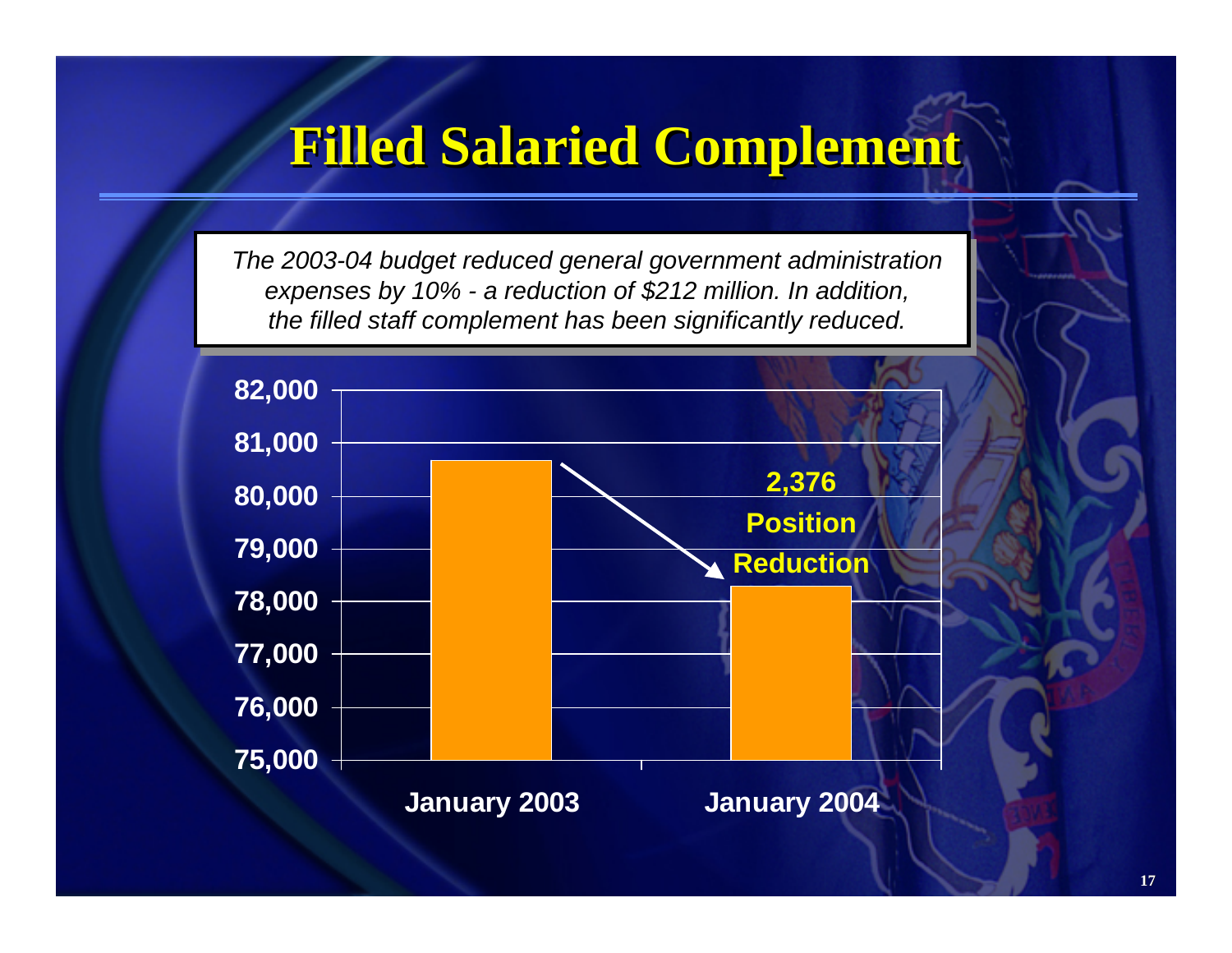# Filled Salaried Complement

*The 2003-04 budget reduced general government administration expenses by 10% - a reduction of $212 million. In addition, the filled staff complement has been significantly reduced.*

82,000
81,000
80,000
79,000
78,000
77,000
76,000
75,000

**2,376 Position Reduction**

January 2003 | January 2004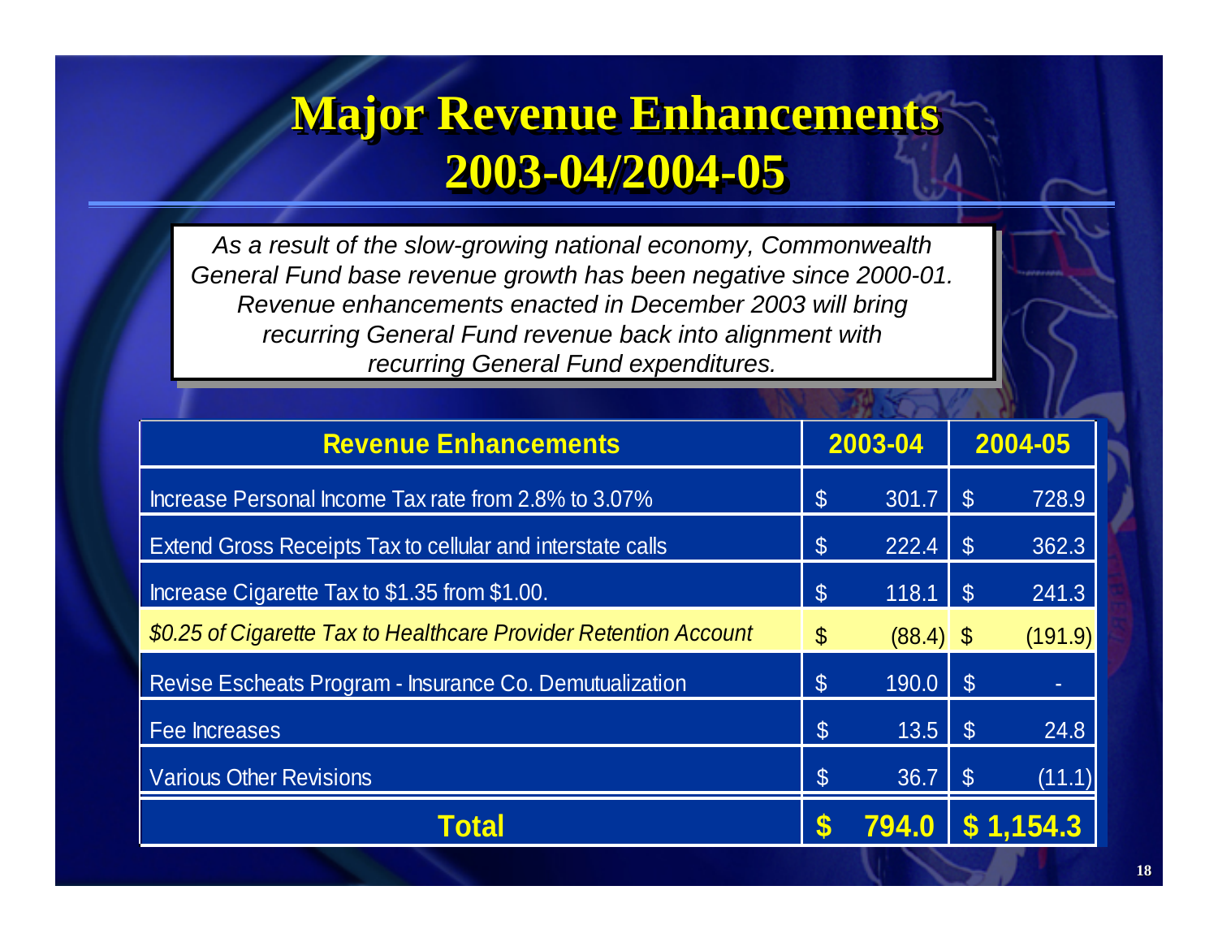# Major Revenue Enhancements 2003-04/2004-05

*As a result of the slow-growing national economy, Commonwealth General Fund base revenue growth has been negative since 2000-01. Revenue enhancements enacted in December 2003 will bring recurring General Fund revenue back into alignment with recurring General Fund expenditures.*

| Revenue Enhancements | 2003-04 | 2004-05 |
|---|---|---|
| Increase Personal Income Tax rate from 2.8% to 3.07% | $ 301.7 | $ 728.9 |
| Extend Gross Receipts Tax to cellular and interstate calls | $ 222.4 | $ 362.3 |
| Increase Cigarette Tax to $1.35 from $1.00. | $ 118.1 | $ 241.3 |
| *$0.25 of Cigarette Tax to Healthcare Provider Retention Account* | $ (88.4) | $ (191.9) |
| Revise Escheats Program - Insurance Co. Demutualization | $ 190.0 | $ - |
| Fee Increases | $ 13.5 | $ 24.8 |
| Various Other Revisions | $ 36.7 | $ (11.1) |
| **Total** | **$ 794.0** | **$ 1,154.3** |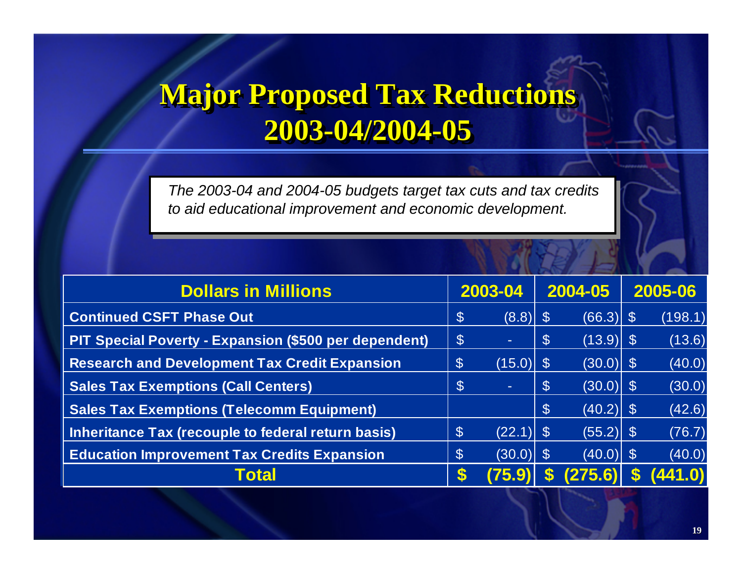# Major Proposed Tax Reductions 2003-04/2004-05

*The 2003-04 and 2004-05 budgets target tax cuts and tax credits to aid educational improvement and economic development.*

| Dollars in Millions | 2003-04 | 2004-05 | 2005-06 |
|---|---|---|---|
| Continued CSFT Phase Out | $ (8.8) | $ (66.3) | $ (198.1) |
| PIT Special Poverty - Expansion ($500 per dependent) | $ - | $ (13.9) | $ (13.6) |
| Research and Development Tax Credit Expansion | $ (15.0) | $ (30.0) | $ (40.0) |
| Sales Tax Exemptions (Call Centers) | $ - | $ (30.0) | $ (30.0) |
| Sales Tax Exemptions (Telecomm Equipment) | | $ (40.2) | $ (42.6) |
| Inheritance Tax (recouple to federal return basis) | $ (22.1) | $ (55.2) | $ (76.7) |
| Education Improvement Tax Credits Expansion | $ (30.0) | $ (40.0) | $ (40.0) |
| **Total** | **$ (75.9)** | **$ (275.6)** | **$ (441.0)** |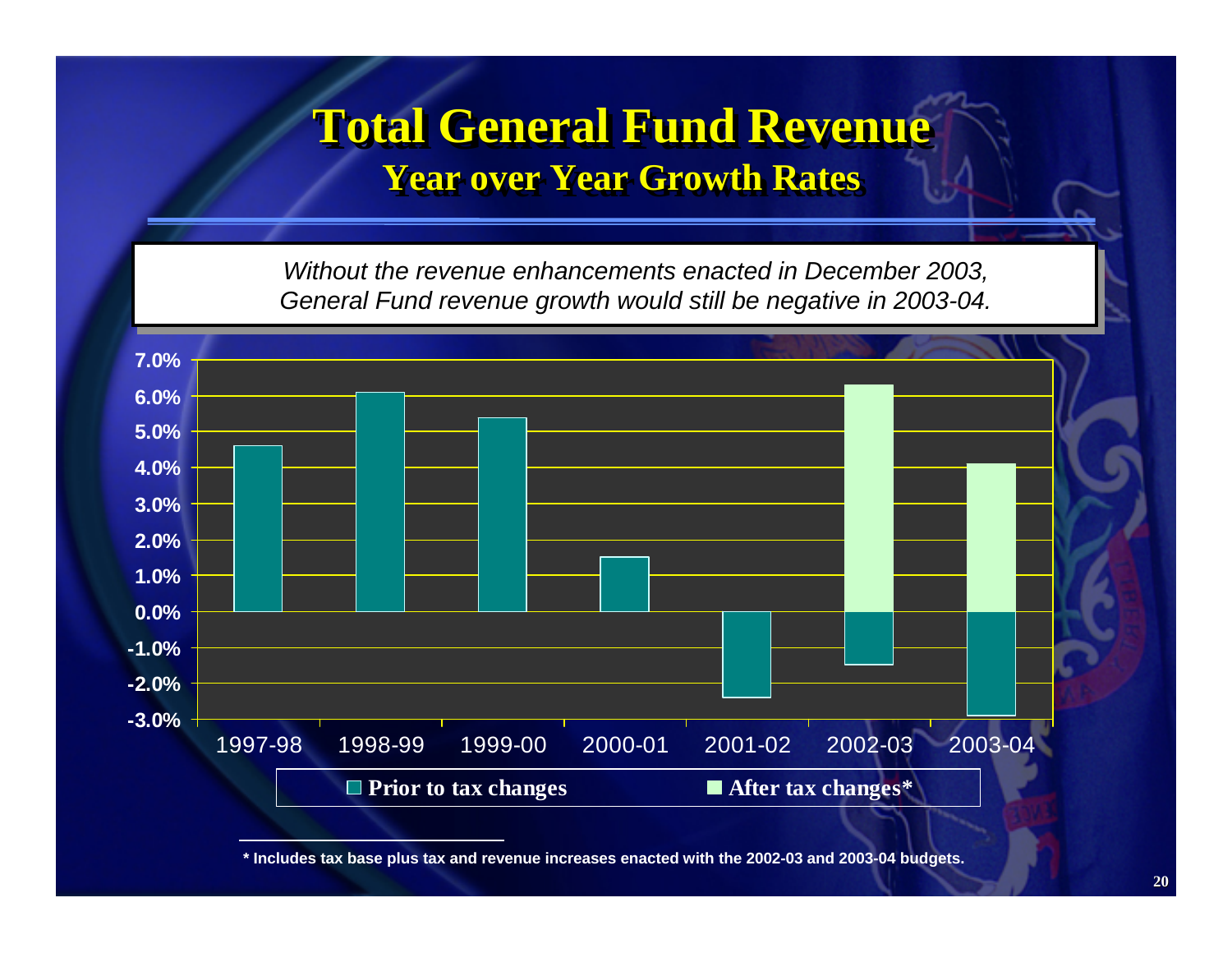# Total General Fund Revenue

## Year over Year Growth Rates

*Without the revenue enhancements enacted in December 2003, General Fund revenue growth would still be negative in 2003-04.*

| | Prior to tax changes | After tax changes* |
|---|---|---|
| 1997-98 | 4.6% | |
| 1998-99 | 6.1% | |
| 1999-00 | 5.4% | |
| 2000-01 | 1.5% | |
| 2001-02 | -2.4% | |
| 2002-03 | -1.5% | 6.3% |
| 2003-04 | -2.9% | 4.1% |

\* Includes tax base plus tax and revenue increases enacted with the 2002-03 and 2003-04 budgets.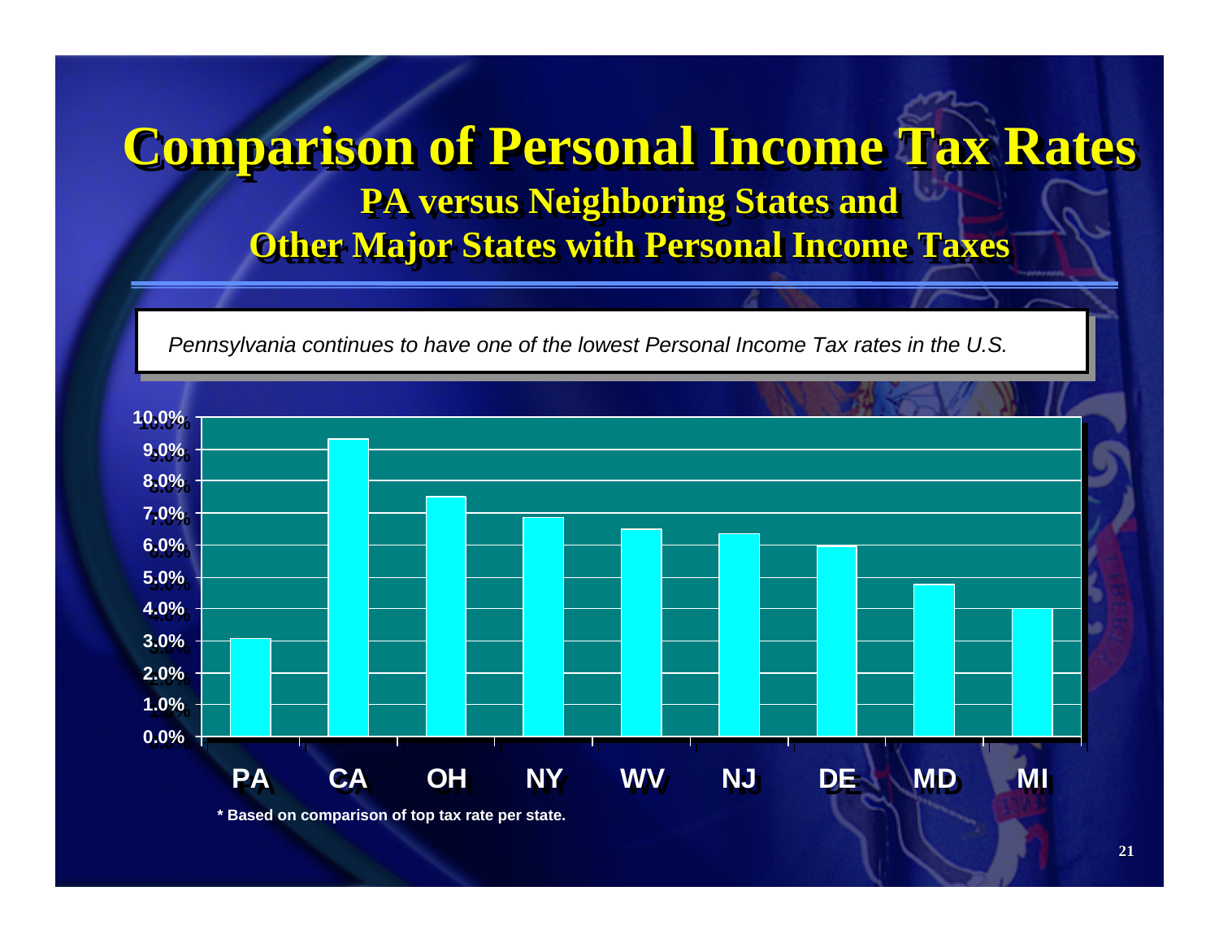# Comparison of Personal Income Tax Rates

## PA versus Neighboring States and Other Major States with Personal Income Taxes

*Pennsylvania continues to have one of the lowest Personal Income Tax rates in the U.S.*

10.0%
9.0%
8.0%
7.0%
6.0%
5.0%
4.0%
3.0%
2.0%
1.0%
0.0%

PA CA OH NY WV NJ DE MD MI

**\* Based on comparison of top tax rate per state.**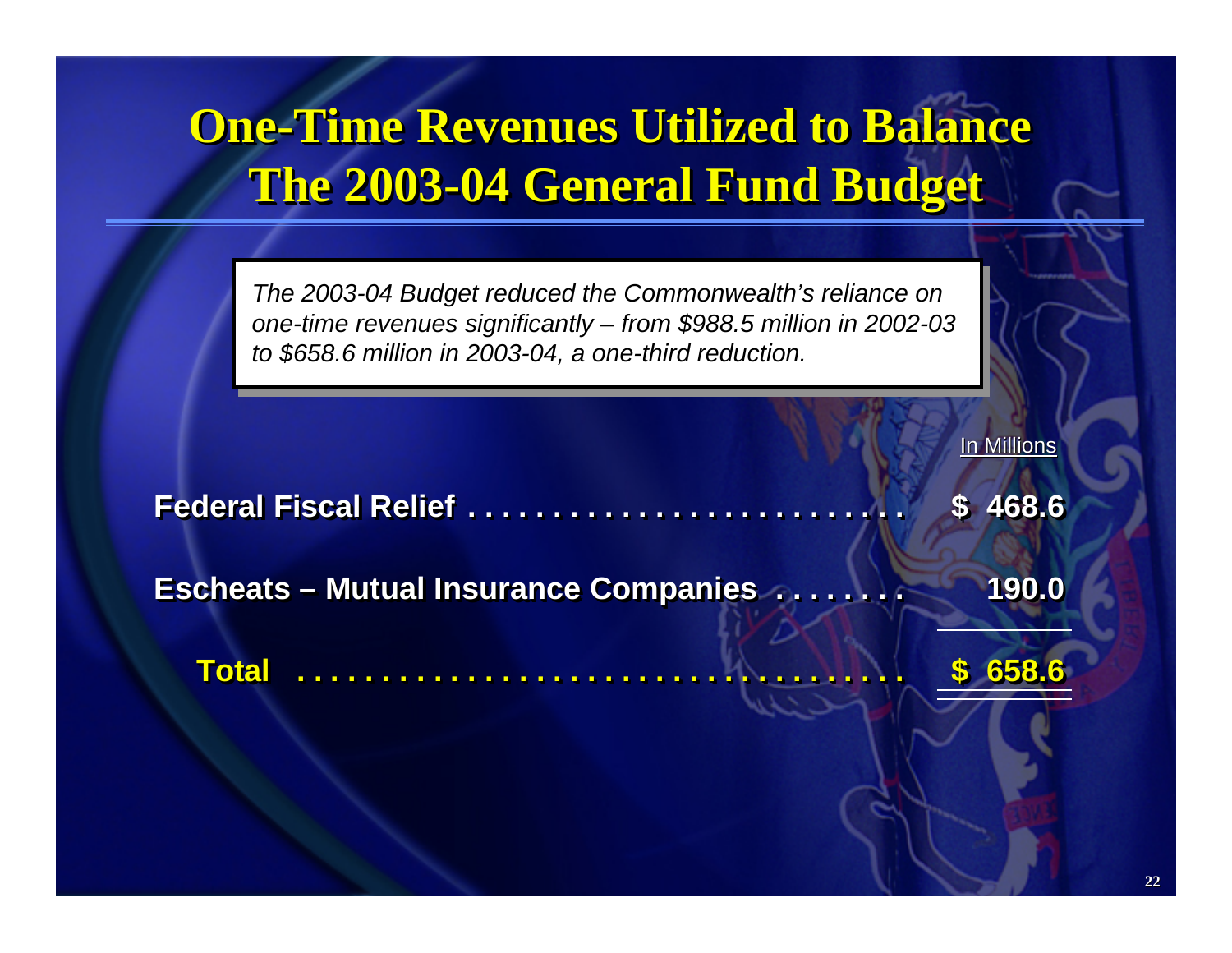# One-Time Revenues Utilized to Balance The 2003-04 General Fund Budget

*The 2003-04 Budget reduced the Commonwealth's reliance on one-time revenues significantly – from $988.5 million in 2002-03 to $658.6 million in 2003-04, a one-third reduction.*

| | In Millions |
|---|---|
| **Federal Fiscal Relief** | **$ 468.6** |
| **Escheats – Mutual Insurance Companies** | **190.0** |
| **Total** | **$ 658.6** |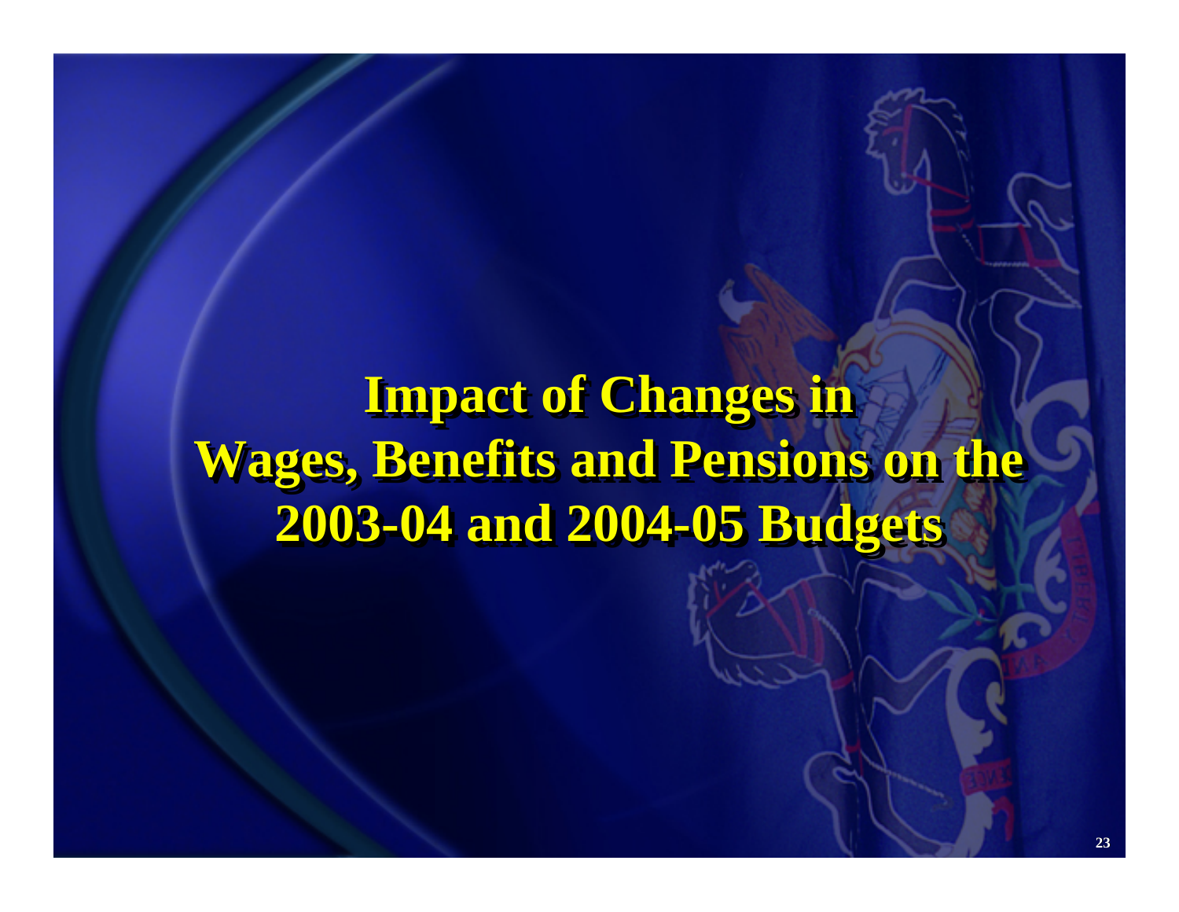# Impact of Changes in Wages, Benefits and Pensions on the 2003-04 and 2004-05 Budgets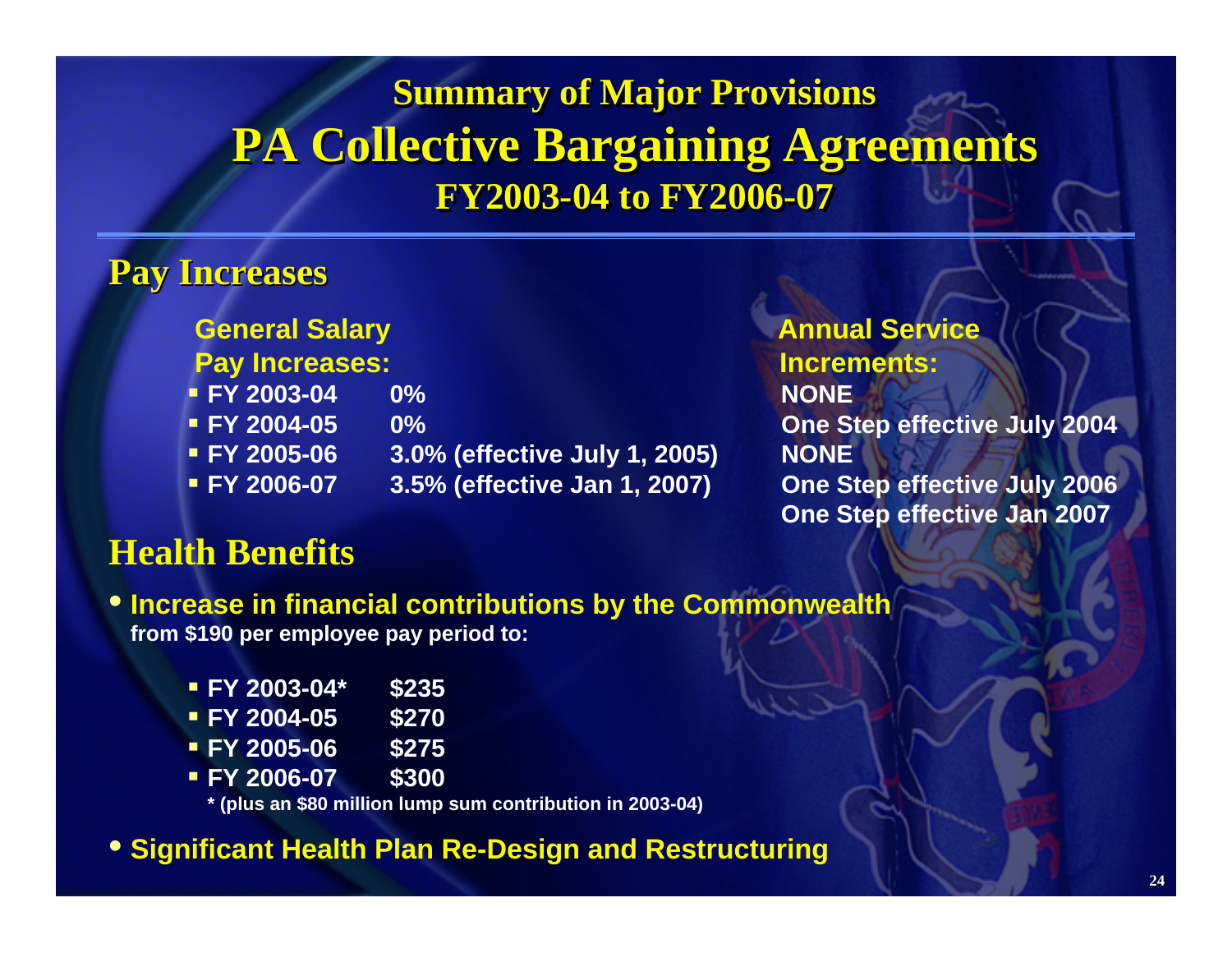# Summary of Major Provisions

# PA Collective Bargaining Agreements

## FY2003-04 to FY2006-07

## Pay Increases

| General Salary Pay Increases: | | Annual Service Increments: |
|---|---|---|
| FY 2003-04 | 0% | NONE |
| FY 2004-05 | 0% | One Step effective July 2004 |
| FY 2005-06 | 3.0% (effective July 1, 2005) | NONE |
| FY 2006-07 | 3.5% (effective Jan 1, 2007) | One Step effective July 2006<br>One Step effective Jan 2007 |

## Health Benefits

- **Increase in financial contributions by the Commonwealth**
  **from $190 per employee pay period to:**
  - **FY 2003-04*** **$235**
  - **FY 2004-05** **$270**
  - **FY 2005-06** **$275**
  - **FY 2006-07** **$300**

  **\* (plus an $80 million lump sum contribution in 2003-04)**

- **Significant Health Plan Re-Design and Restructuring**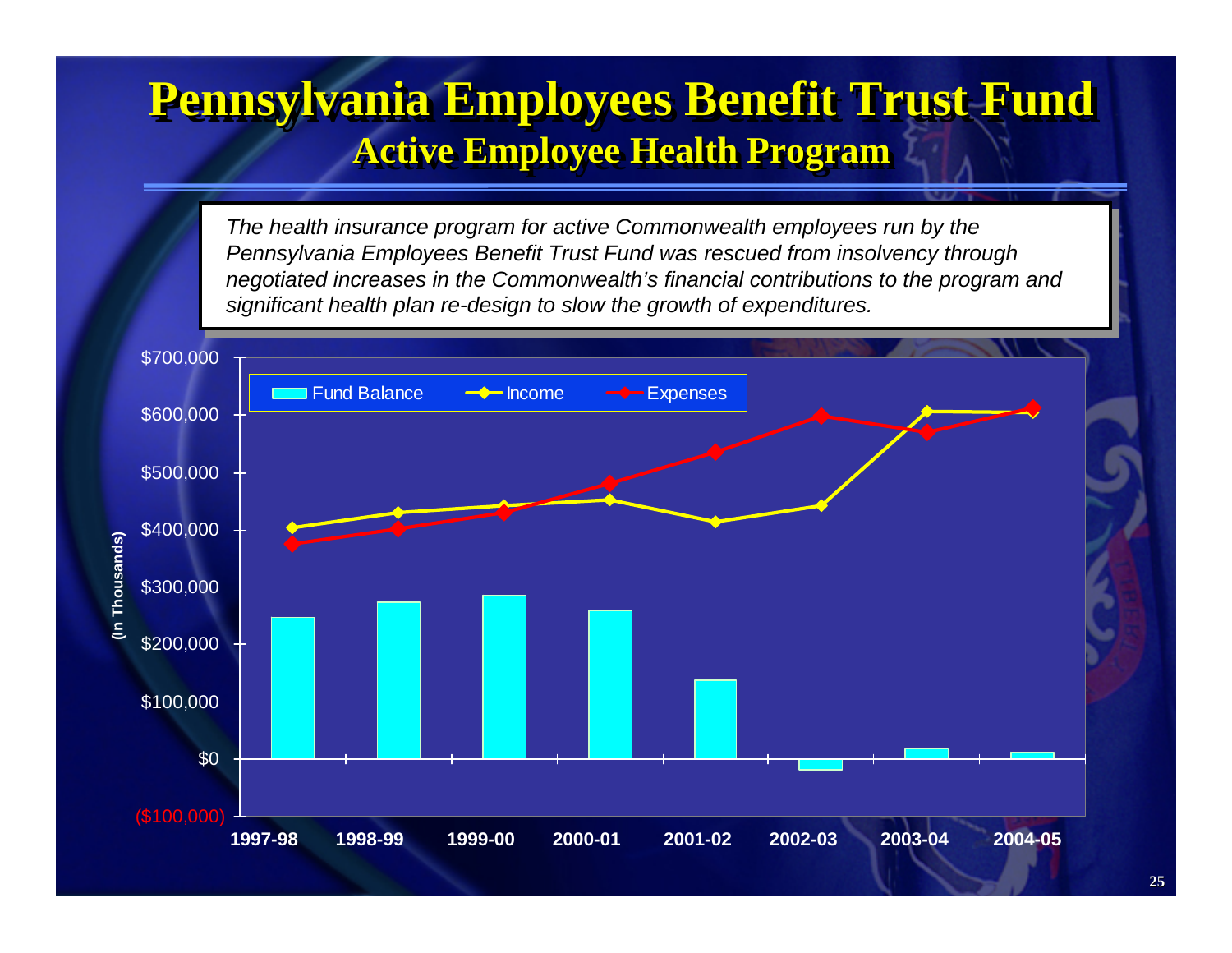# Pennsylvania Employees Benefit Trust Fund

## Active Employee Health Program

*The health insurance program for active Commonwealth employees run by the Pennsylvania Employees Benefit Trust Fund was rescued from insolvency through negotiated increases in the Commonwealth's financial contributions to the program and significant health plan re-design to slow the growth of expenditures.*

(In Thousands)

Legend: Fund Balance, Income, Expenses

$700,000
$600,000
$500,000
$400,000
$300,000
$200,000
$100,000
$0
($100,000)

1997-98 | 1998-99 | 1999-00 | 2000-01 | 2001-02 | 2002-03 | 2003-04 | 2004-05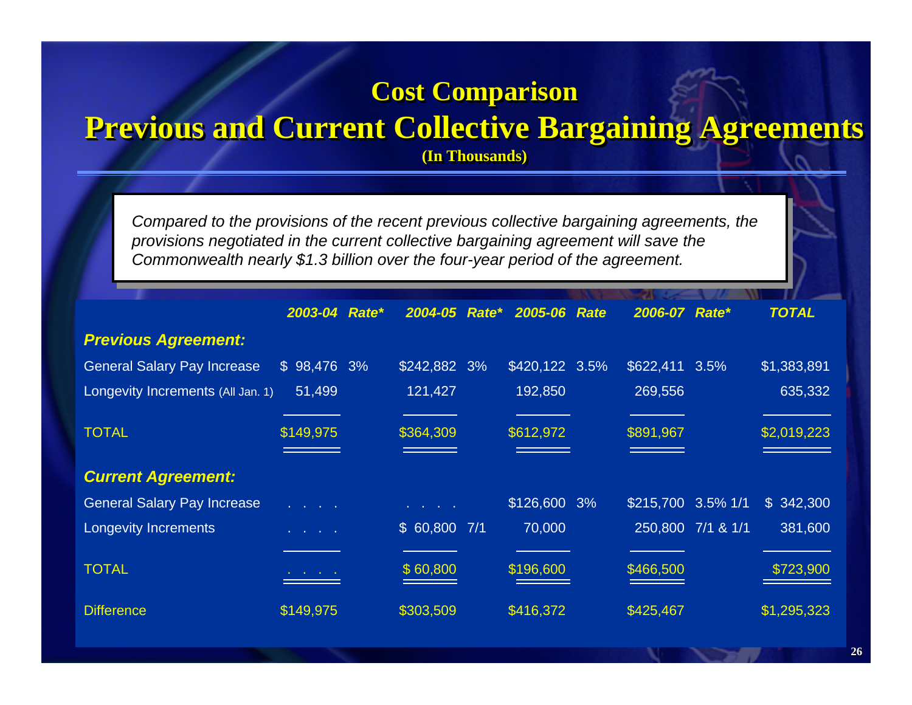# Cost Comparison

## Previous and Current Collective Bargaining Agreements

**(In Thousands)**

*Compared to the provisions of the recent previous collective bargaining agreements, the provisions negotiated in the current collective bargaining agreement will save the Commonwealth nearly $1.3 billion over the four-year period of the agreement.*

| | *2003-04* | *Rate\** | *2004-05* | *Rate\** | *2005-06* | *Rate* | *2006-07* | *Rate\** | *TOTAL* |
|---|---|---|---|---|---|---|---|---|---|
| ***Previous Agreement:*** | | | | | | | | | |
| General Salary Pay Increase | $ 98,476 | 3% | $242,882 | 3% | $420,122 | 3.5% | $622,411 | 3.5% | $1,383,891 |
| Longevity Increments (All Jan. 1) | 51,499 | | 121,427 | | 192,850 | | 269,556 | | 635,332 |
| TOTAL | $149,975 | | $364,309 | | $612,972 | | $891,967 | | $2,019,223 |
| ***Current Agreement:*** | | | | | | | | | |
| General Salary Pay Increase | . . . . | | . . . . | | $126,600 | 3% | $215,700 | 3.5% 1/1 | $ 342,300 |
| Longevity Increments | . . . . | | $ 60,800 | 7/1 | 70,000 | | 250,800 | 7/1 & 1/1 | 381,600 |
| TOTAL | . . . . | | $ 60,800 | | $196,600 | | $466,500 | | $723,900 |
| Difference | $149,975 | | $303,509 | | $416,372 | | $425,467 | | $1,295,323 |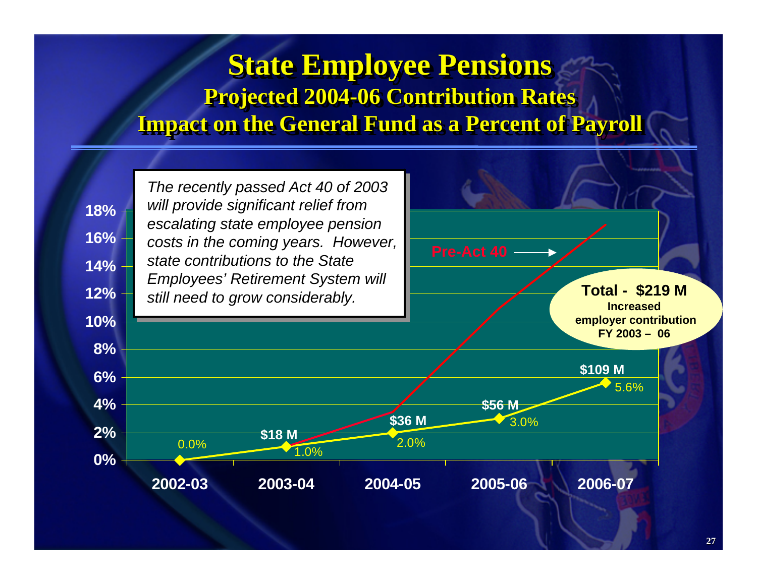# State Employee Pensions

## Projected 2004-06 Contribution Rates

## Impact on the General Fund as a Percent of Payroll

*The recently passed Act 40 of 2003 will provide significant relief from escalating state employee pension costs in the coming years. However, state contributions to the State Employees' Retirement System will still need to grow considerably.*

| Fiscal Year | Post-Act 40 Rate | Increased Contribution |
|---|---|---|
| 2002-03 | 0.0% | |
| 2003-04 | 1.0% | $18 M |
| 2004-05 | 2.0% | $36 M |
| 2005-06 | 3.0% | $56 M |
| 2006-07 | 5.6% | $109 M |

Pre-Act 40

**Total - $219 M**
**Increased employer contribution FY 2003 – 06**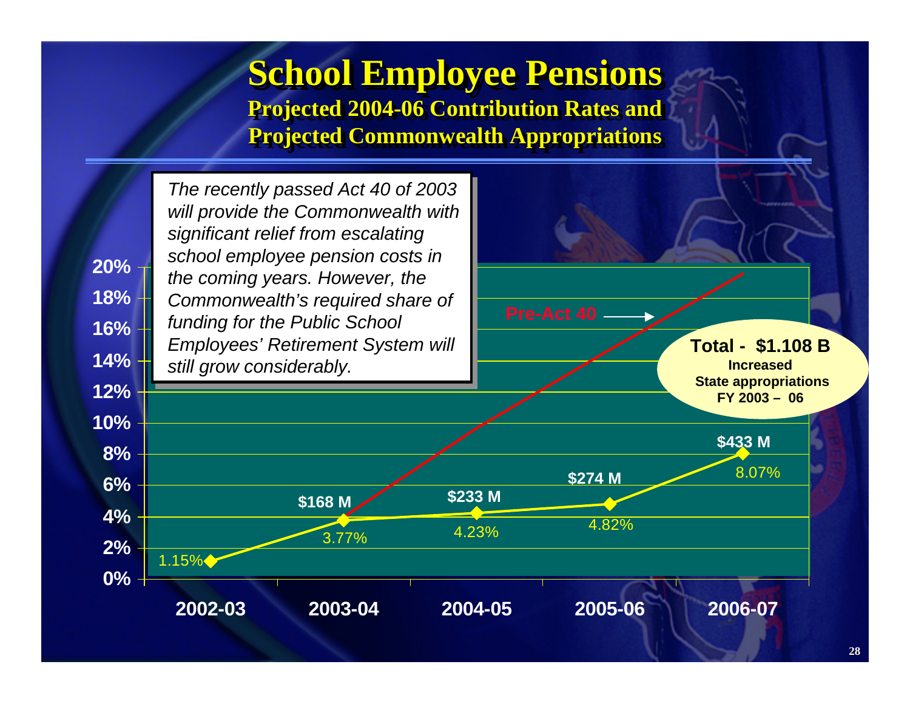# School Employee Pensions

## Projected 2004-06 Contribution Rates and Projected Commonwealth Appropriations

*The recently passed Act 40 of 2003 will provide the Commonwealth with significant relief from escalating school employee pension costs in the coming years. However, the Commonwealth's required share of funding for the Public School Employees' Retirement System will still grow considerably.*

| Fiscal Year | Contribution Rate | Commonwealth Appropriation |
|---|---|---|
| 2002-03 | 1.15% | |
| 2003-04 | 3.77% | $168 M |
| 2004-05 | 4.23% | $233 M |
| 2005-06 | 4.82% | $274 M |
| 2006-07 | 8.07% | $433 M |

Pre-Act 40

**Total - $1.108 B**
**Increased State appropriations FY 2003 – 06**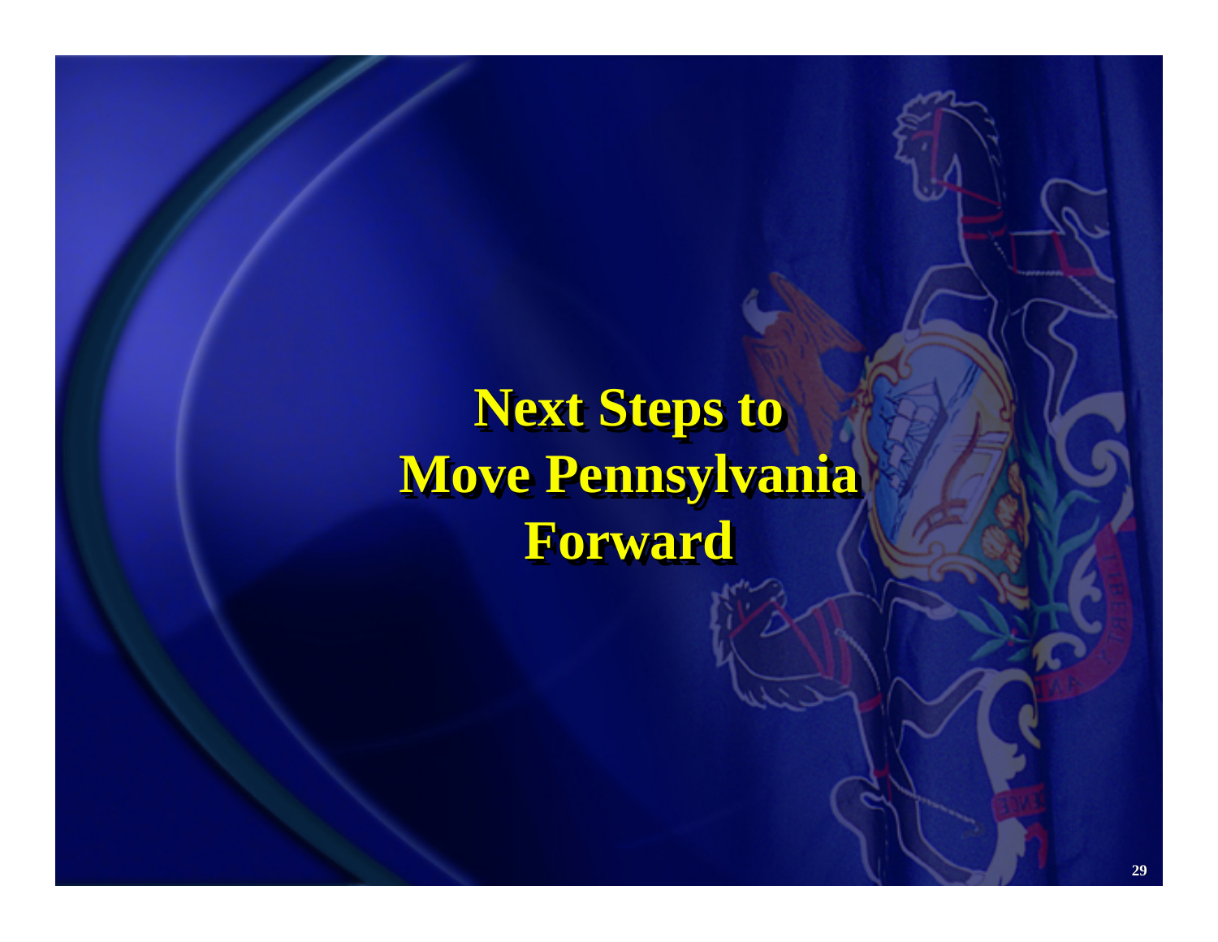# Next Steps to Move Pennsylvania Forward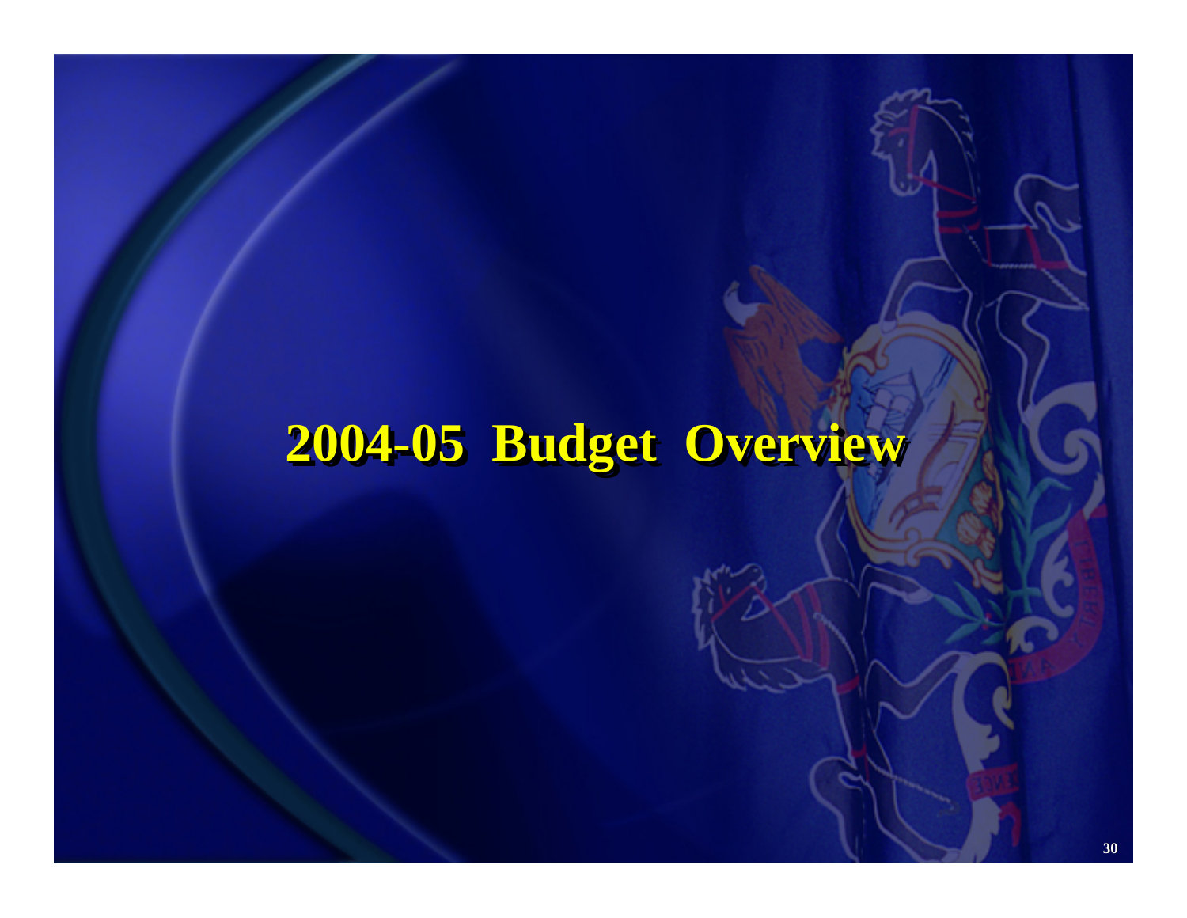# 2004-05 Budget Overview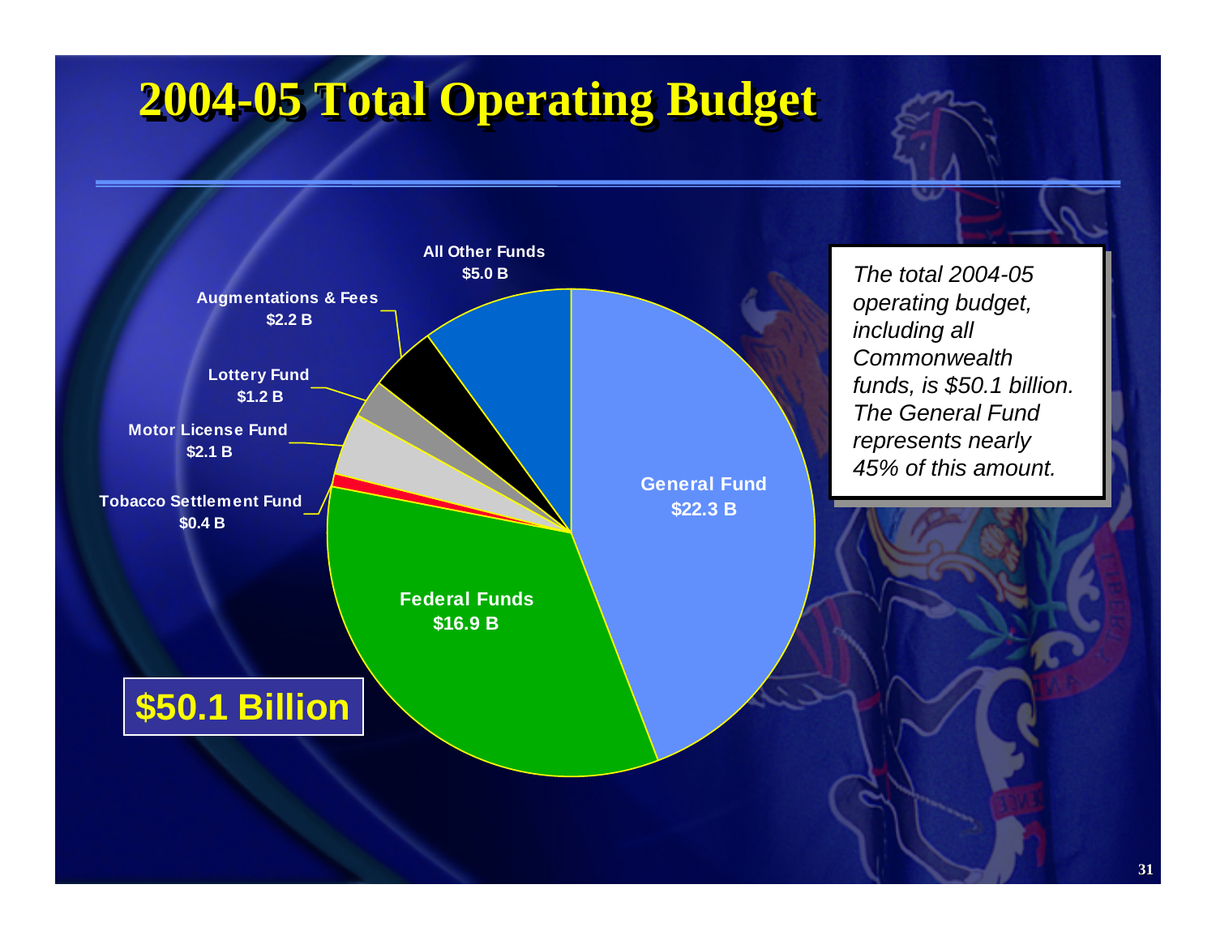# 2004-05 Total Operating Budget

| Fund | Amount |
|---|---|
| General Fund | $22.3 B |
| Federal Funds | $16.9 B |
| Tobacco Settlement Fund | $0.4 B |
| Motor License Fund | $2.1 B |
| Lottery Fund | $1.2 B |
| Augmentations & Fees | $2.2 B |
| All Other Funds | $5.0 B |

**$50.1 Billion**

*The total 2004-05 operating budget, including all Commonwealth funds, is $50.1 billion. The General Fund represents nearly 45% of this amount.*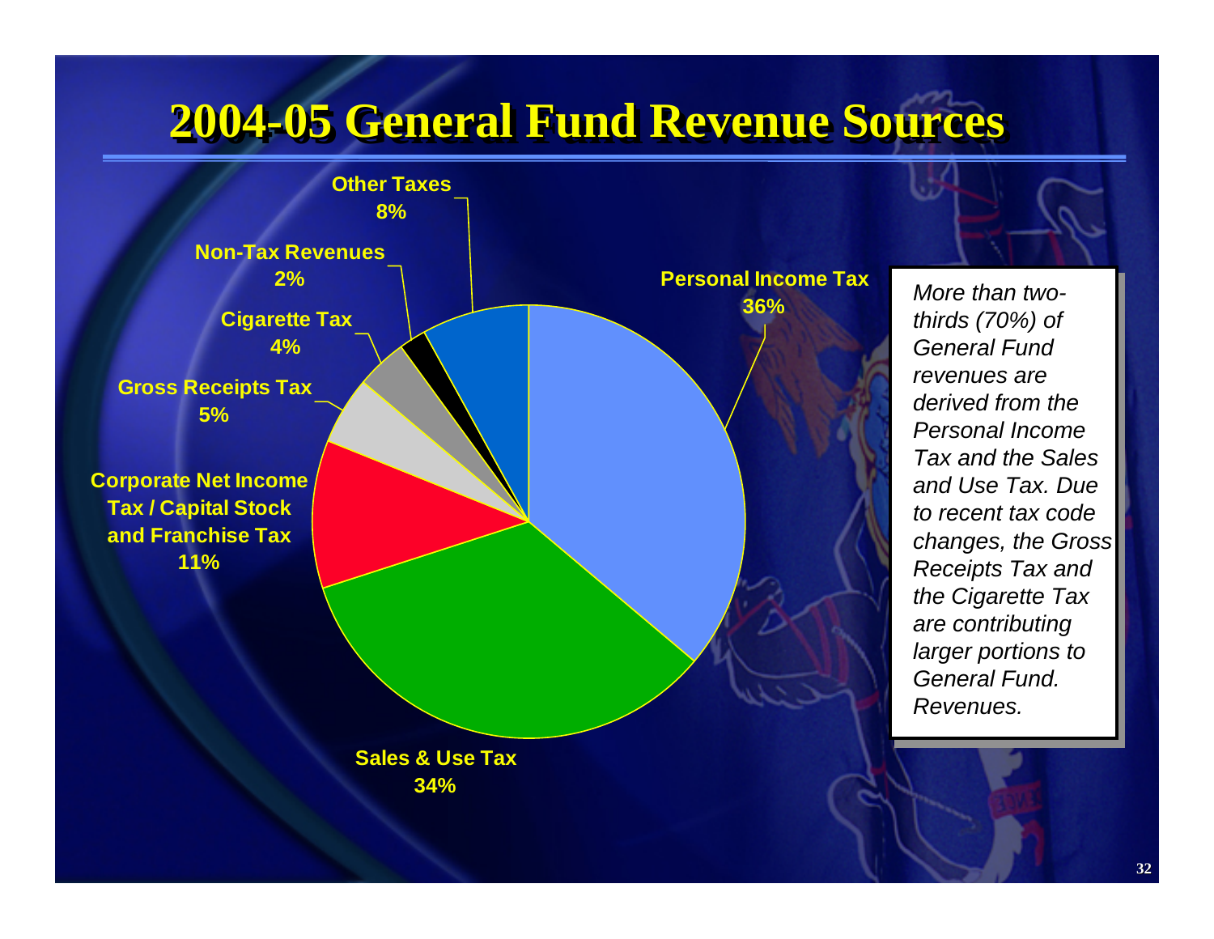# 2004-05 General Fund Revenue Sources

| Revenue Source | Share |
|---|---|
| Personal Income Tax | 36% |
| Sales & Use Tax | 34% |
| Corporate Net Income Tax / Capital Stock and Franchise Tax | 11% |
| Gross Receipts Tax | 5% |
| Cigarette Tax | 4% |
| Non-Tax Revenues | 2% |
| Other Taxes | 8% |

*More than two-thirds (70%) of General Fund revenues are derived from the Personal Income Tax and the Sales and Use Tax. Due to recent tax code changes, the Gross Receipts Tax and the Cigarette Tax are contributing larger portions to General Fund. Revenues.*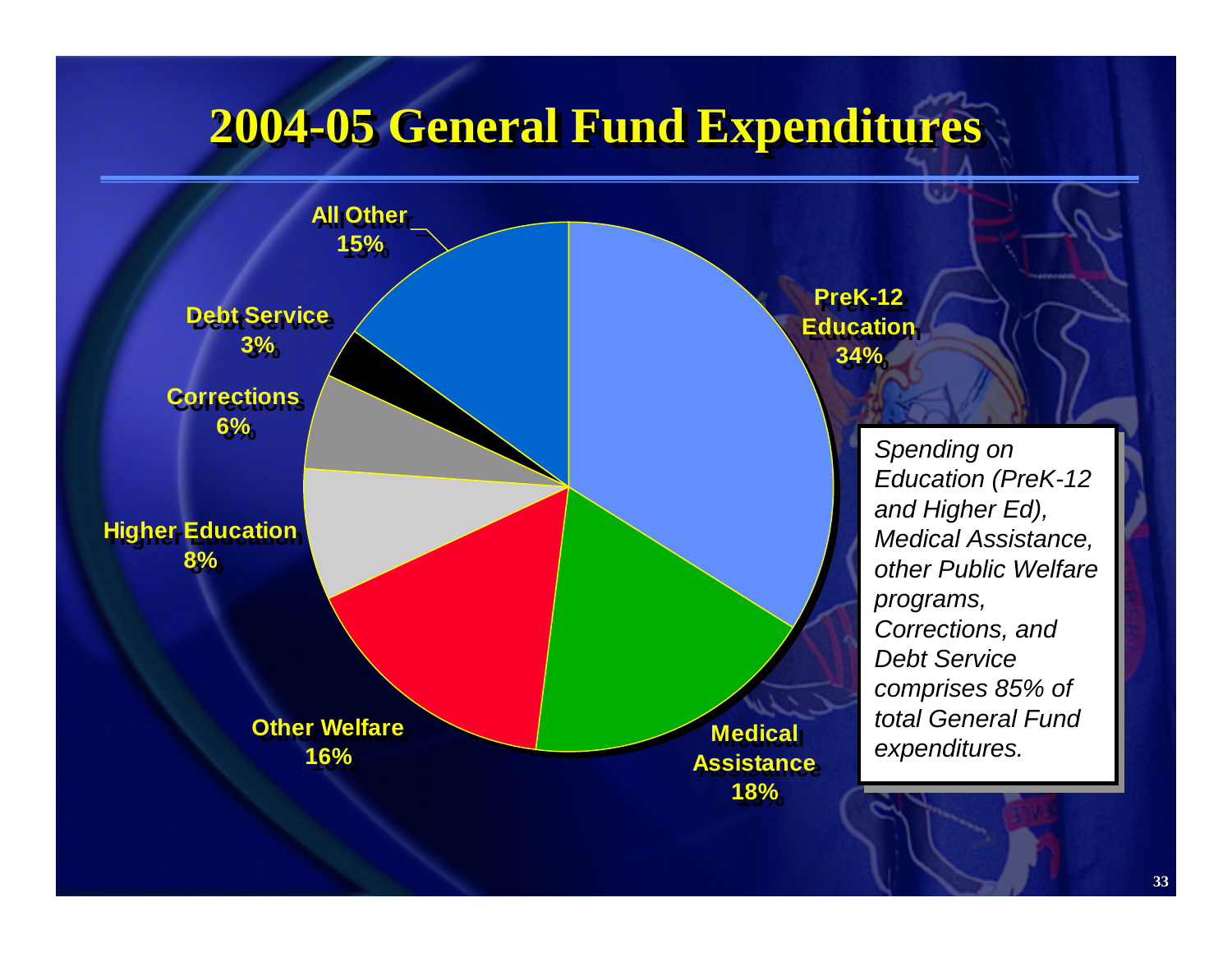# 2004-05 General Fund Expenditures

| Category | Percent |
|---|---|
| PreK-12 Education | 34% |
| Medical Assistance | 18% |
| Other Welfare | 16% |
| Higher Education | 8% |
| Corrections | 6% |
| Debt Service | 3% |
| All Other | 15% |

*Spending on Education (PreK-12 and Higher Ed), Medical Assistance, other Public Welfare programs, Corrections, and Debt Service comprises 85% of total General Fund expenditures.*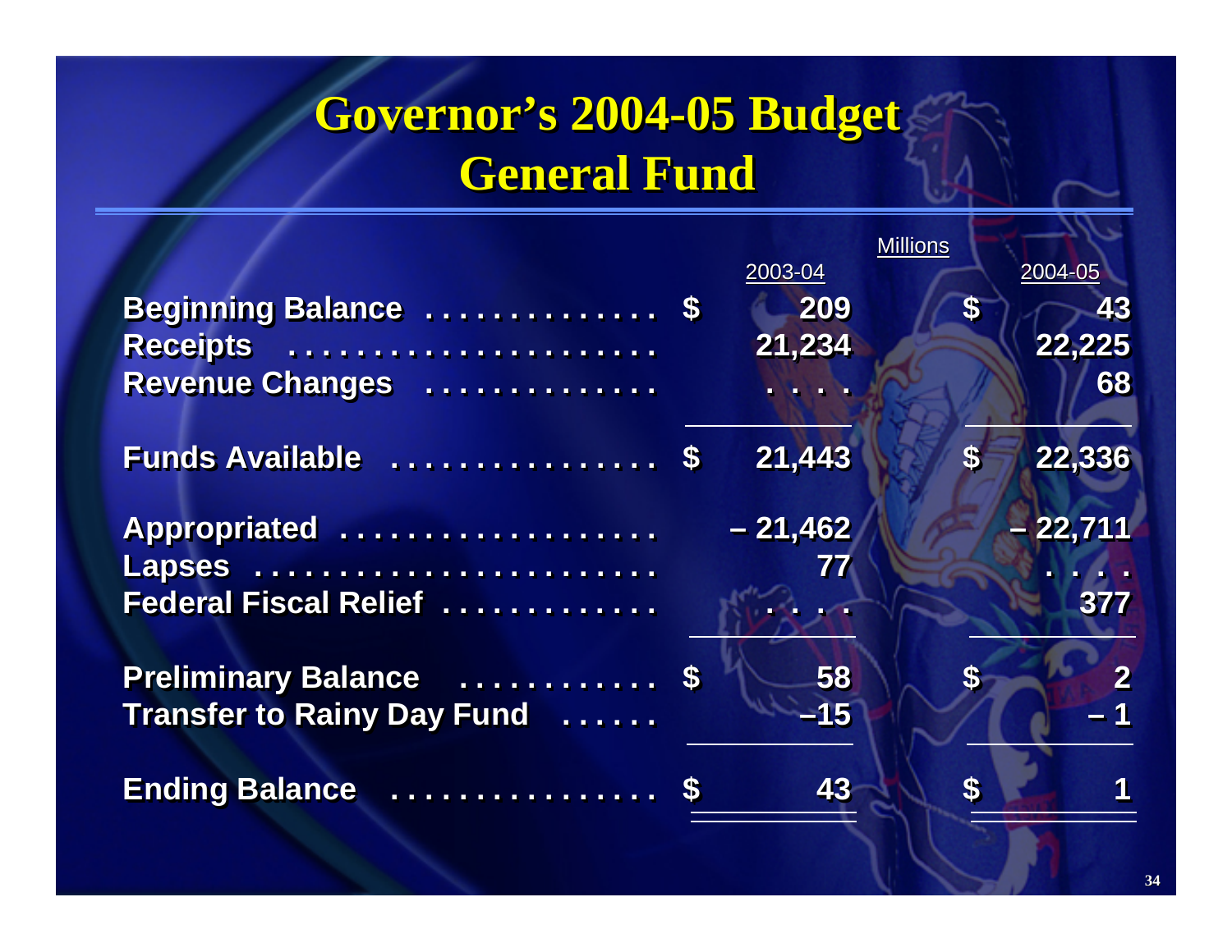# Governor's 2004-05 Budget
# General Fund

| | Millions 2003-04 | 2004-05 |
|---|---|---|
| Beginning Balance | $ 209 | $ 43 |
| Receipts | 21,234 | 22,225 |
| Revenue Changes | . . . . | 68 |
| Funds Available | $ 21,443 | $ 22,336 |
| Appropriated | – 21,462 | – 22,711 |
| Lapses | 77 | . . . . |
| Federal Fiscal Relief | . . . . | 377 |
| Preliminary Balance | $ 58 | $ 2 |
| Transfer to Rainy Day Fund | –15 | – 1 |
| Ending Balance | $ 43 | $ 1 |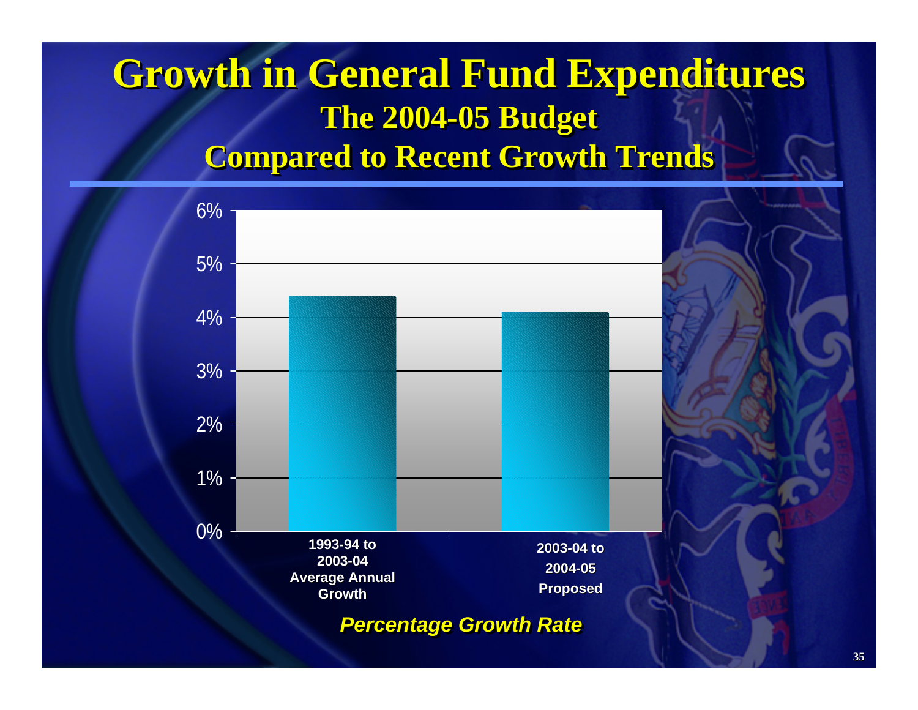# Growth in General Fund Expenditures

## The 2004-05 Budget
## Compared to Recent Growth Trends

| | Percentage Growth Rate |
|---|---|
| 1993-94 to 2003-04 Average Annual Growth | 4.4% |
| 2003-04 to 2004-05 Proposed | 4.1% |

*Percentage Growth Rate*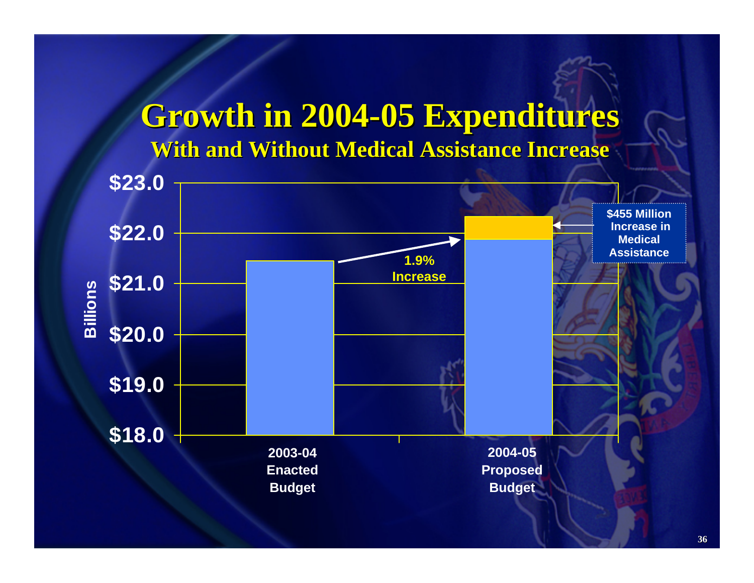# Growth in 2004-05 Expenditures

## With and Without Medical Assistance Increase

Billions

$23.0
$22.0
$21.0
$20.0
$19.0
$18.0

1.9% Increase

$455 Million Increase in Medical Assistance

2003-04 Enacted Budget

2004-05 Proposed Budget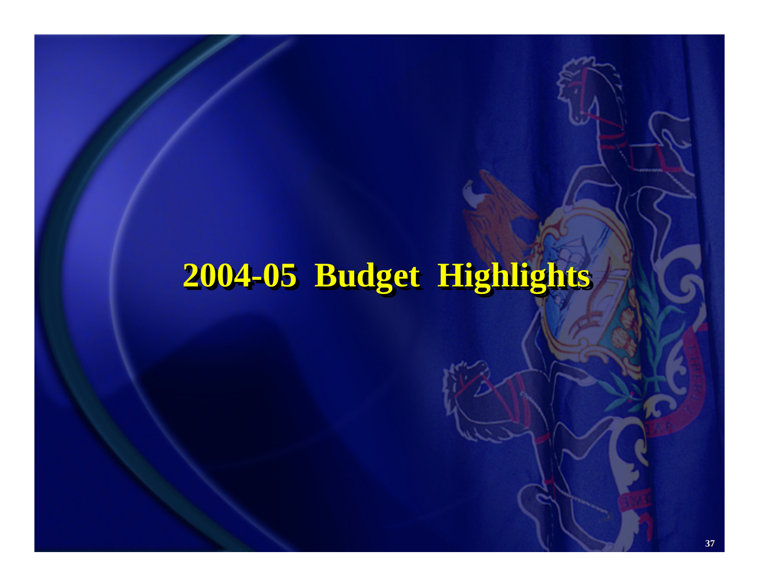# 2004-05 Budget Highlights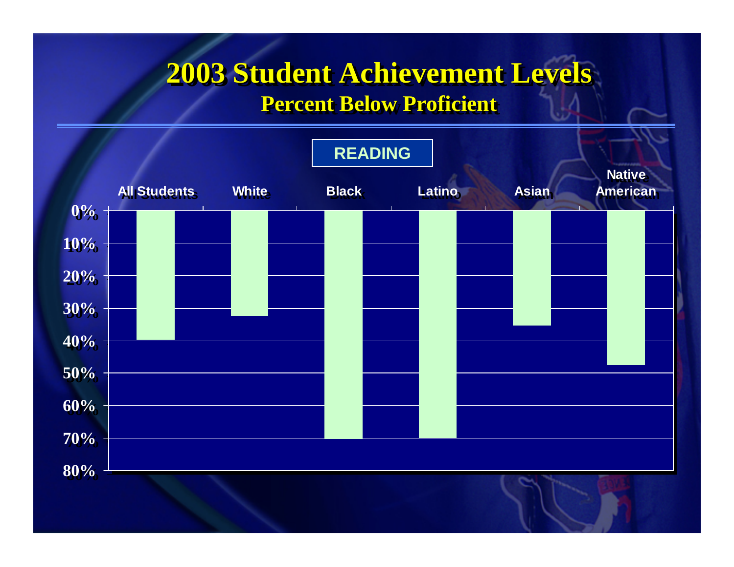# 2003 Student Achievement Levels

## Percent Below Proficient

**READING**

All Students | White | Black | Latino | Asian | Native American

0%
10%
20%
30%
40%
50%
60%
70%
80%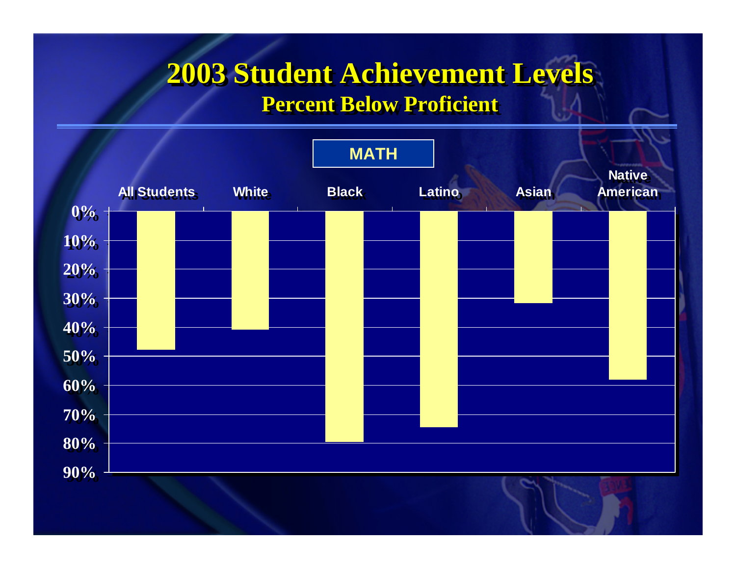# 2003 Student Achievement Levels

## Percent Below Proficient

**MATH**

All Students | White | Black | Latino | Asian | Native American

0% 10% 20% 30% 40% 50% 60% 70% 80% 90%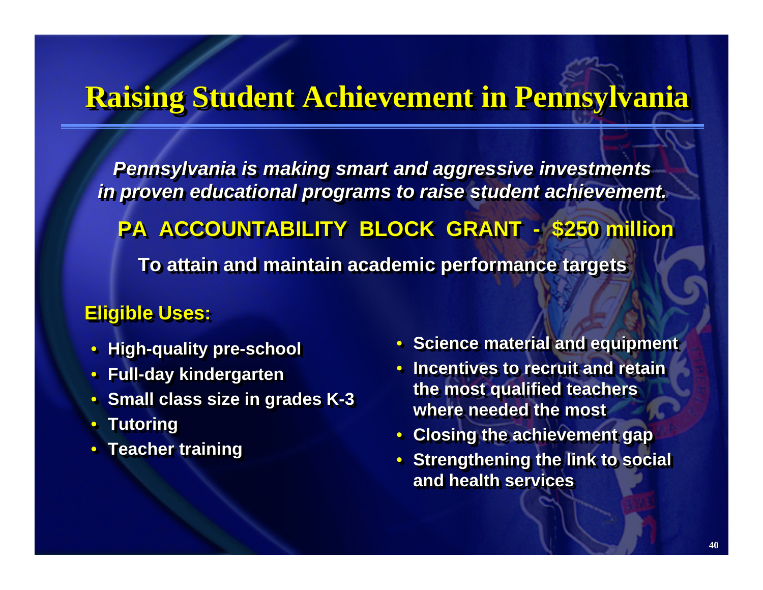# Raising Student Achievement in Pennsylvania

***Pennsylvania is making smart and aggressive investments in proven educational programs to raise student achievement.***

**PA ACCOUNTABILITY BLOCK GRANT - $250 million**

**To attain and maintain academic performance targets**

**Eligible Uses:**

- **High-quality pre-school**
- **Full-day kindergarten**
- **Small class size in grades K-3**
- **Tutoring**
- **Teacher training**
- **Science material and equipment**
- **Incentives to recruit and retain the most qualified teachers where needed the most**
- **Closing the achievement gap**
- **Strengthening the link to social and health services**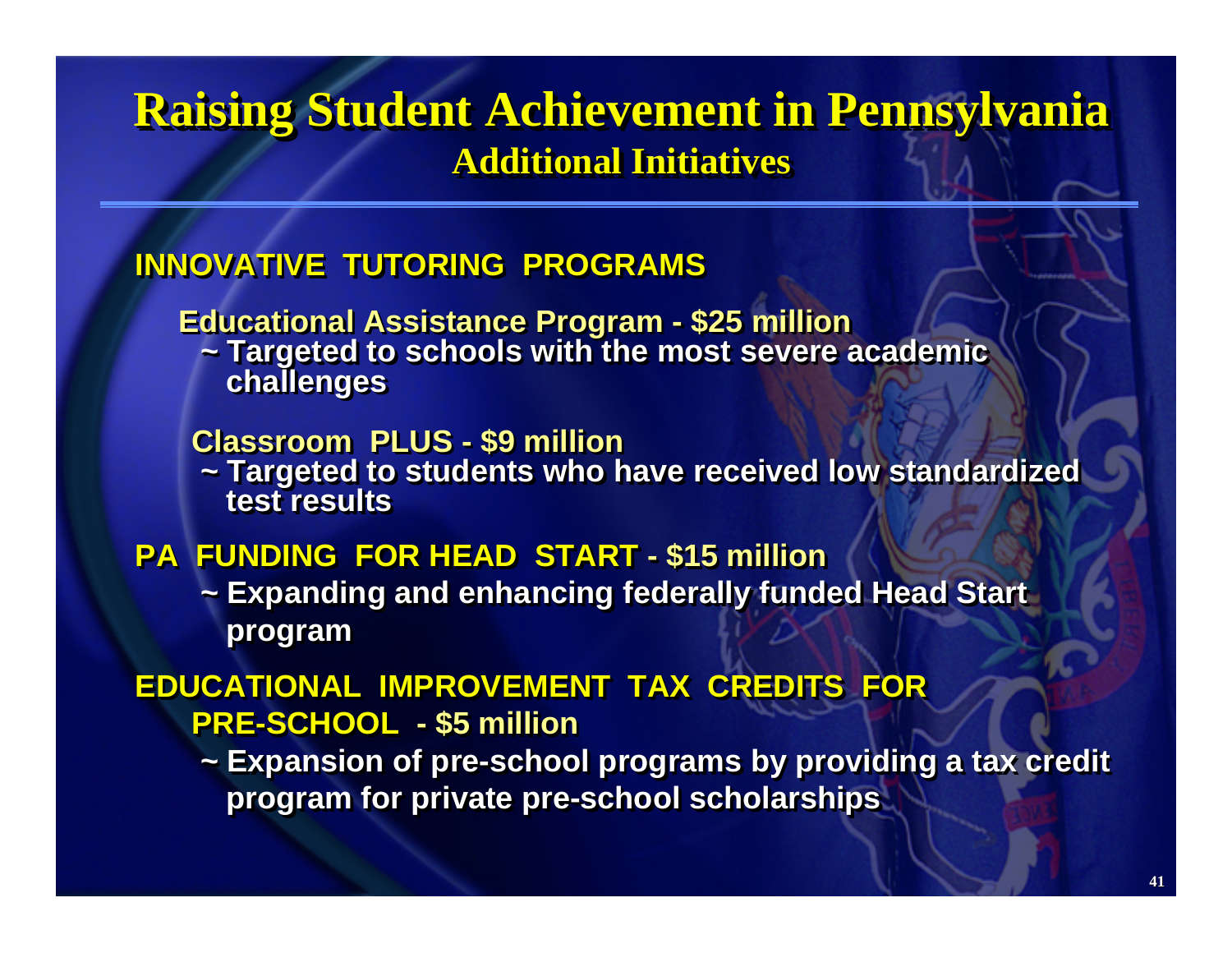# Raising Student Achievement in Pennsylvania

## Additional Initiatives

**INNOVATIVE TUTORING PROGRAMS**

**Educational Assistance Program - $25 million**
- ~ Targeted to schools with the most severe academic challenges

**Classroom PLUS - $9 million**
- ~ Targeted to students who have received low standardized test results

**PA FUNDING FOR HEAD START - $15 million**
- ~ Expanding and enhancing federally funded Head Start program

**EDUCATIONAL IMPROVEMENT TAX CREDITS FOR PRE-SCHOOL - $5 million**
- ~ Expansion of pre-school programs by providing a tax credit program for private pre-school scholarships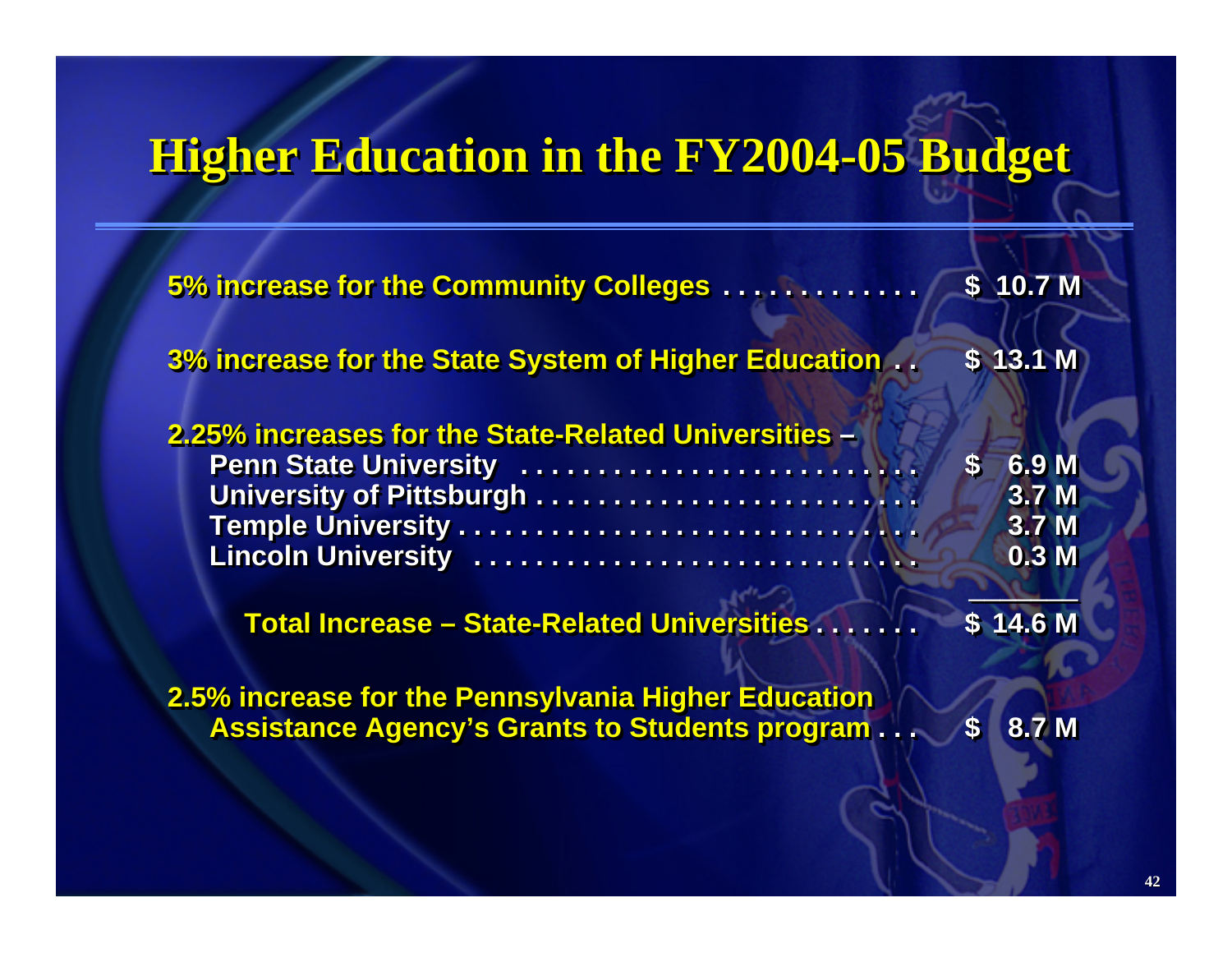# Higher Education in the FY2004-05 Budget

| Item | Amount |
|---|---|
| 5% increase for the Community Colleges | $ 10.7 M |
| 3% increase for the State System of Higher Education | $ 13.1 M |
| 2.25% increases for the State-Related Universities – | |
| Penn State University | $ 6.9 M |
| University of Pittsburgh | 3.7 M |
| Temple University | 3.7 M |
| Lincoln University | 0.3 M |
| Total Increase – State-Related Universities | $ 14.6 M |
| 2.5% increase for the Pennsylvania Higher Education Assistance Agency's Grants to Students program | $ 8.7 M |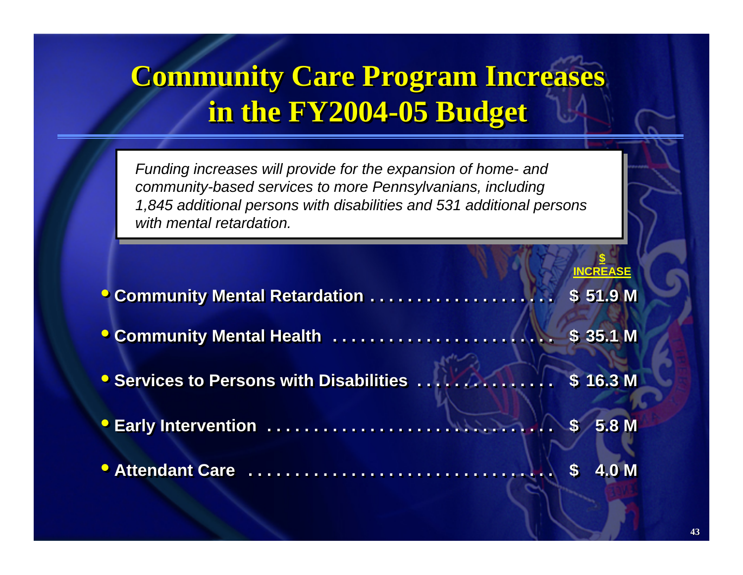# Community Care Program Increases in the FY2004-05 Budget

*Funding increases will provide for the expansion of home- and community-based services to more Pennsylvanians, including 1,845 additional persons with disabilities and 531 additional persons with mental retardation.*

| | $ INCREASE |
|---|---|
| • **Community Mental Retardation** | **$ 51.9 M** |
| • **Community Mental Health** | **$ 35.1 M** |
| • **Services to Persons with Disabilities** | **$ 16.3 M** |
| • **Early Intervention** | **$ 5.8 M** |
| • **Attendant Care** | **$ 4.0 M** |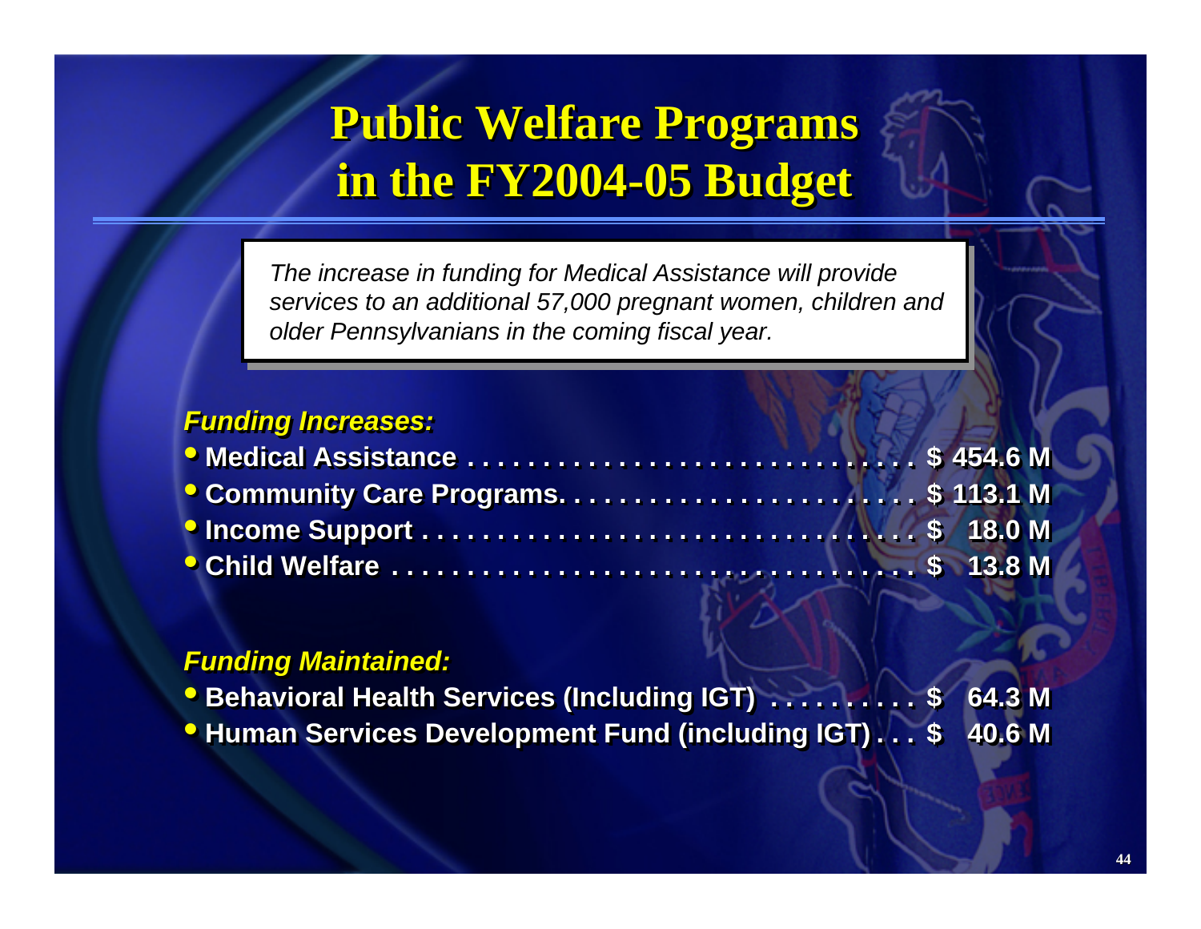# Public Welfare Programs in the FY2004-05 Budget

*The increase in funding for Medical Assistance will provide services to an additional 57,000 pregnant women, children and older Pennsylvanians in the coming fiscal year.*

***Funding Increases:***

- **Medical Assistance . . . . . . . . . . . . . . . . . . . . . . . . . . . . . . $ 454.6 M**
- **Community Care Programs. . . . . . . . . . . . . . . . . . . . . . . . $ 113.1 M**
- **Income Support . . . . . . . . . . . . . . . . . . . . . . . . . . . . . . . . $ 18.0 M**
- **Child Welfare . . . . . . . . . . . . . . . . . . . . . . . . . . . . . . . . . . $ 13.8 M**

***Funding Maintained:***

- **Behavioral Health Services (Including IGT) . . . . . . . . . . $ 64.3 M**
- **Human Services Development Fund (including IGT) . . . $ 40.6 M**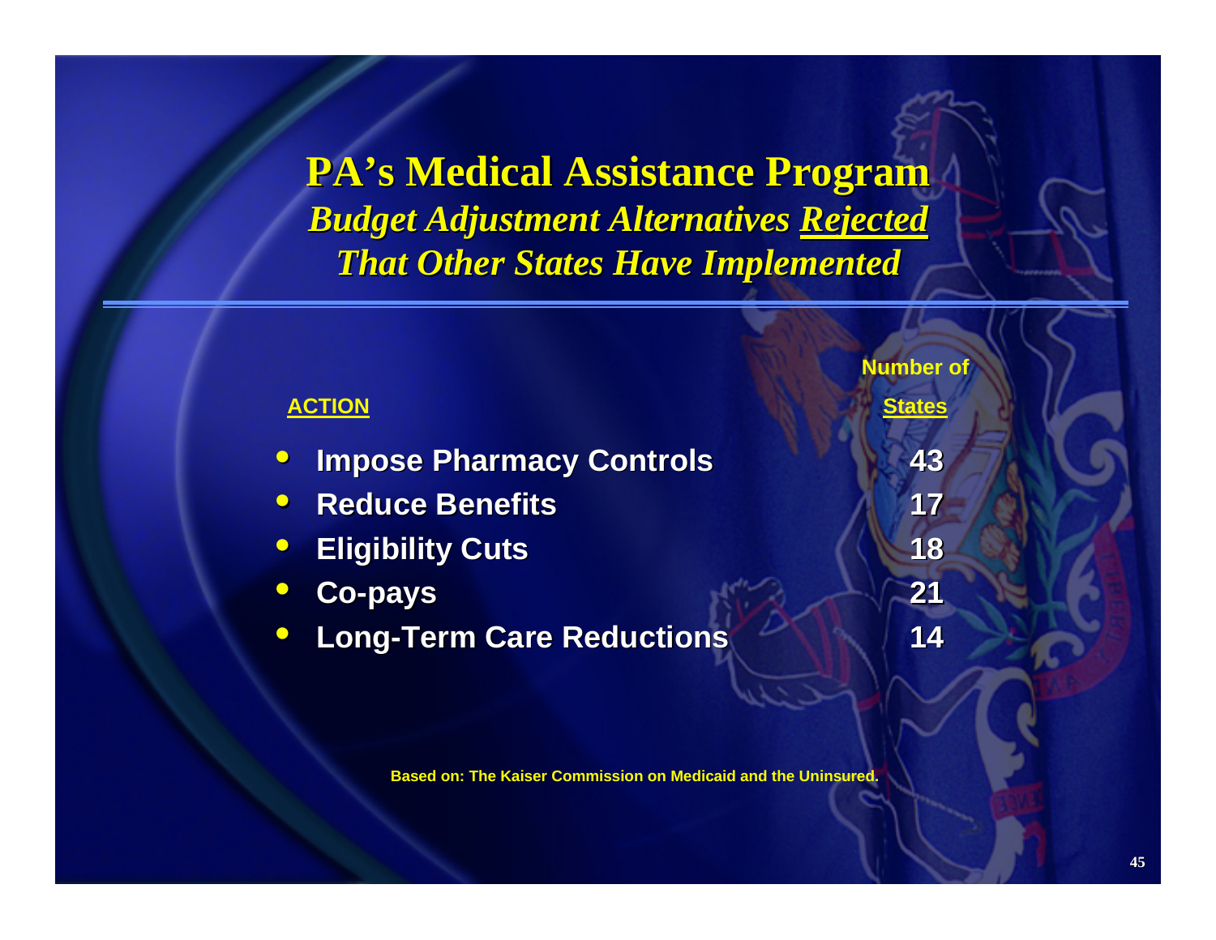# PA's Medical Assistance Program

## *Budget Adjustment Alternatives Rejected That Other States Have Implemented*

| ACTION | Number of States |
|---|---|
| Impose Pharmacy Controls | 43 |
| Reduce Benefits | 17 |
| Eligibility Cuts | 18 |
| Co-pays | 21 |
| Long-Term Care Reductions | 14 |

**Based on: The Kaiser Commission on Medicaid and the Uninsured.**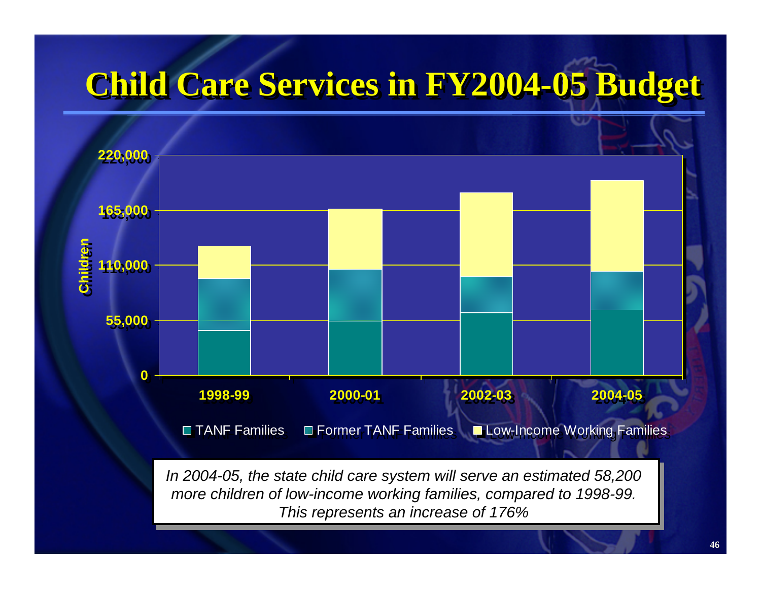# Child Care Services in FY2004-05 Budget

Children

220,000

165,000

110,000

55,000

0

1998-99 | 2000-01 | 2002-03 | 2004-05

TANF Families | Former TANF Families | Low-Income Working Families

*In 2004-05, the state child care system will serve an estimated 58,200 more children of low-income working families, compared to 1998-99. This represents an increase of 176%*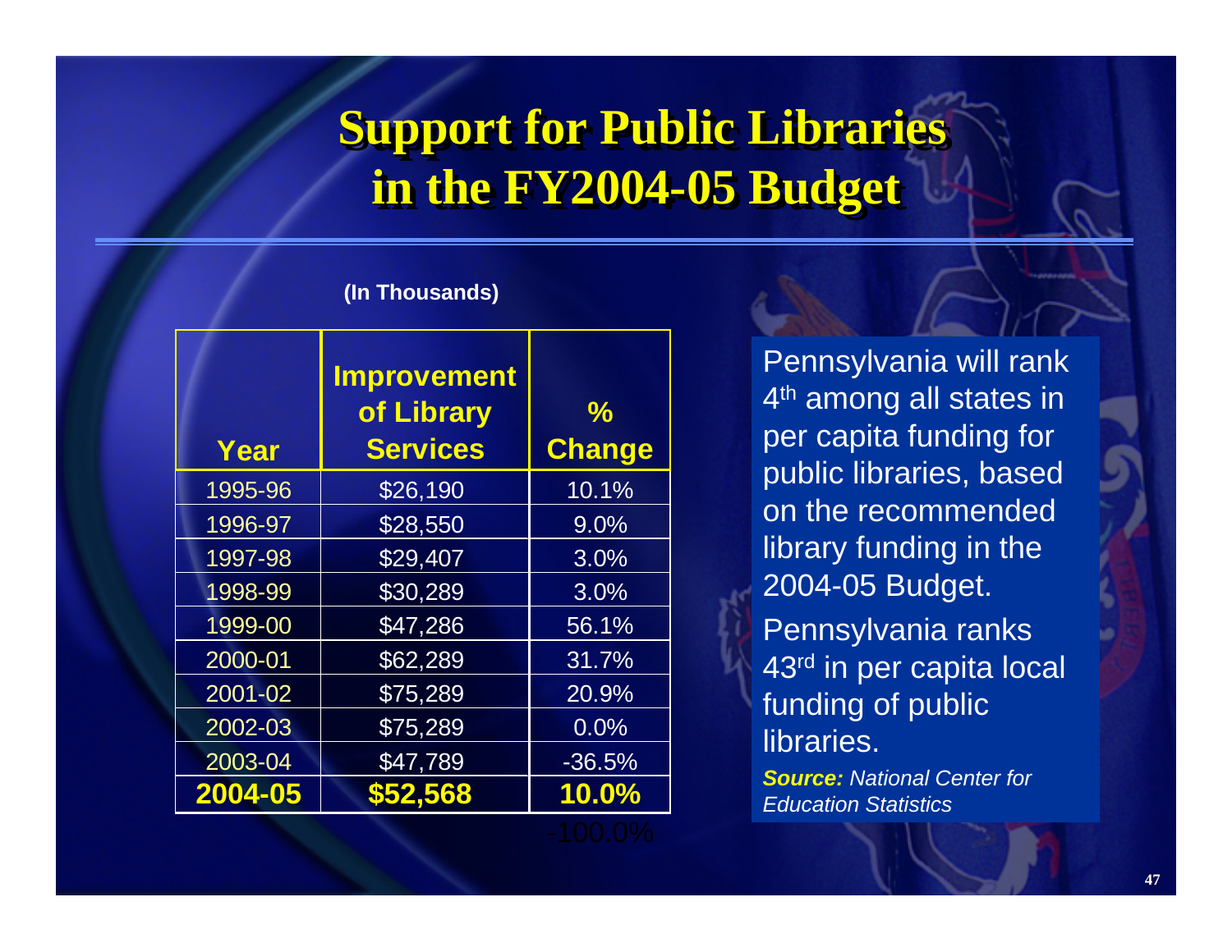# Support for Public Libraries in the FY2004-05 Budget

**(In Thousands)**

| Year | Improvement of Library Services | % Change |
|---|---|---|
| 1995-96 | $26,190 | 10.1% |
| 1996-97 | $28,550 | 9.0% |
| 1997-98 | $29,407 | 3.0% |
| 1998-99 | $30,289 | 3.0% |
| 1999-00 | $47,286 | 56.1% |
| 2000-01 | $62,289 | 31.7% |
| 2001-02 | $75,289 | 20.9% |
| 2002-03 | $75,289 | 0.0% |
| 2003-04 | $47,789 | -36.5% |
| **2004-05** | **$52,568** | **10.0%** |

-100.0%

Pennsylvania will rank 4th among all states in per capita funding for public libraries, based on the recommended library funding in the 2004-05 Budget.

Pennsylvania ranks 43rd in per capita local funding of public libraries.

***Source:*** *National Center for Education Statistics*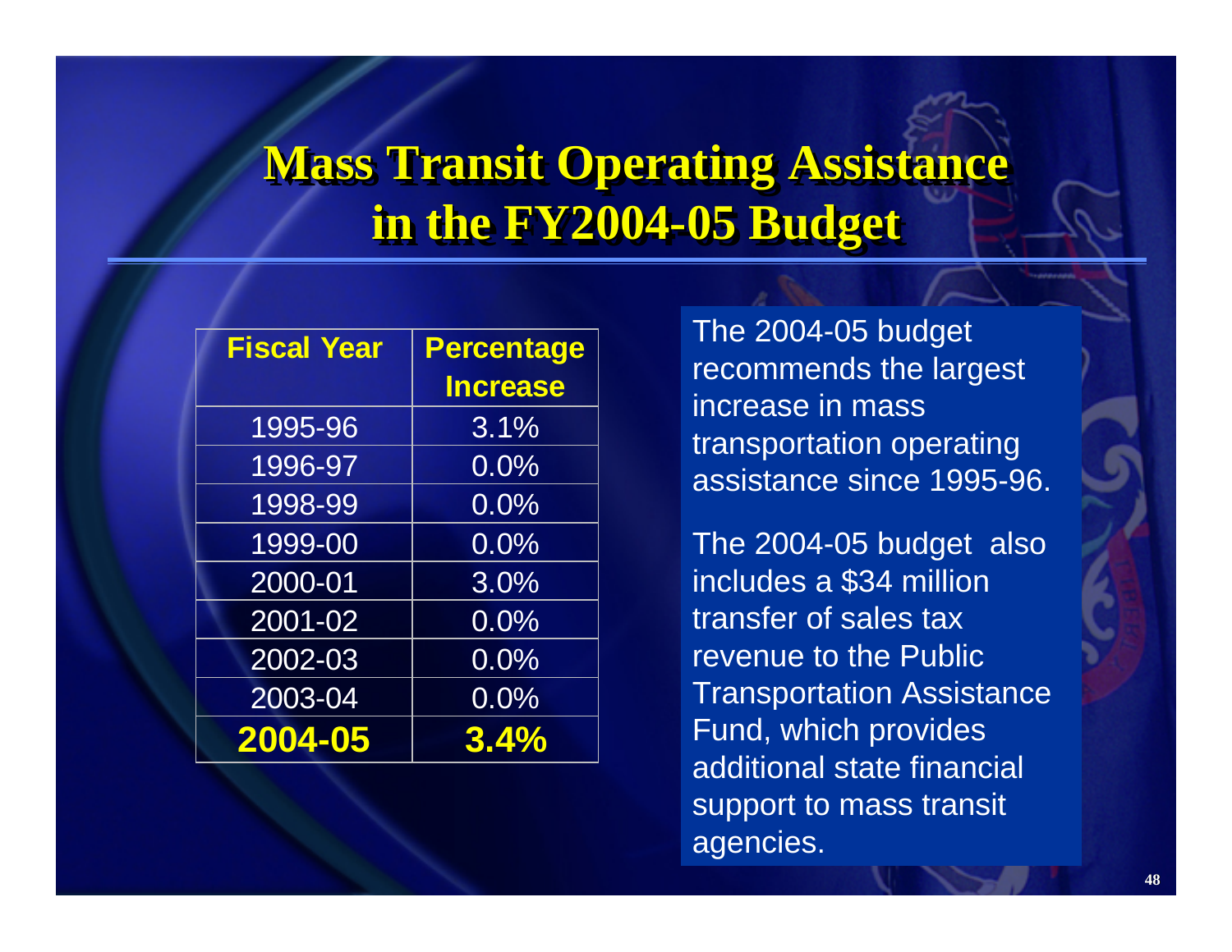# Mass Transit Operating Assistance in the FY2004-05 Budget

| Fiscal Year | Percentage Increase |
|---|---|
| 1995-96 | 3.1% |
| 1996-97 | 0.0% |
| 1998-99 | 0.0% |
| 1999-00 | 0.0% |
| 2000-01 | 3.0% |
| 2001-02 | 0.0% |
| 2002-03 | 0.0% |
| 2003-04 | 0.0% |
| **2004-05** | **3.4%** |

The 2004-05 budget recommends the largest increase in mass transportation operating assistance since 1995-96.

The 2004-05 budget also includes a $34 million transfer of sales tax revenue to the Public Transportation Assistance Fund, which provides additional state financial support to mass transit agencies.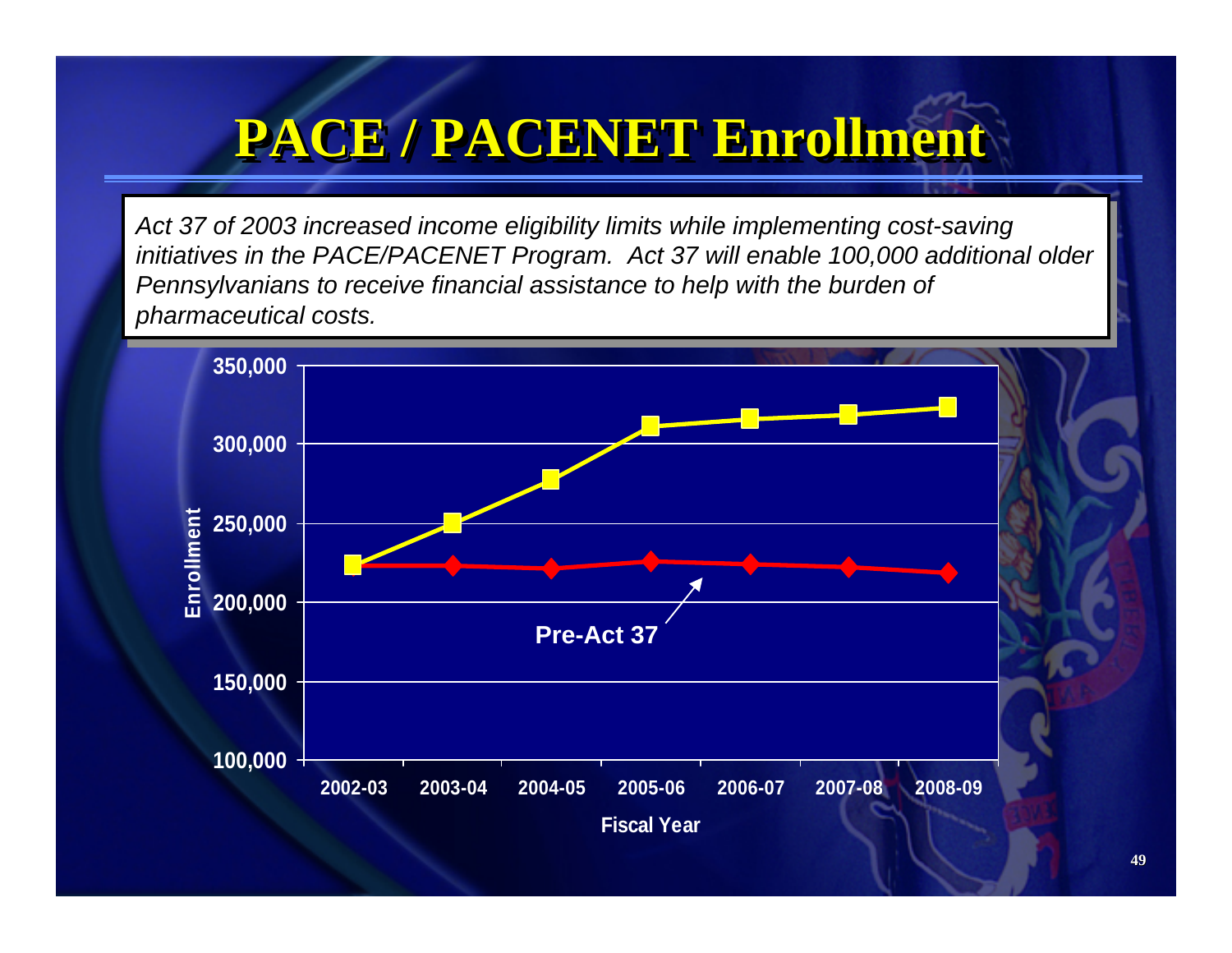# PACE / PACENET Enrollment

*Act 37 of 2003 increased income eligibility limits while implementing cost-saving initiatives in the PACE/PACENET Program. Act 37 will enable 100,000 additional older Pennsylvanians to receive financial assistance to help with the burden of pharmaceutical costs.*

Enrollment

350,000
300,000
250,000
200,000
150,000
100,000

Pre-Act 37

2002-03 2003-04 2004-05 2005-06 2006-07 2007-08 2008-09

Fiscal Year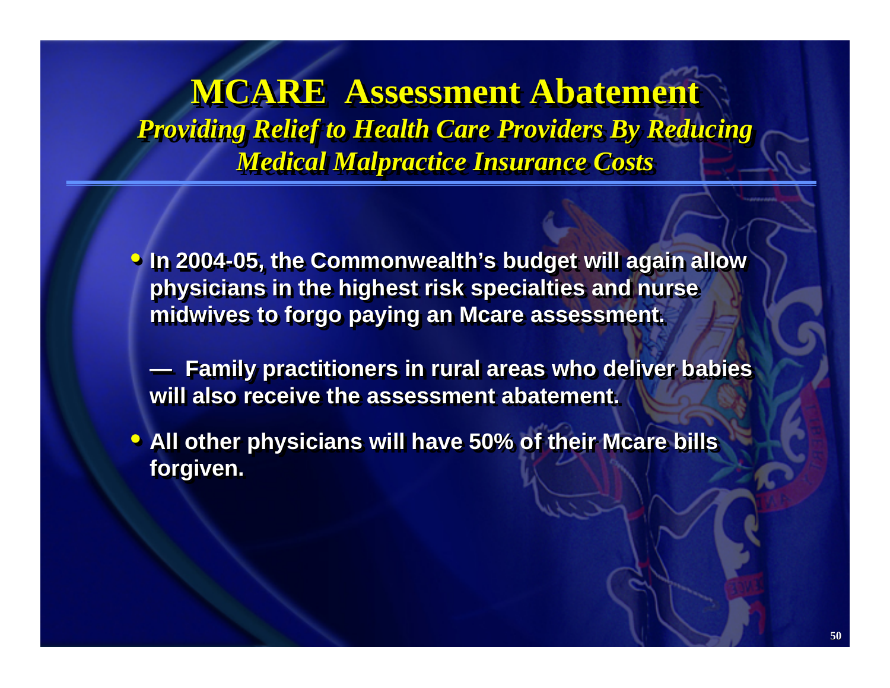# MCARE Assessment Abatement

***Providing Relief to Health Care Providers By Reducing Medical Malpractice Insurance Costs***

- **In 2004-05, the Commonwealth's budget will again allow physicians in the highest risk specialties and nurse midwives to forgo paying an Mcare assessment.**

  **— Family practitioners in rural areas who deliver babies will also receive the assessment abatement.**

- **All other physicians will have 50% of their Mcare bills forgiven.**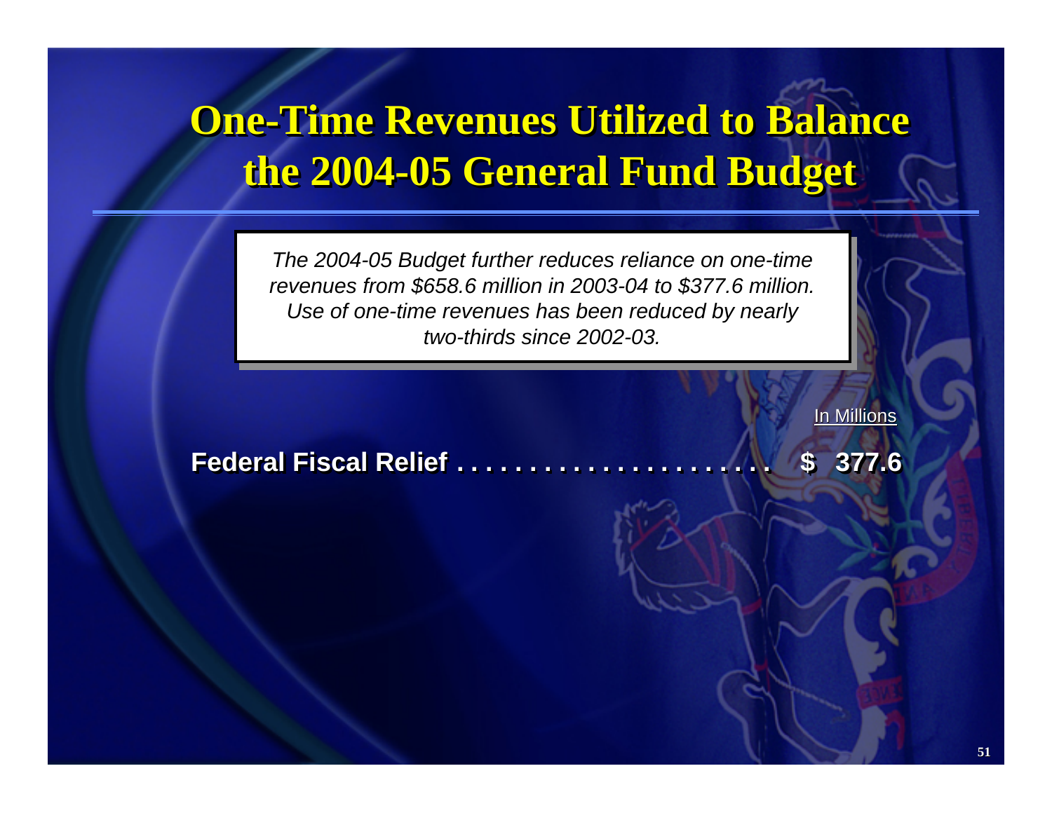# One-Time Revenues Utilized to Balance the 2004-05 General Fund Budget

*The 2004-05 Budget further reduces reliance on one-time revenues from $658.6 million in 2003-04 to $377.6 million. Use of one-time revenues has been reduced by nearly two-thirds since 2002-03.*

| | In Millions |
|---|---|
| **Federal Fiscal Relief . . . . . . . . . . . . . . . . . . . . . .** | **$ 377.6** |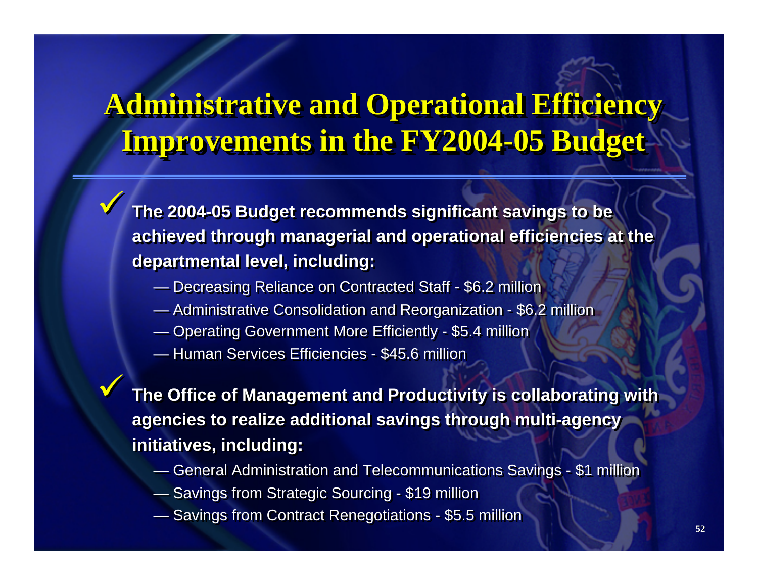# Administrative and Operational Efficiency Improvements in the FY2004-05 Budget

- **The 2004-05 Budget recommends significant savings to be achieved through managerial and operational efficiencies at the departmental level, including:**
  - Decreasing Reliance on Contracted Staff - $6.2 million
  - Administrative Consolidation and Reorganization - $6.2 million
  - Operating Government More Efficiently - $5.4 million
  - Human Services Efficiencies - $45.6 million

- **The Office of Management and Productivity is collaborating with agencies to realize additional savings through multi-agency initiatives, including:**
  - General Administration and Telecommunications Savings - $1 million
  - Savings from Strategic Sourcing - $19 million
  - Savings from Contract Renegotiations - $5.5 million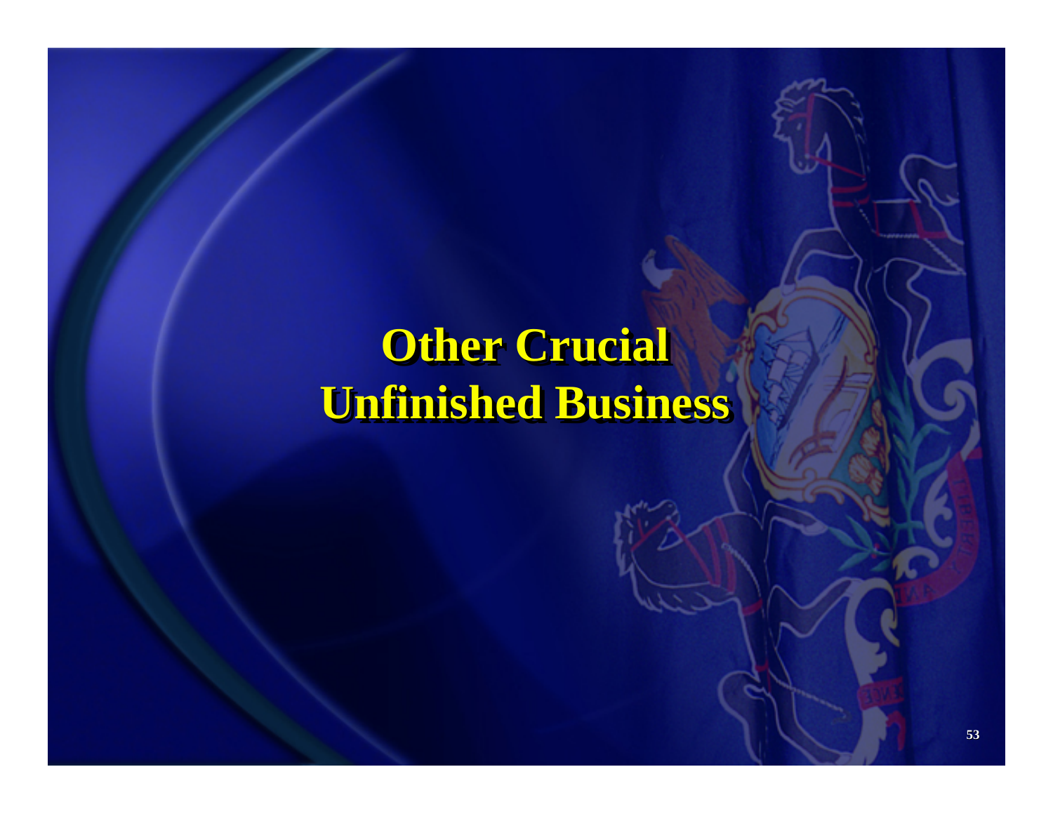# Other Crucial Unfinished Business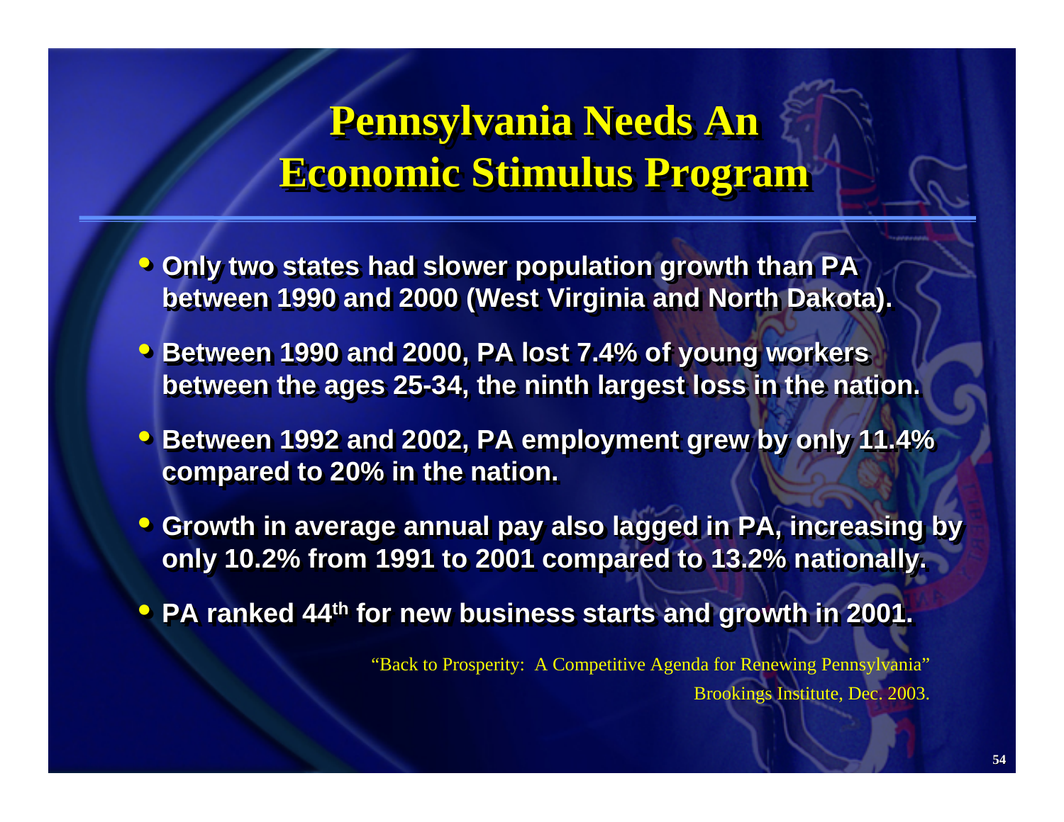# Pennsylvania Needs An Economic Stimulus Program

- Only two states had slower population growth than PA between 1990 and 2000 (West Virginia and North Dakota).
- Between 1990 and 2000, PA lost 7.4% of young workers between the ages 25-34, the ninth largest loss in the nation.
- Between 1992 and 2002, PA employment grew by only 11.4% compared to 20% in the nation.
- Growth in average annual pay also lagged in PA, increasing by only 10.2% from 1991 to 2001 compared to 13.2% nationally.
- PA ranked 44th for new business starts and growth in 2001.

"Back to Prosperity: A Competitive Agenda for Renewing Pennsylvania"
Brookings Institute, Dec. 2003.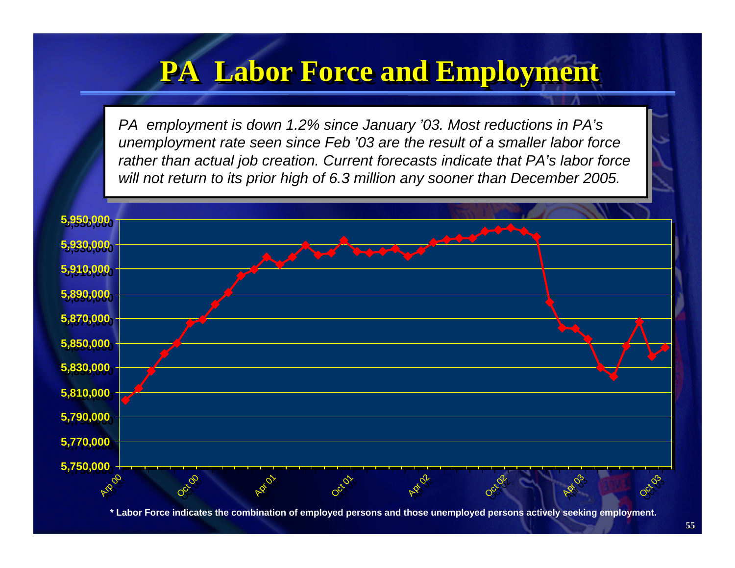# PA Labor Force and Employment

*PA employment is down 1.2% since January '03. Most reductions in PA's unemployment rate seen since Feb '03 are the result of a smaller labor force rather than actual job creation. Current forecasts indicate that PA's labor force will not return to its prior high of 6.3 million any sooner than December 2005.*

5,950,000
5,930,000
5,910,000
5,890,000
5,870,000
5,850,000
5,830,000
5,810,000
5,790,000
5,770,000
5,750,000

Arp 00 · Oct 00 · Apr 01 · Oct 01 · Apr 02 · Oct 02 · Apr 03 · Oct 03

**\* Labor Force indicates the combination of employed persons and those unemployed persons actively seeking employment.**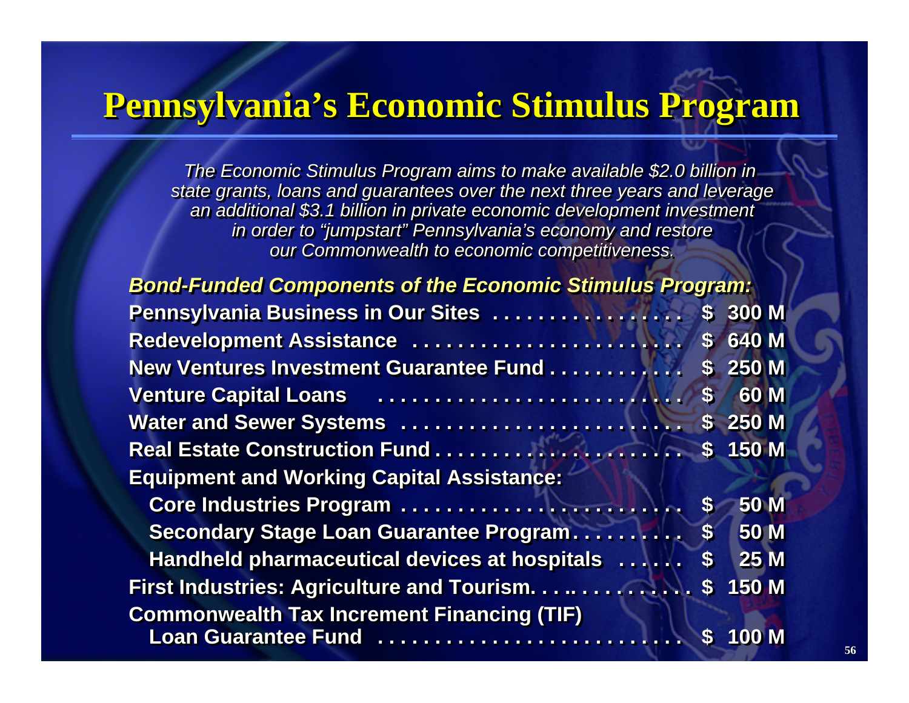# Pennsylvania's Economic Stimulus Program

*The Economic Stimulus Program aims to make available $2.0 billion in state grants, loans and guarantees over the next three years and leverage an additional $3.1 billion in private economic development investment in order to "jumpstart" Pennsylvania's economy and restore our Commonwealth to economic competitiveness.*

***Bond-Funded Components of the Economic Stimulus Program:***

| Component | Amount |
|---|---|
| **Pennsylvania Business in Our Sites** | **$ 300 M** |
| **Redevelopment Assistance** | **$ 640 M** |
| **New Ventures Investment Guarantee Fund** | **$ 250 M** |
| **Venture Capital Loans** | **$ 60 M** |
| **Water and Sewer Systems** | **$ 250 M** |
| **Real Estate Construction Fund** | **$ 150 M** |
| **Equipment and Working Capital Assistance:** | |
| **Core Industries Program** | **$ 50 M** |
| **Secondary Stage Loan Guarantee Program** | **$ 50 M** |
| **Handheld pharmaceutical devices at hospitals** | **$ 25 M** |
| **First Industries: Agriculture and Tourism** | **$ 150 M** |
| **Commonwealth Tax Increment Financing (TIF) Loan Guarantee Fund** | **$ 100 M** |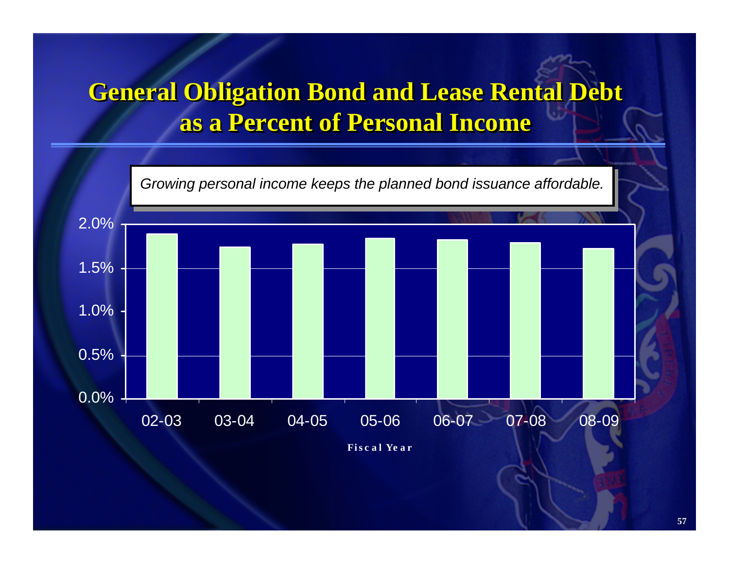# General Obligation Bond and Lease Rental Debt as a Percent of Personal Income

*Growing personal income keeps the planned bond issuance affordable.*

| Fiscal Year | 02-03 | 03-04 | 04-05 | 05-06 | 06-07 | 07-08 | 08-09 |
|---|---|---|---|---|---|---|---|

Fiscal Year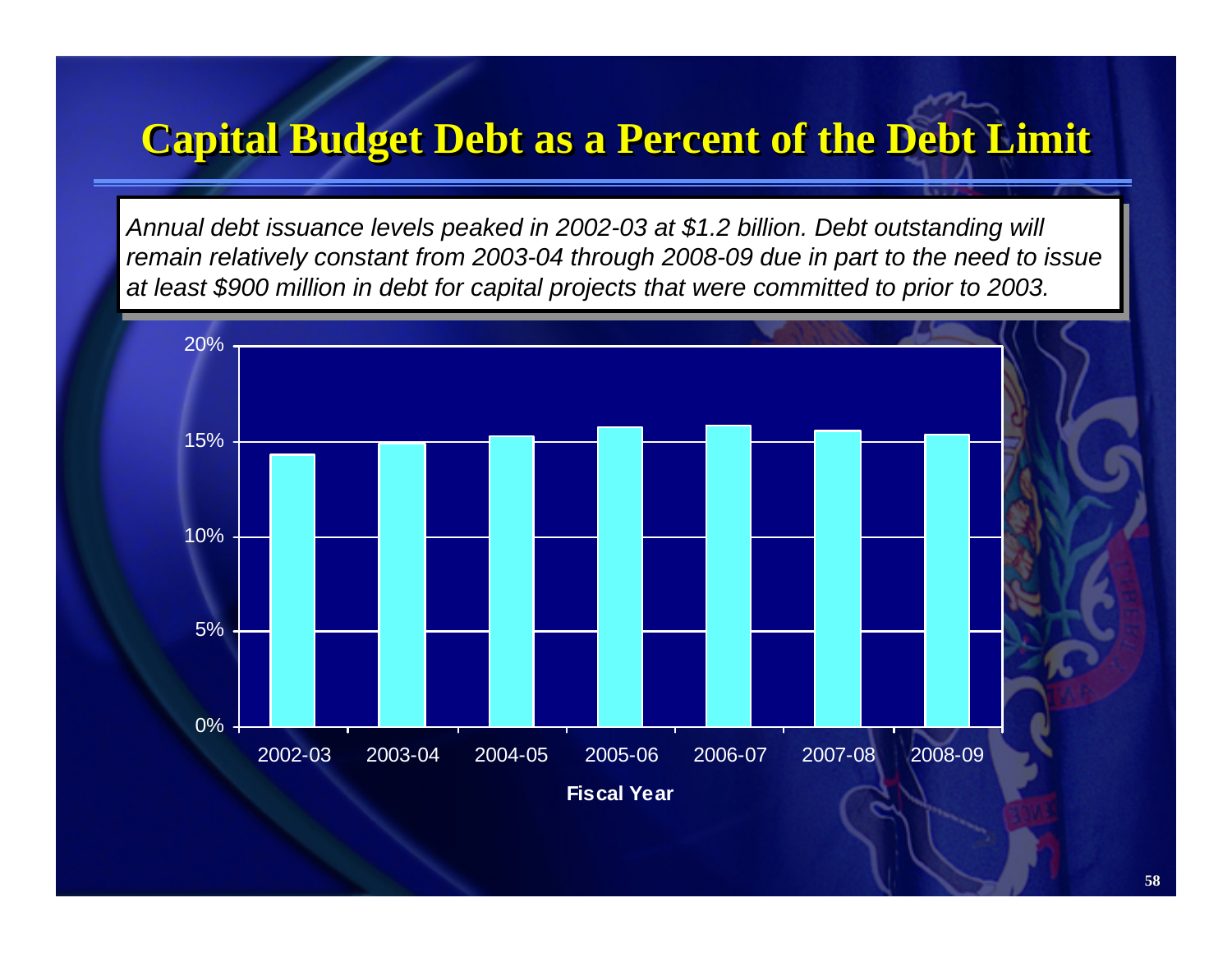# Capital Budget Debt as a Percent of the Debt Limit

*Annual debt issuance levels peaked in 2002-03 at $1.2 billion. Debt outstanding will remain relatively constant from 2003-04 through 2008-09 due in part to the need to issue at least $900 million in debt for capital projects that were committed to prior to 2003.*

20%
15%
10%
5%
0%

2002-03 2003-04 2004-05 2005-06 2006-07 2007-08 2008-09

**Fiscal Year**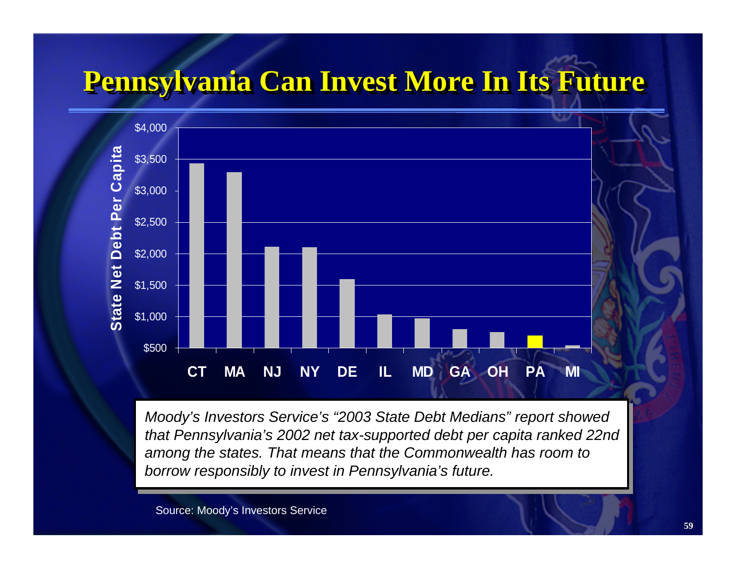# Pennsylvania Can Invest More In Its Future

State Net Debt Per Capita

| State | State Net Debt Per Capita |
|---|---|
| CT | ~$3,430 |
| MA | ~$3,290 |
| NJ | ~$2,110 |
| NY | ~$2,100 |
| DE | ~$1,590 |
| IL | ~$1,030 |
| MD | ~$970 |
| GA | ~$800 |
| OH | ~$750 |
| PA | ~$700 |
| MI | ~$540 |

*Moody's Investors Service's "2003 State Debt Medians" report showed that Pennsylvania's 2002 net tax-supported debt per capita ranked 22nd among the states. That means that the Commonwealth has room to borrow responsibly to invest in Pennsylvania's future.*

Source: Moody's Investors Service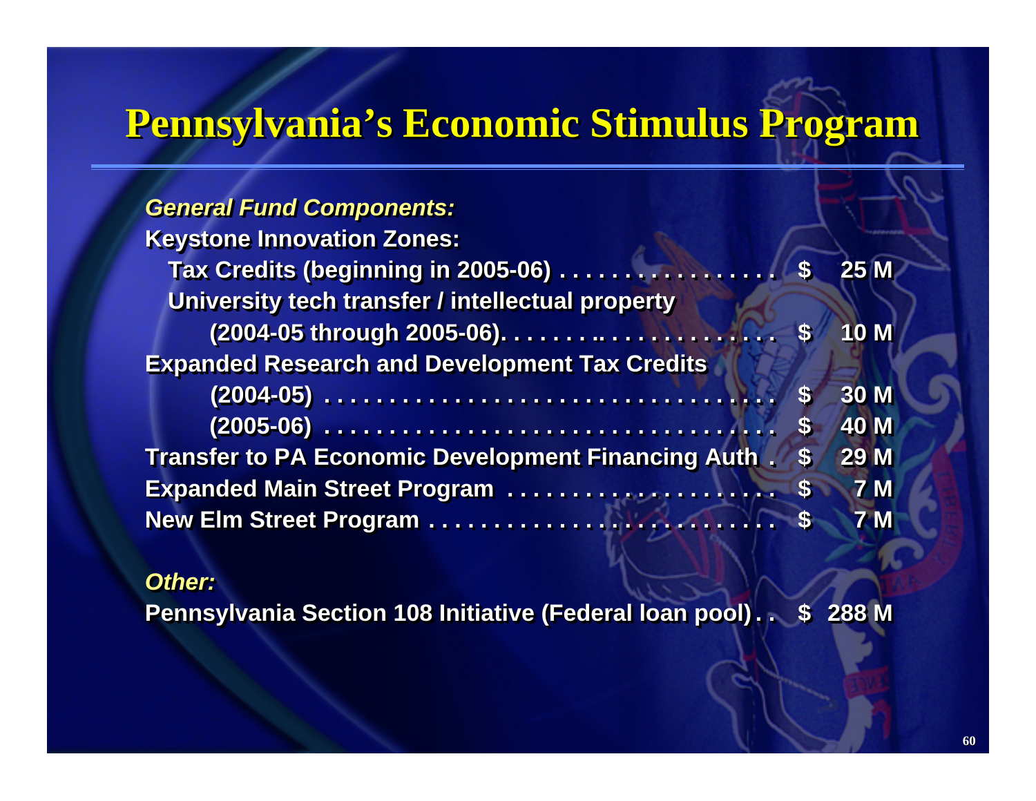# Pennsylvania's Economic Stimulus Program

*General Fund Components:*

| Item | Amount |
|---|---|
| **Keystone Innovation Zones:** | |
| Tax Credits (beginning in 2005-06) | $ 25 M |
| University tech transfer / intellectual property (2004-05 through 2005-06) | $ 10 M |
| **Expanded Research and Development Tax Credits** | |
| (2004-05) | $ 30 M |
| (2005-06) | $ 40 M |
| Transfer to PA Economic Development Financing Auth | $ 29 M |
| Expanded Main Street Program | $ 7 M |
| New Elm Street Program | $ 7 M |

*Other:*

| Item | Amount |
|---|---|
| Pennsylvania Section 108 Initiative (Federal loan pool) | $ 288 M |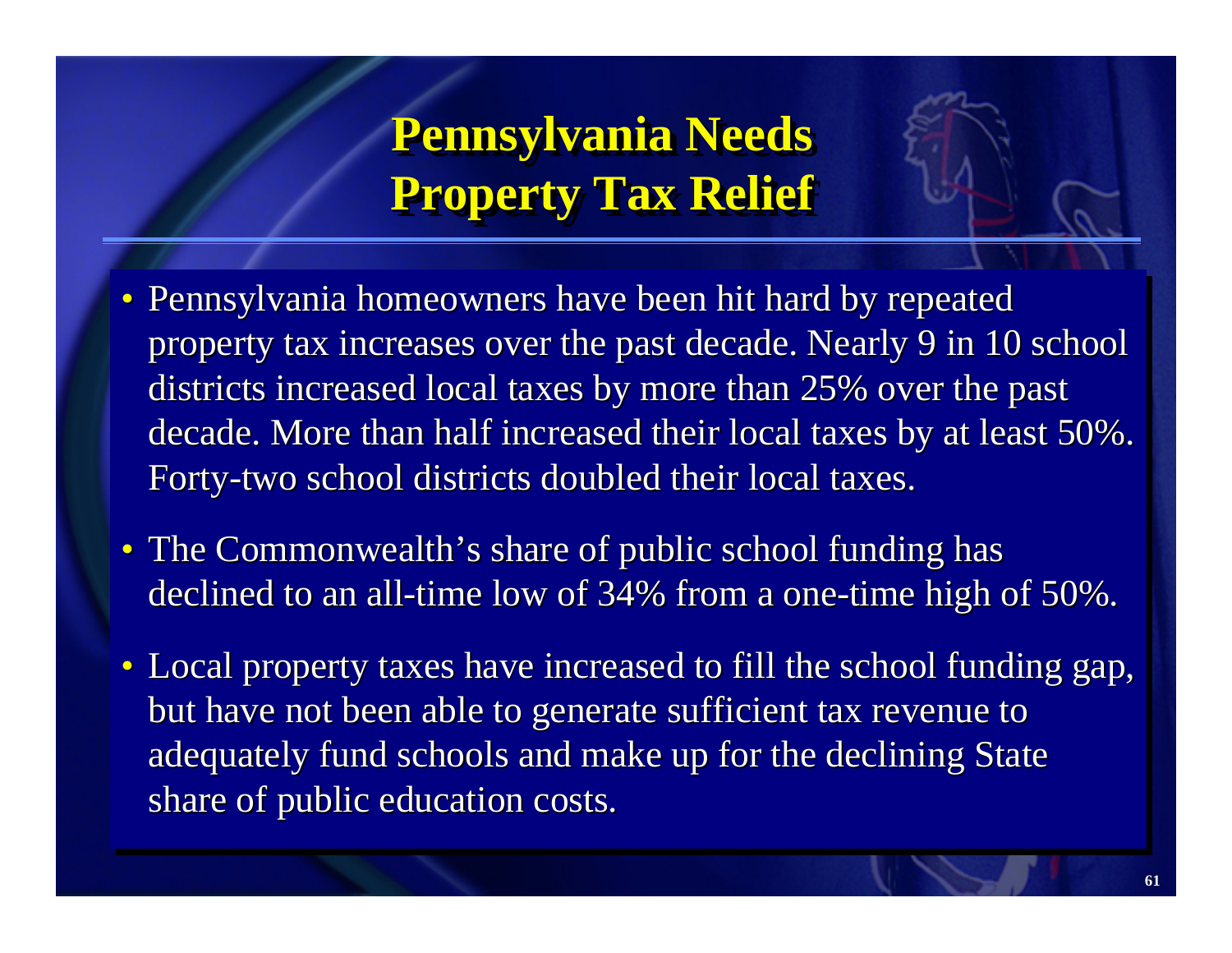# Pennsylvania Needs Property Tax Relief

- Pennsylvania homeowners have been hit hard by repeated property tax increases over the past decade. Nearly 9 in 10 school districts increased local taxes by more than 25% over the past decade. More than half increased their local taxes by at least 50%. Forty-two school districts doubled their local taxes.
- The Commonwealth's share of public school funding has declined to an all-time low of 34% from a one-time high of 50%.
- Local property taxes have increased to fill the school funding gap, but have not been able to generate sufficient tax revenue to adequately fund schools and make up for the declining State share of public education costs.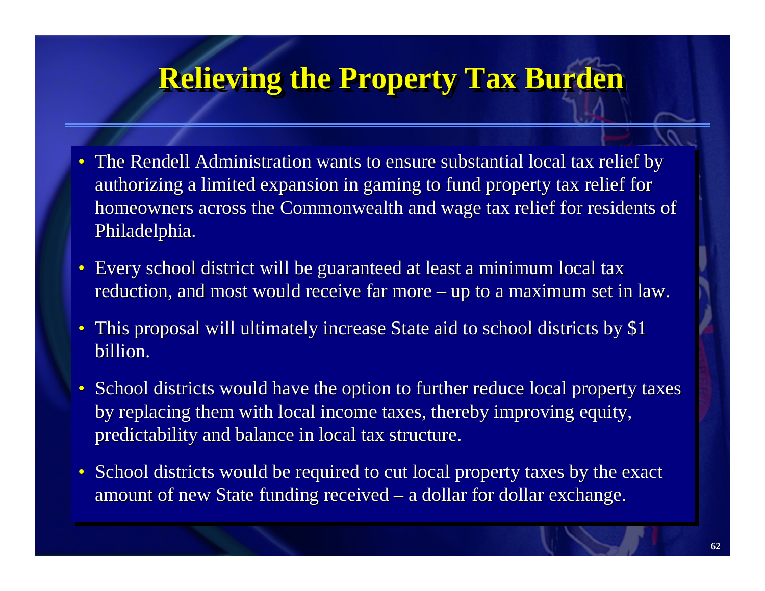# Relieving the Property Tax Burden

- The Rendell Administration wants to ensure substantial local tax relief by authorizing a limited expansion in gaming to fund property tax relief for homeowners across the Commonwealth and wage tax relief for residents of Philadelphia.
- Every school district will be guaranteed at least a minimum local tax reduction, and most would receive far more – up to a maximum set in law.
- This proposal will ultimately increase State aid to school districts by $1 billion.
- School districts would have the option to further reduce local property taxes by replacing them with local income taxes, thereby improving equity, predictability and balance in local tax structure.
- School districts would be required to cut local property taxes by the exact amount of new State funding received – a dollar for dollar exchange.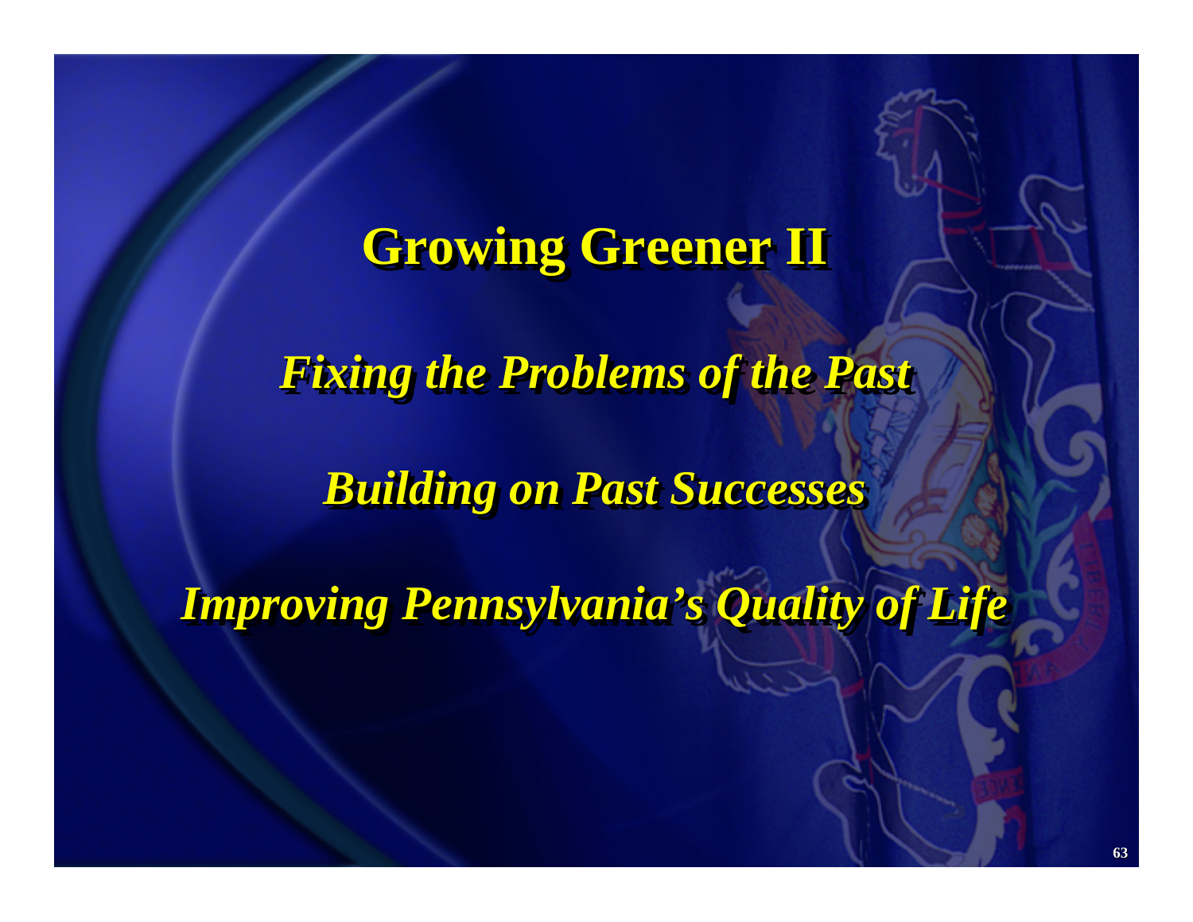# Growing Greener II

*Fixing the Problems of the Past*

*Building on Past Successes*

*Improving Pennsylvania's Quality of Life*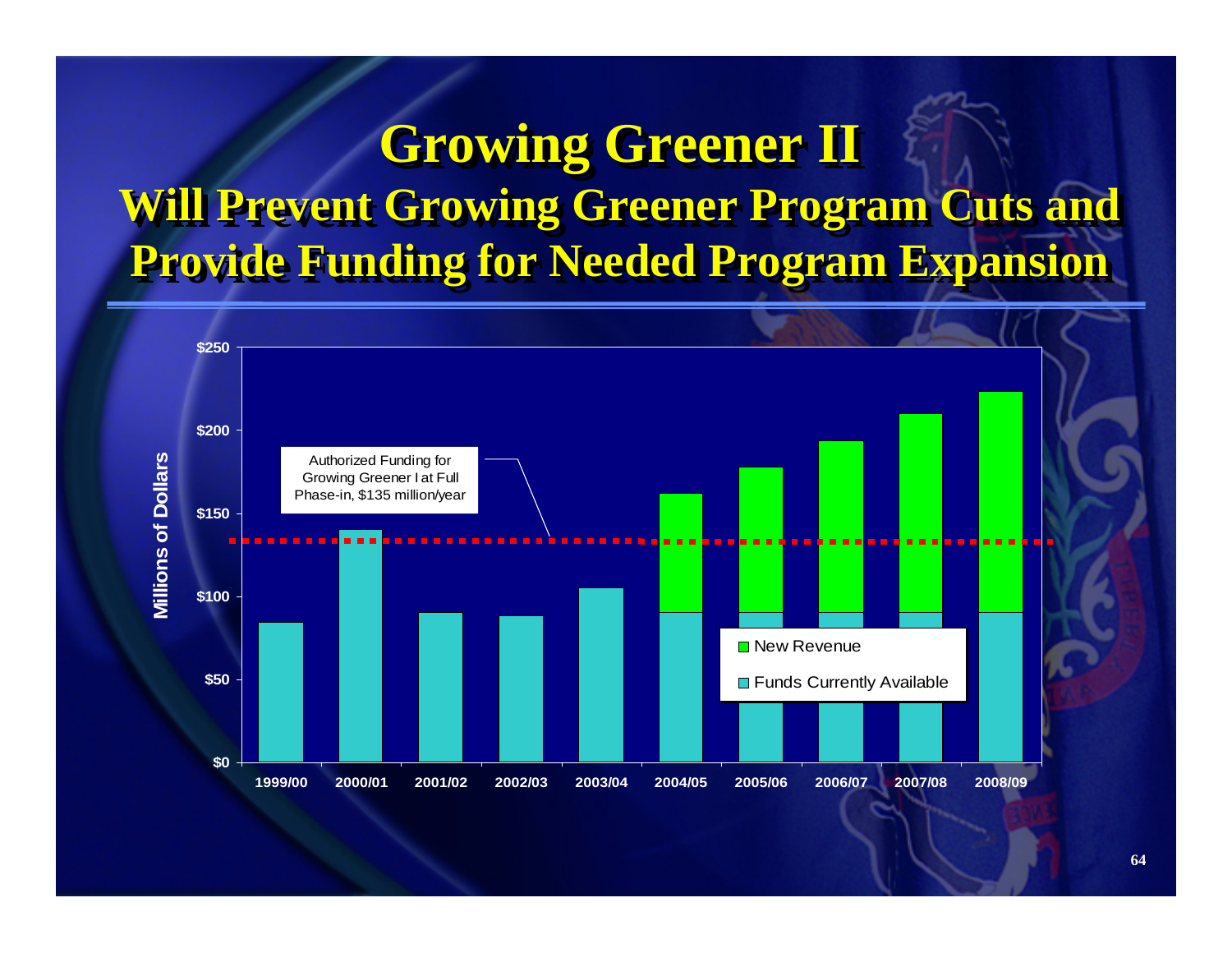# Growing Greener II

## Will Prevent Growing Greener Program Cuts and Provide Funding for Needed Program Expansion

Millions of Dollars

$250
$200
$150
$100
$50
$0

Authorized Funding for Growing Greener I at Full Phase-in, $135 million/year

■ New Revenue

■ Funds Currently Available

1999/00 2000/01 2001/02 2002/03 2003/04 2004/05 2005/06 2006/07 2007/08 2008/09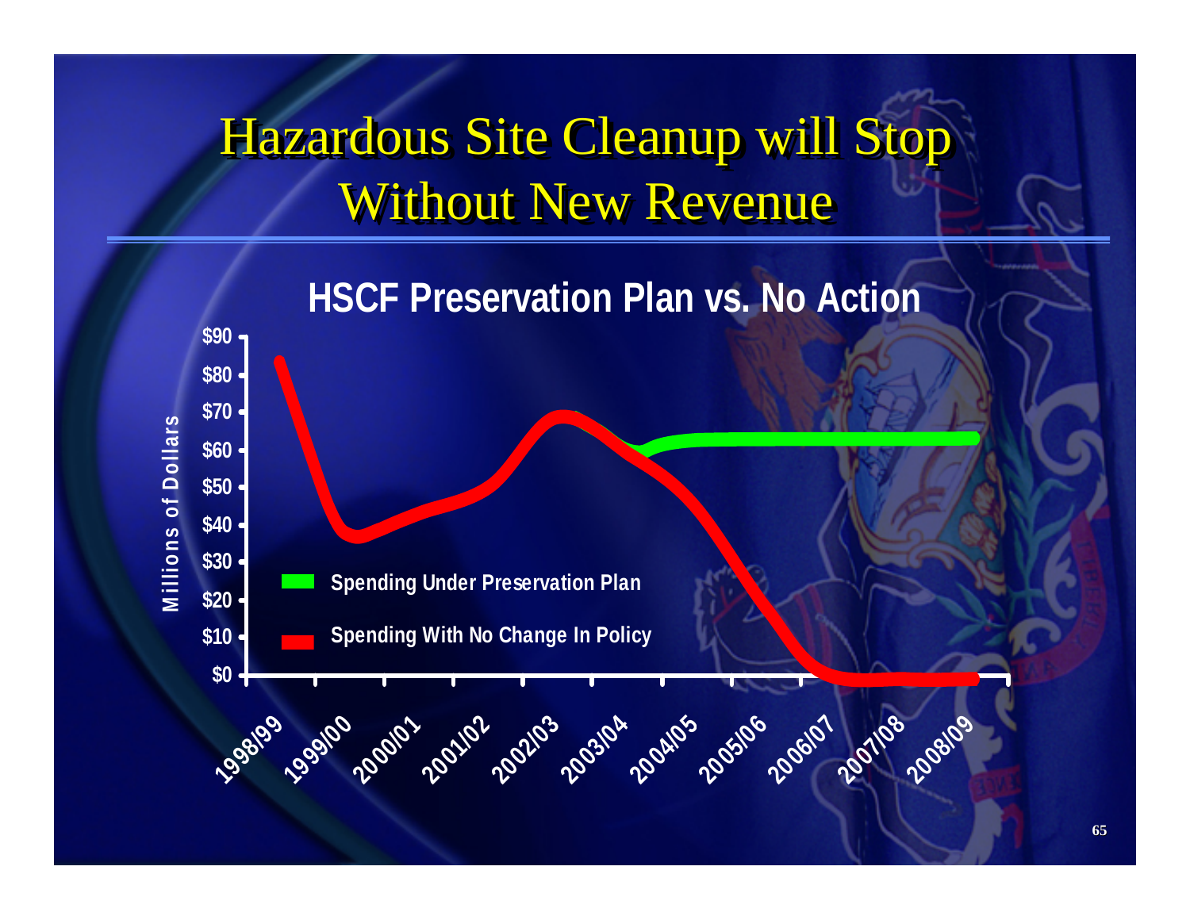# Hazardous Site Cleanup will Stop Without New Revenue

## HSCF Preservation Plan vs. No Action

Millions of Dollars

$90
$80
$70
$60
$50
$40
$30
$20
$10
$0

1998/99 1999/00 2000/01 2001/02 2002/03 2003/04 2004/05 2005/06 2006/07 2007/08 2008/09

- Spending Under Preservation Plan
- Spending With No Change In Policy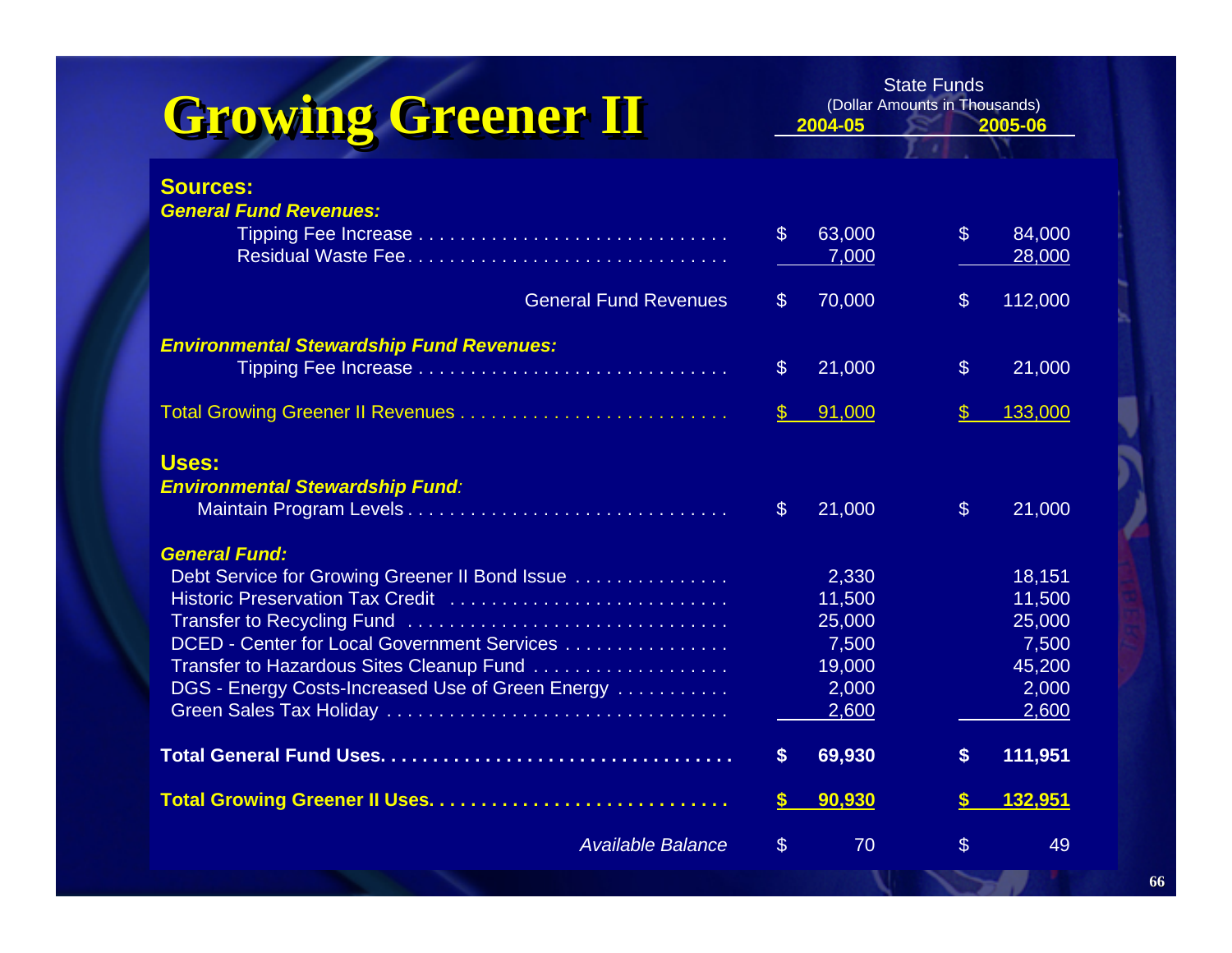# Growing Greener II

State Funds
(Dollar Amounts in Thousands)

| | 2004-05 | 2005-06 |
|---|---|---|
| **Sources:** | | |
| ***General Fund Revenues:*** | | |
| Tipping Fee Increase | $ 63,000 | $ 84,000 |
| Residual Waste Fee | 7,000 | 28,000 |
| General Fund Revenues | $ 70,000 | $ 112,000 |
| ***Environmental Stewardship Fund Revenues:*** | | |
| Tipping Fee Increase | $ 21,000 | $ 21,000 |
| Total Growing Greener II Revenues | $ 91,000 | $ 133,000 |
| **Uses:** | | |
| ***Environmental Stewardship Fund:*** | | |
| Maintain Program Levels | $ 21,000 | $ 21,000 |
| ***General Fund:*** | | |
| Debt Service for Growing Greener II Bond Issue | 2,330 | 18,151 |
| Historic Preservation Tax Credit | 11,500 | 11,500 |
| Transfer to Recycling Fund | 25,000 | 25,000 |
| DCED - Center for Local Government Services | 7,500 | 7,500 |
| Transfer to Hazardous Sites Cleanup Fund | 19,000 | 45,200 |
| DGS - Energy Costs-Increased Use of Green Energy | 2,000 | 2,000 |
| Green Sales Tax Holiday | 2,600 | 2,600 |
| **Total General Fund Uses** | **$ 69,930** | **$ 111,951** |
| **Total Growing Greener II Uses** | **$ 90,930** | **$ 132,951** |
| *Available Balance* | $ 70 | $ 49 |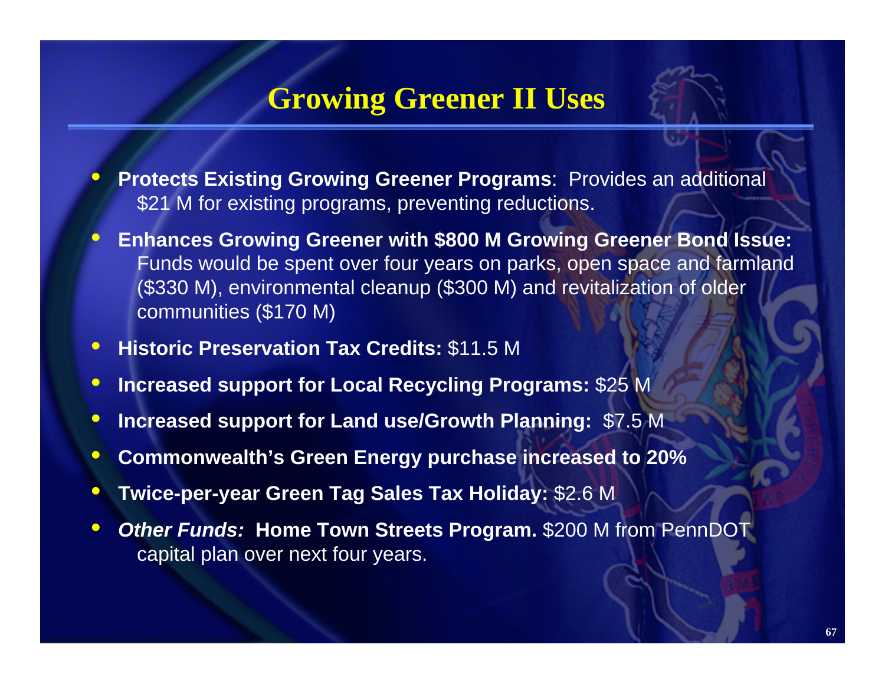# Growing Greener II Uses

- **Protects Existing Growing Greener Programs**: Provides an additional $21 M for existing programs, preventing reductions.
- **Enhances Growing Greener with $800 M Growing Greener Bond Issue:** Funds would be spent over four years on parks, open space and farmland ($330 M), environmental cleanup ($300 M) and revitalization of older communities ($170 M)
- **Historic Preservation Tax Credits:** $11.5 M
- **Increased support for Local Recycling Programs:** $25 M
- **Increased support for Land use/Growth Planning:** $7.5 M
- **Commonwealth's Green Energy purchase increased to 20%**
- **Twice-per-year Green Tag Sales Tax Holiday:** $2.6 M
- ***Other Funds:*** **Home Town Streets Program.** $200 M from PennDOT capital plan over next four years.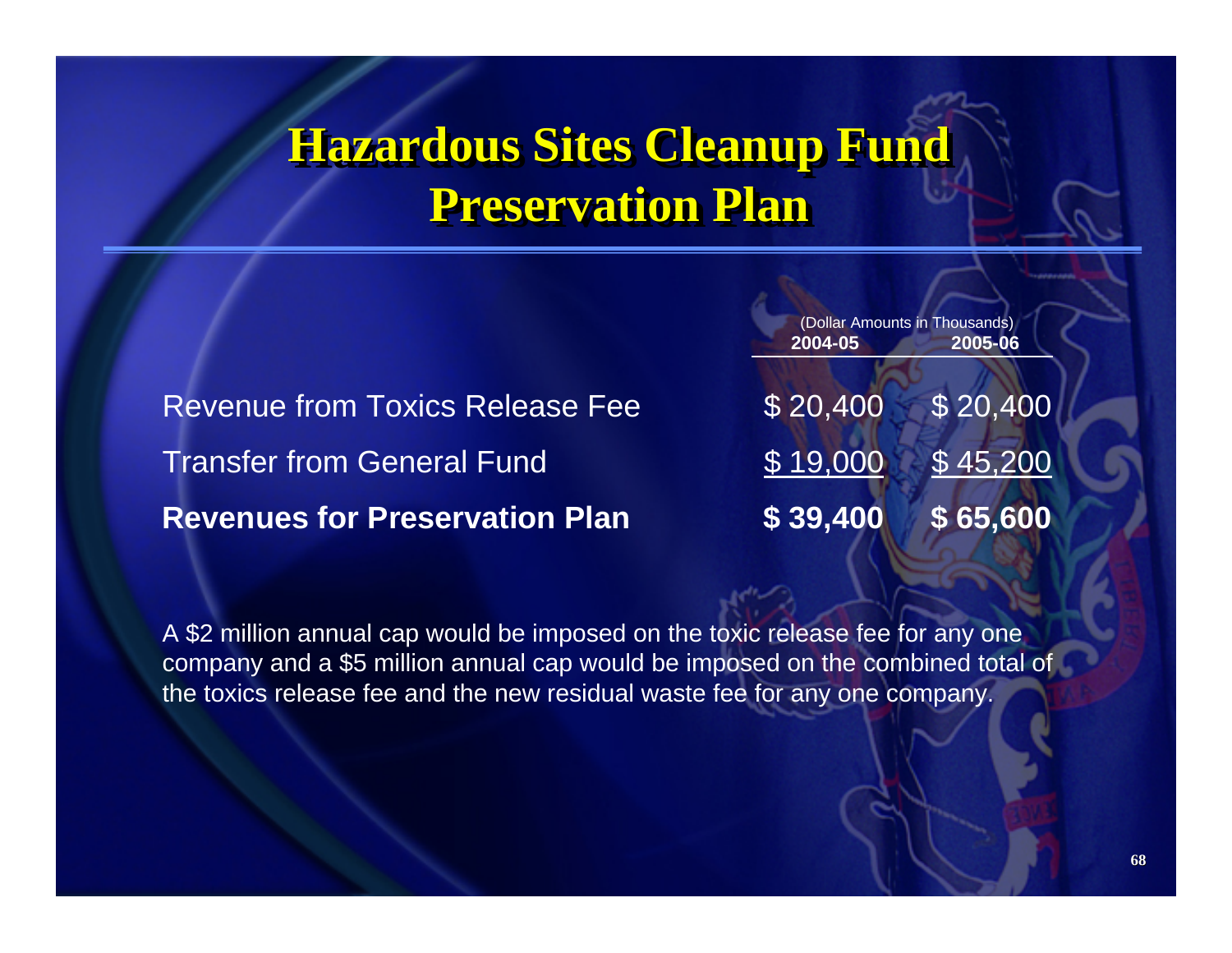# Hazardous Sites Cleanup Fund Preservation Plan

(Dollar Amounts in Thousands)

| | 2004-05 | 2005-06 |
|---|---|---|
| Revenue from Toxics Release Fee | $ 20,400 | $ 20,400 |
| Transfer from General Fund | $ 19,000 | $ 45,200 |
| **Revenues for Preservation Plan** | **$ 39,400** | **$ 65,600** |

A $2 million annual cap would be imposed on the toxic release fee for any one company and a $5 million annual cap would be imposed on the combined total of the toxics release fee and the new residual waste fee for any one company.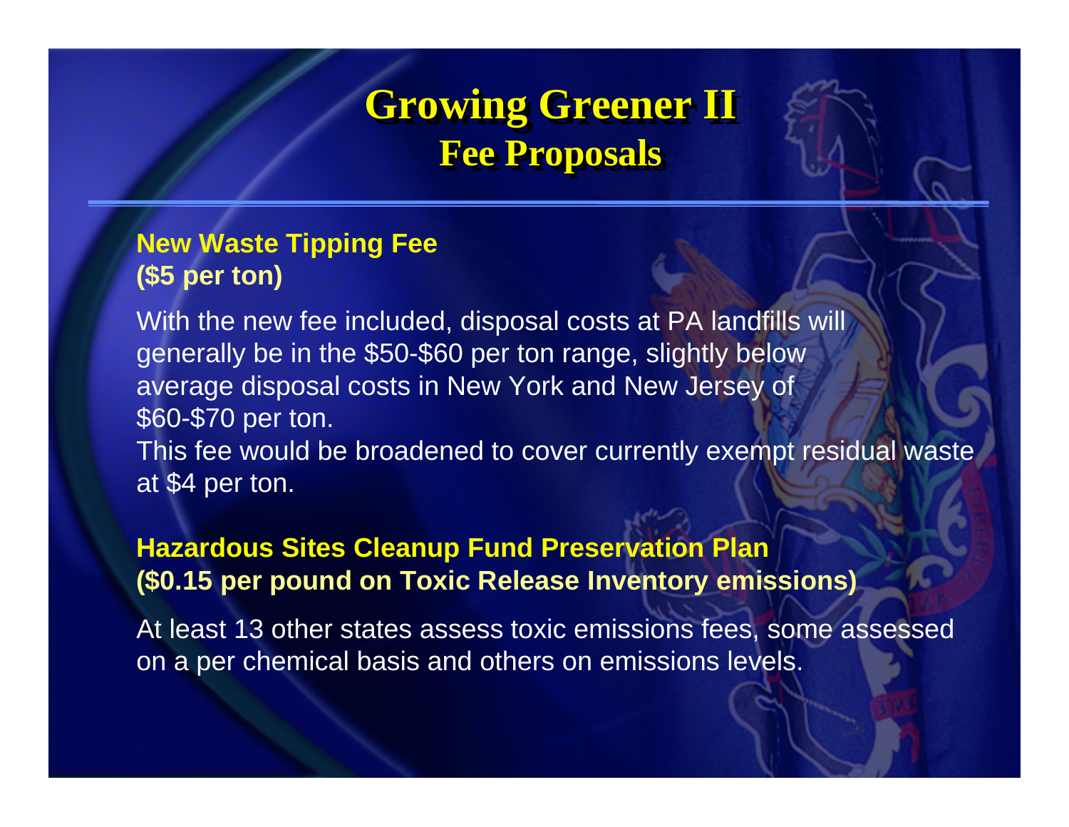# Growing Greener II
## Fee Proposals

**New Waste Tipping Fee**
**($5 per ton)**

With the new fee included, disposal costs at PA landfills will generally be in the $50-$60 per ton range, slightly below average disposal costs in New York and New Jersey of $60-$70 per ton.
This fee would be broadened to cover currently exempt residual waste at $4 per ton.

**Hazardous Sites Cleanup Fund Preservation Plan**
**($0.15 per pound on Toxic Release Inventory emissions)**

At least 13 other states assess toxic emissions fees, some assessed on a per chemical basis and others on emissions levels.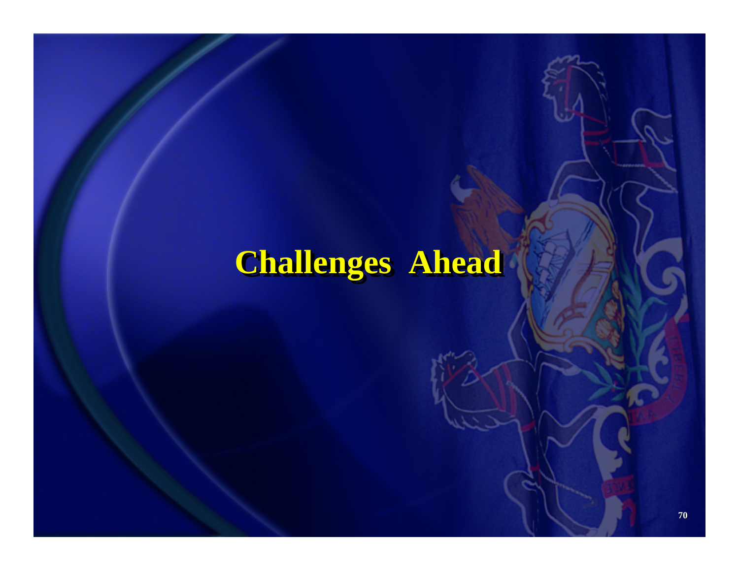# Challenges Ahead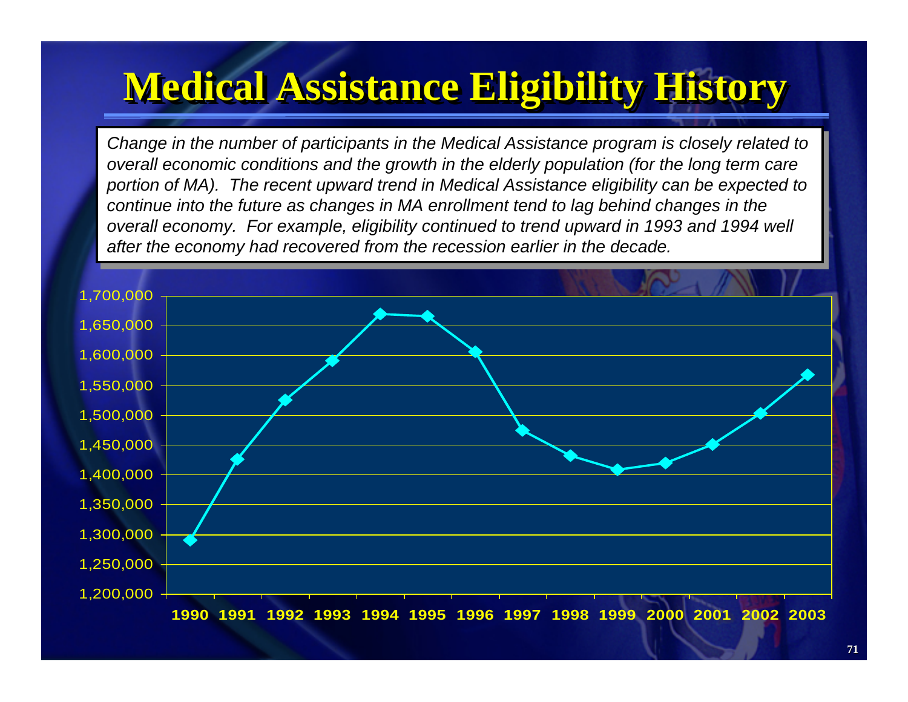# Medical Assistance Eligibility History

*Change in the number of participants in the Medical Assistance program is closely related to overall economic conditions and the growth in the elderly population (for the long term care portion of MA). The recent upward trend in Medical Assistance eligibility can be expected to continue into the future as changes in MA enrollment tend to lag behind changes in the overall economy. For example, eligibility continued to trend upward in 1993 and 1994 well after the economy had recovered from the recession earlier in the decade.*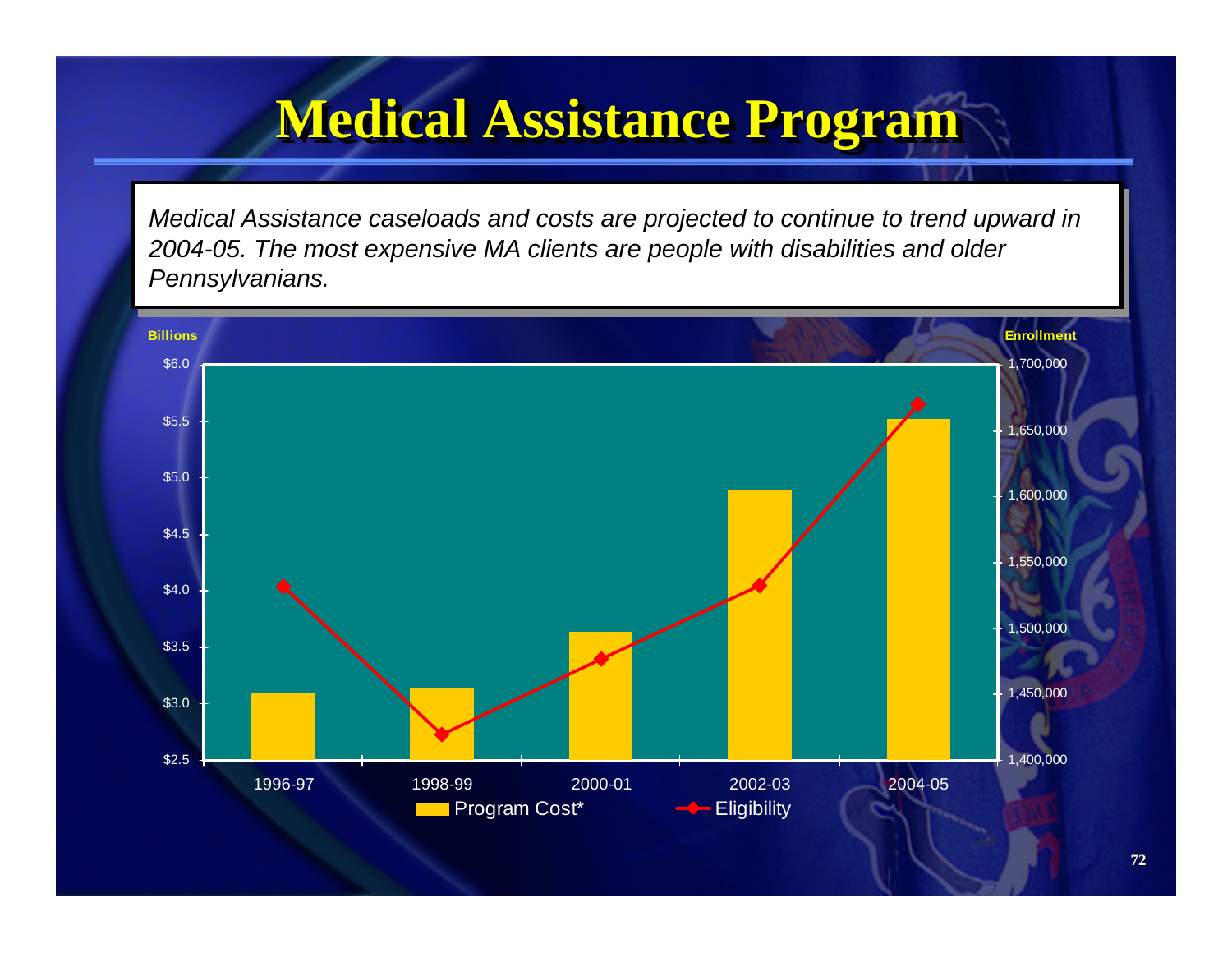# Medical Assistance Program

*Medical Assistance caseloads and costs are projected to continue to trend upward in 2004-05. The most expensive MA clients are people with disabilities and older Pennsylvanians.*

Billions

$6.0
$5.5
$5.0
$4.5
$4.0
$3.5
$3.0
$2.5

Enrollment

1,700,000
1,650,000
1,600,000
1,550,000
1,500,000
1,450,000
1,400,000

1996-97 1998-99 2000-01 2002-03 2004-05

Program Cost* Eligibility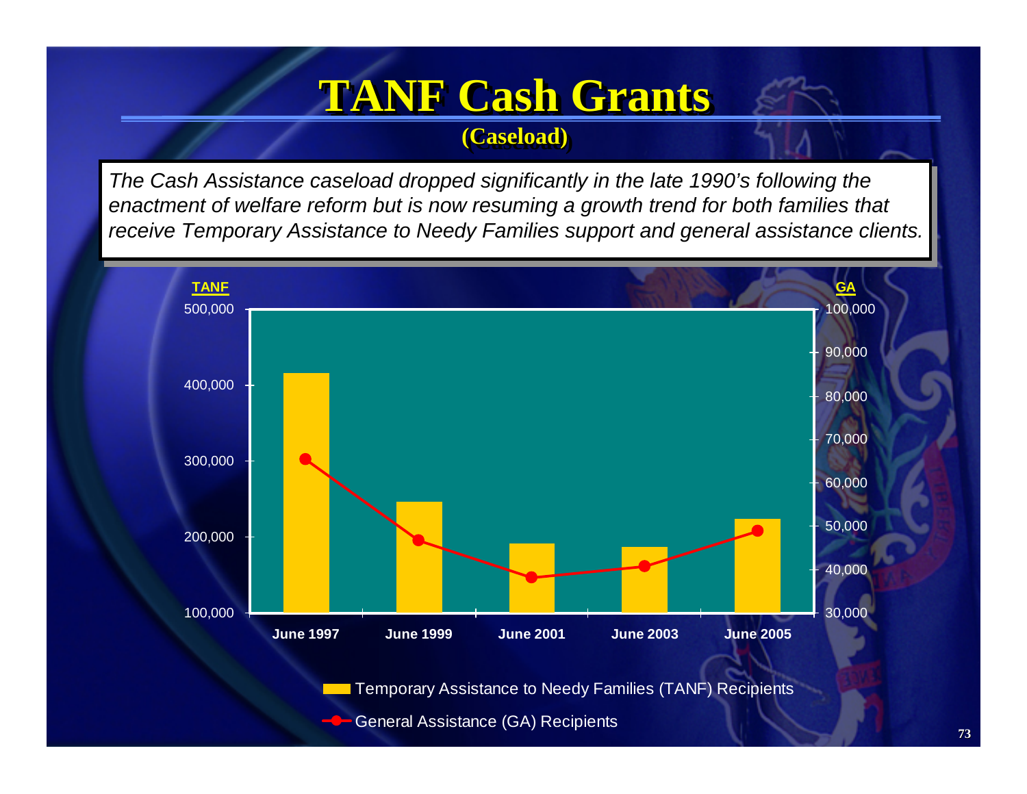# TANF Cash Grants

## (Caseload)

*The Cash Assistance caseload dropped significantly in the late 1990's following the enactment of welfare reform but is now resuming a growth trend for both families that receive Temporary Assistance to Needy Families support and general assistance clients.*

TANF | GA

500,000 | 100,000
400,000 | 90,000 | 80,000
300,000 | 70,000 | 60,000
200,000 | 50,000 | 40,000
100,000 | 30,000

June 1997 | June 1999 | June 2001 | June 2003 | June 2005

Temporary Assistance to Needy Families (TANF) Recipients

General Assistance (GA) Recipients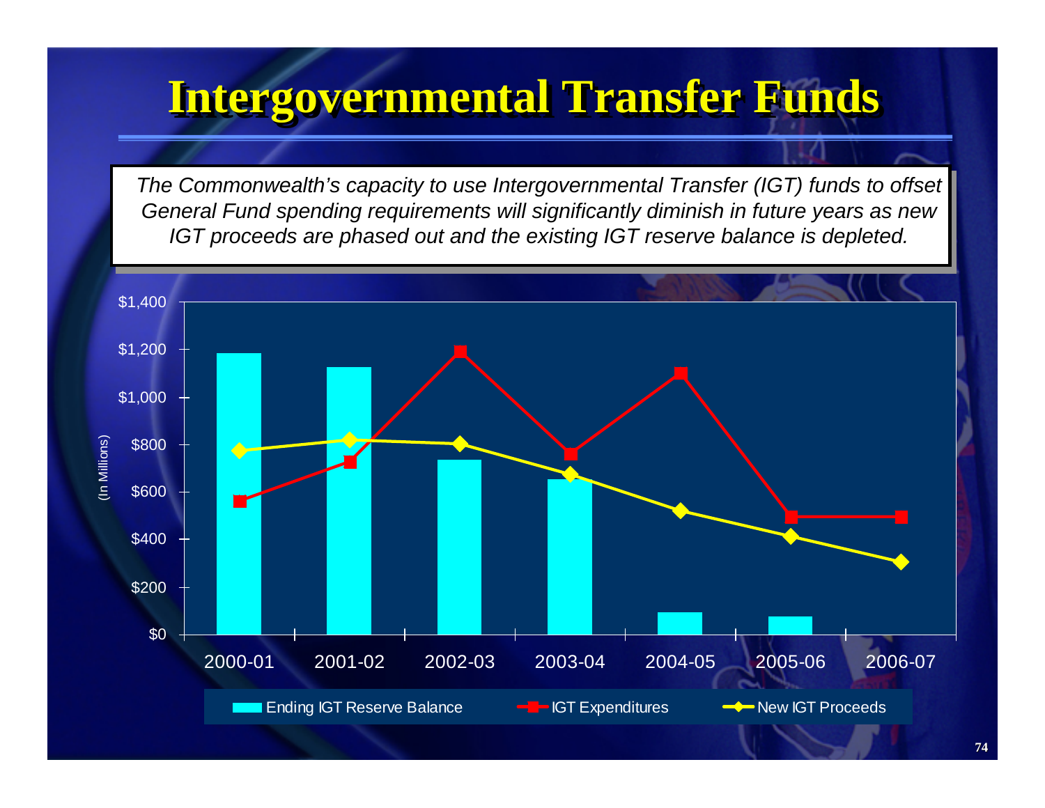# Intergovernmental Transfer Funds

*The Commonwealth's capacity to use Intergovernmental Transfer (IGT) funds to offset General Fund spending requirements will significantly diminish in future years as new IGT proceeds are phased out and the existing IGT reserve balance is depleted.*

(In Millions)

$1,400
$1,200
$1,000
$800
$600
$400
$200
$0

2000-01 2001-02 2002-03 2003-04 2004-05 2005-06 2006-07

Ending IGT Reserve Balance — IGT Expenditures — New IGT Proceeds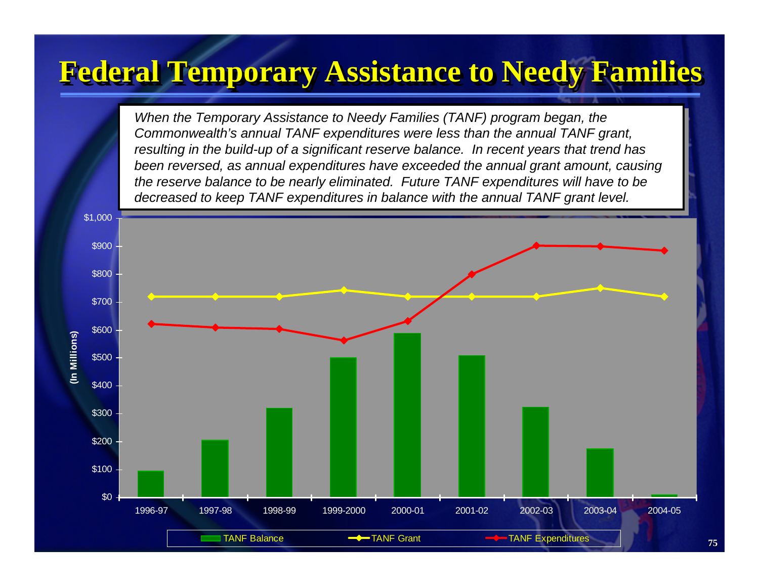# Federal Temporary Assistance to Needy Families

*When the Temporary Assistance to Needy Families (TANF) program began, the Commonwealth's annual TANF expenditures were less than the annual TANF grant, resulting in the build-up of a significant reserve balance. In recent years that trend has been reversed, as annual expenditures have exceeded the annual grant amount, causing the reserve balance to be nearly eliminated. Future TANF expenditures will have to be decreased to keep TANF expenditures in balance with the annual TANF grant level.*

(In Millions)

$1,000
$900
$800
$700
$600
$500
$400
$300
$200
$100
$0

1996-97 1997-98 1998-99 1999-2000 2000-01 2001-02 2002-03 2003-04 2004-05

TANF Balance — TANF Grant — TANF Expenditures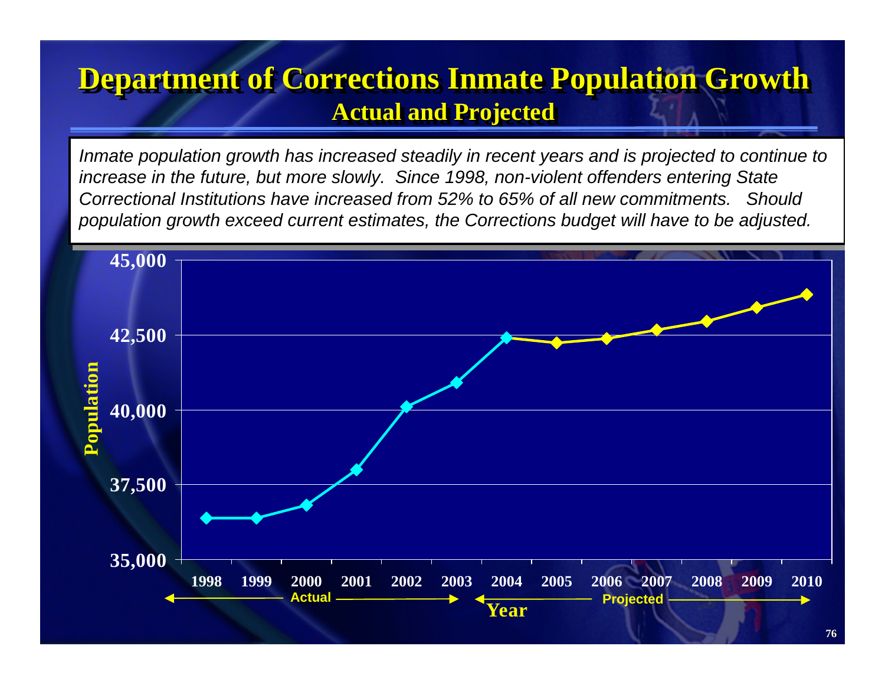# Department of Corrections Inmate Population Growth

## Actual and Projected

*Inmate population growth has increased steadily in recent years and is projected to continue to increase in the future, but more slowly. Since 1998, non-violent offenders entering State Correctional Institutions have increased from 52% to 65% of all new commitments. Should population growth exceed current estimates, the Corrections budget will have to be adjusted.*

Population

45,000
42,500
40,000
37,500
35,000

1998 1999 2000 2001 2002 2003 2004 2005 2006 2007 2008 2009 2010

Actual

Projected

Year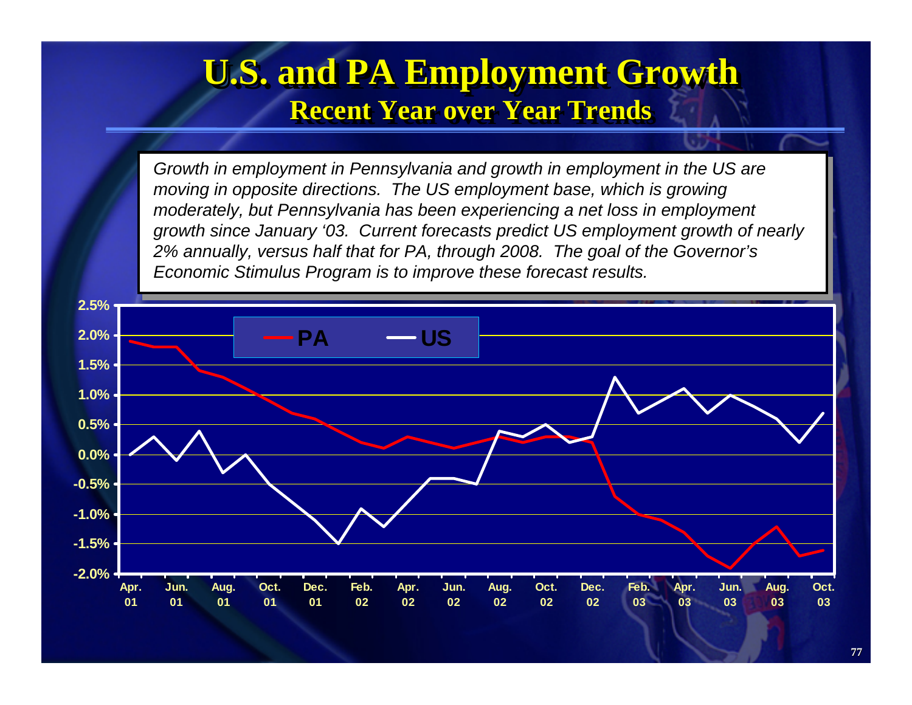# U.S. and PA Employment Growth

## Recent Year over Year Trends

*Growth in employment in Pennsylvania and growth in employment in the US are moving in opposite directions. The US employment base, which is growing moderately, but Pennsylvania has been experiencing a net loss in employment growth since January '03. Current forecasts predict US employment growth of nearly 2% annually, versus half that for PA, through 2008. The goal of the Governor's Economic Stimulus Program is to improve these forecast results.*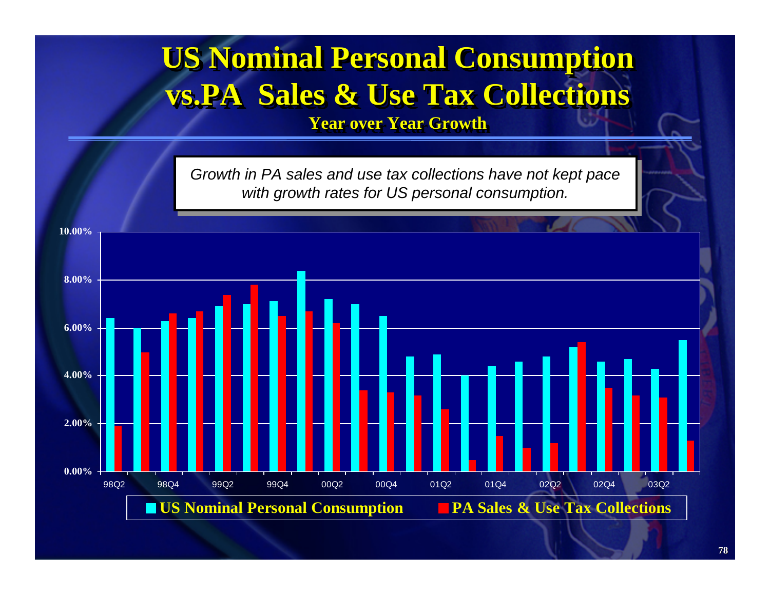# US Nominal Personal Consumption vs. PA Sales & Use Tax Collections

### Year over Year Growth

*Growth in PA sales and use tax collections have not kept pace with growth rates for US personal consumption.*

Legend: US Nominal Personal Consumption; PA Sales & Use Tax Collections

Y-axis: 0.00%, 2.00%, 4.00%, 6.00%, 8.00%, 10.00%

X-axis: 98Q2, 98Q4, 99Q2, 99Q4, 00Q2, 00Q4, 01Q2, 01Q4, 02Q2, 02Q4, 03Q2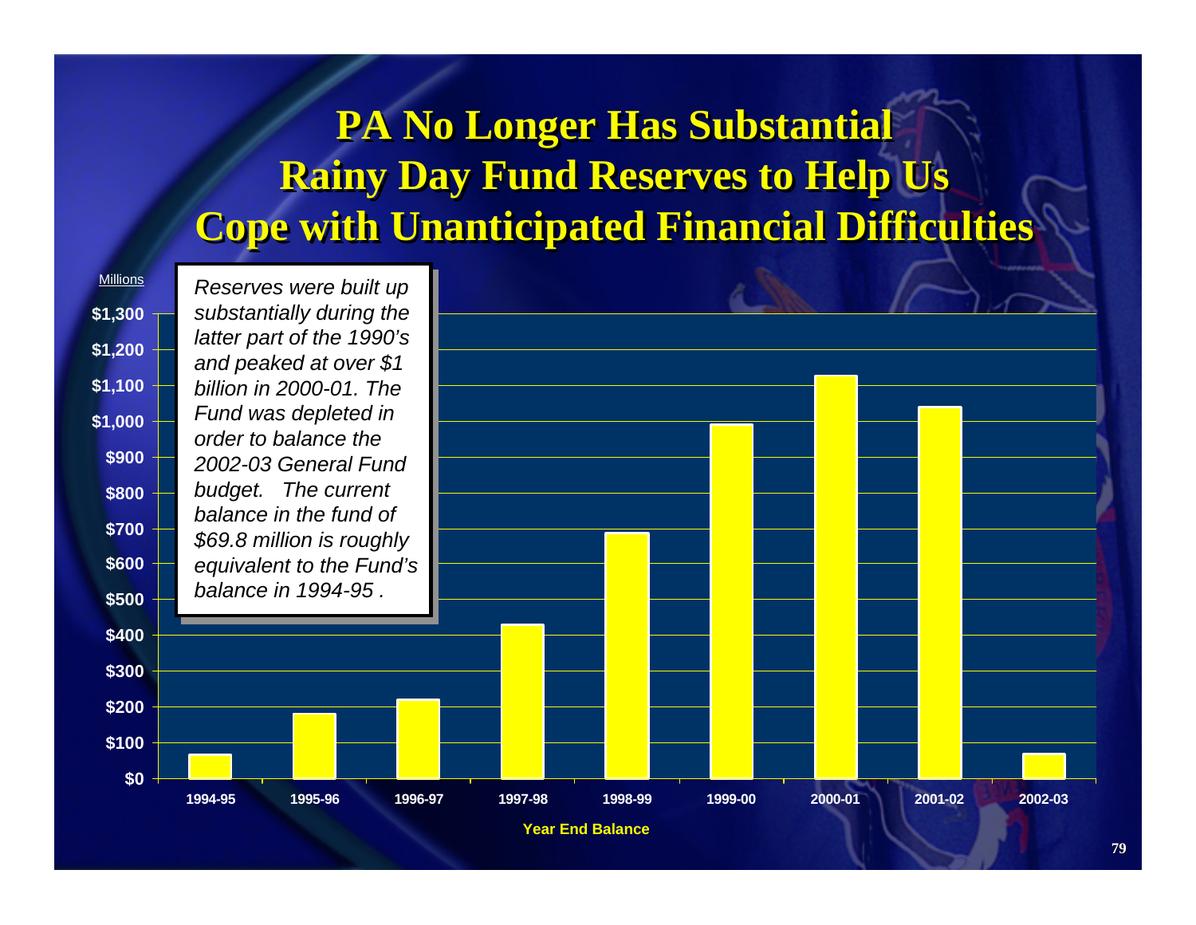# PA No Longer Has Substantial Rainy Day Fund Reserves to Help Us Cope with Unanticipated Financial Difficulties

*Reserves were built up substantially during the latter part of the 1990's and peaked at over $1 billion in 2000-01. The Fund was depleted in order to balance the 2002-03 General Fund budget. The current balance in the fund of $69.8 million is roughly equivalent to the Fund's balance in 1994-95 .*

Millions

| Year End Balance | Approx. Balance (Millions) |
|---|---|
| 1994-95 | ~$70 |
| 1995-96 | ~$180 |
| 1996-97 | ~$220 |
| 1997-98 | ~$430 |
| 1998-99 | ~$690 |
| 1999-00 | ~$990 |
| 2000-01 | ~$1,130 |
| 2001-02 | ~$1,040 |
| 2002-03 | ~$70 |

Year End Balance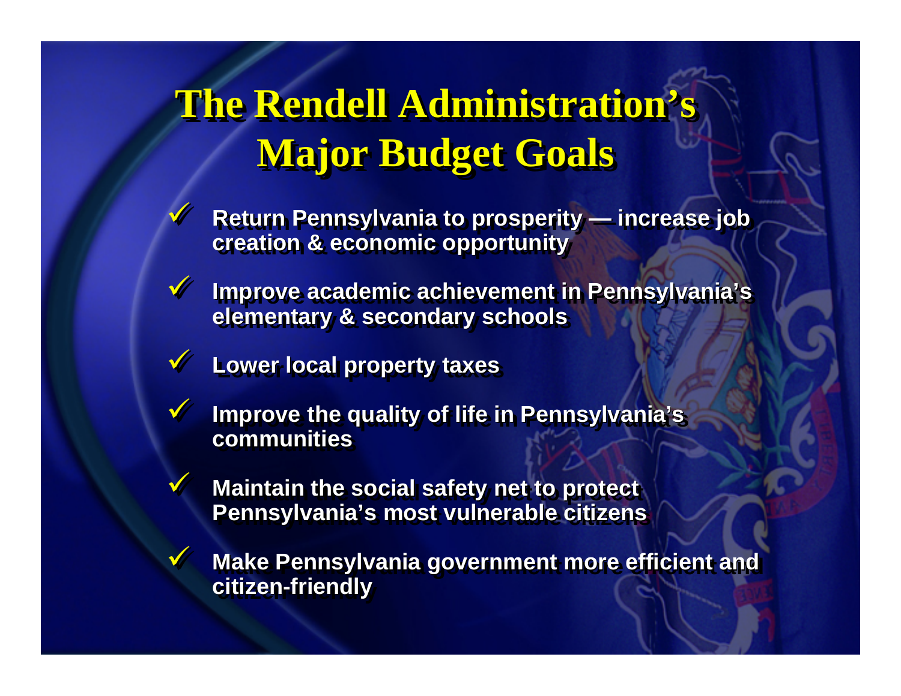# The Rendell Administration's Major Budget Goals

- ✓ Return Pennsylvania to prosperity — increase job creation & economic opportunity
- ✓ Improve academic achievement in Pennsylvania's elementary & secondary schools
- ✓ Lower local property taxes
- ✓ Improve the quality of life in Pennsylvania's communities
- ✓ Maintain the social safety net to protect Pennsylvania's most vulnerable citizens
- ✓ Make Pennsylvania government more efficient and citizen-friendly